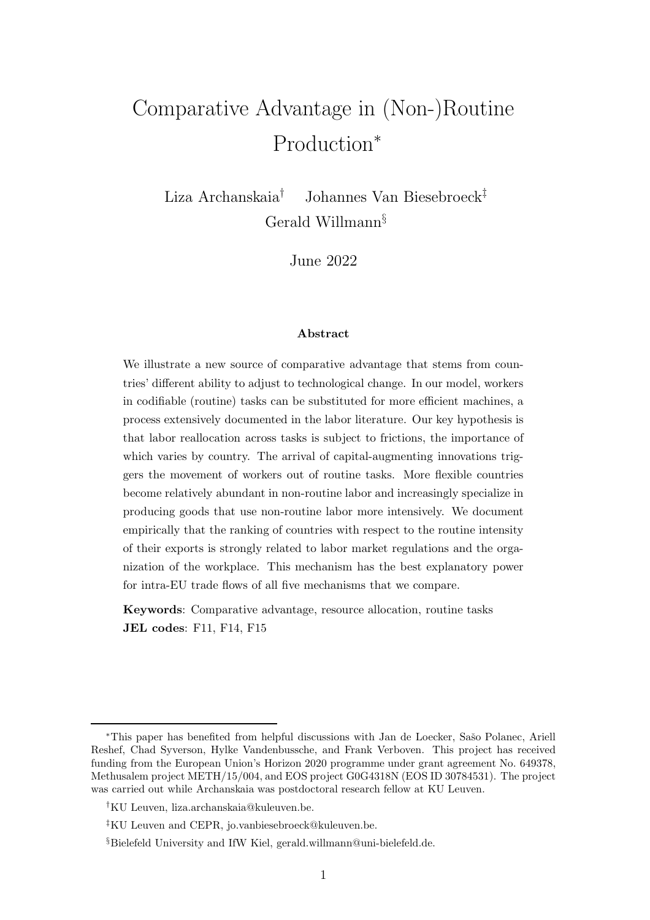# Comparative Advantage in (Non-)Routine Production*

Liza Archanskaia[†] Johannes Van Biesebroeck[‡]
Gerald Willmann[§]

June 2022

## Abstract

We illustrate a new source of comparative advantage that stems from countries' different ability to adjust to technological change. In our model, workers in codifiable (routine) tasks can be substituted for more efficient machines, a process extensively documented in the labor literature. Our key hypothesis is that labor reallocation across tasks is subject to frictions, the importance of which varies by country. The arrival of capital-augmenting innovations triggers the movement of workers out of routine tasks. More flexible countries become relatively abundant in non-routine labor and increasingly specialize in producing goods that use non-routine labor more intensively. We document empirically that the ranking of countries with respect to the routine intensity of their exports is strongly related to labor market regulations and the organization of the workplace. This mechanism has the best explanatory power for intra-EU trade flows of all five mechanisms that we compare.

**Keywords**: Comparative advantage, resource allocation, routine tasks
**JEL codes**: F11, F14, F15

---

*This paper has benefited from helpful discussions with Jan de Loecker, Sašo Polanec, Ariell Reshef, Chad Syverson, Hylke Vandenbussche, and Frank Verboven. This project has received funding from the European Union's Horizon 2020 programme under grant agreement No. 649378, Methusalem project METH/15/004, and EOS project G0G4318N (EOS ID 30784531). The project was carried out while Archanskaia was postdoctoral research fellow at KU Leuven.

[†]KU Leuven, liza.archanskaia@kuleuven.be.

[‡]KU Leuven and CEPR, jo.vanbiesebroeck@kuleuven.be.

[§]Bielefeld University and IfW Kiel, gerald.willmann@uni-bielefeld.de.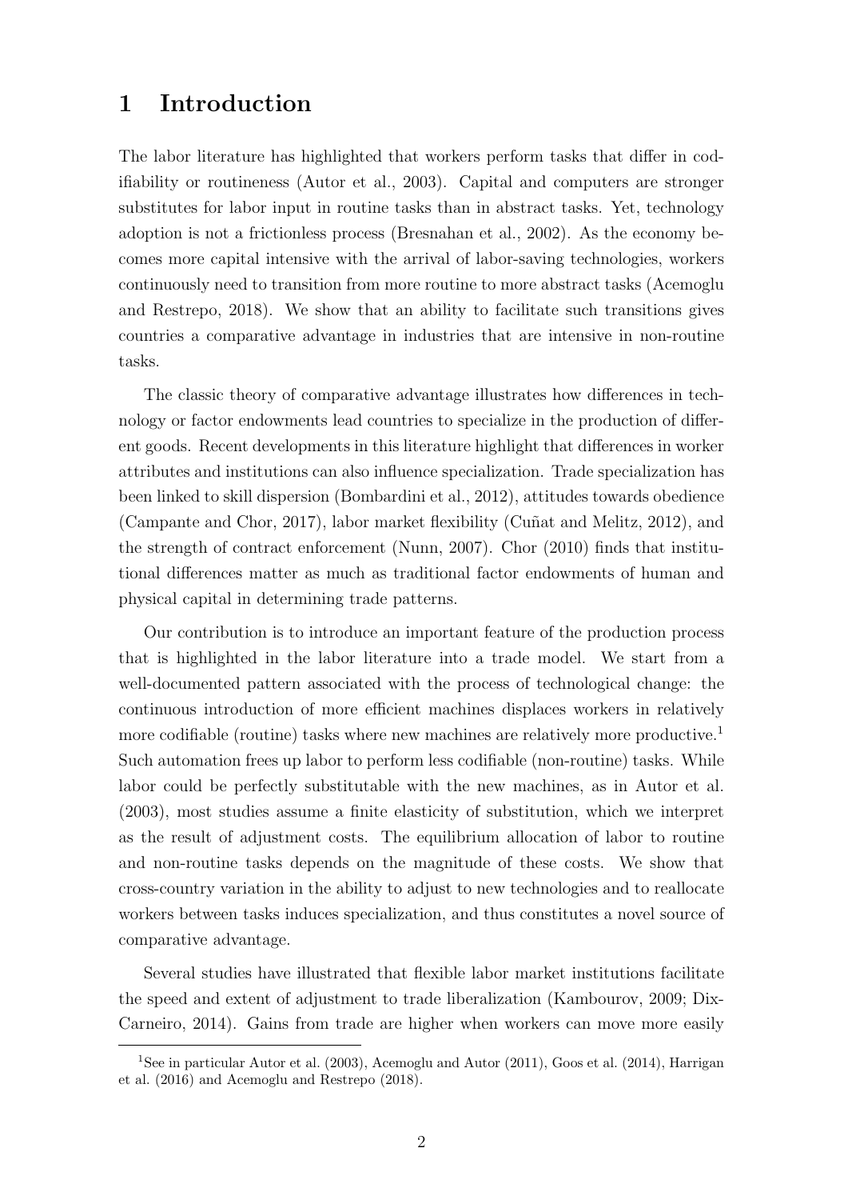# 1 Introduction

The labor literature has highlighted that workers perform tasks that differ in codifiability or routineness (Autor et al., 2003). Capital and computers are stronger substitutes for labor input in routine tasks than in abstract tasks. Yet, technology adoption is not a frictionless process (Bresnahan et al., 2002). As the economy becomes more capital intensive with the arrival of labor-saving technologies, workers continuously need to transition from more routine to more abstract tasks (Acemoglu and Restrepo, 2018). We show that an ability to facilitate such transitions gives countries a comparative advantage in industries that are intensive in non-routine tasks.

The classic theory of comparative advantage illustrates how differences in technology or factor endowments lead countries to specialize in the production of different goods. Recent developments in this literature highlight that differences in worker attributes and institutions can also influence specialization. Trade specialization has been linked to skill dispersion (Bombardini et al., 2012), attitudes towards obedience (Campante and Chor, 2017), labor market flexibility (Cuñat and Melitz, 2012), and the strength of contract enforcement (Nunn, 2007). Chor (2010) finds that institutional differences matter as much as traditional factor endowments of human and physical capital in determining trade patterns.

Our contribution is to introduce an important feature of the production process that is highlighted in the labor literature into a trade model. We start from a well-documented pattern associated with the process of technological change: the continuous introduction of more efficient machines displaces workers in relatively more codifiable (routine) tasks where new machines are relatively more productive.[1] Such automation frees up labor to perform less codifiable (non-routine) tasks. While labor could be perfectly substitutable with the new machines, as in Autor et al. (2003), most studies assume a finite elasticity of substitution, which we interpret as the result of adjustment costs. The equilibrium allocation of labor to routine and non-routine tasks depends on the magnitude of these costs. We show that cross-country variation in the ability to adjust to new technologies and to reallocate workers between tasks induces specialization, and thus constitutes a novel source of comparative advantage.

Several studies have illustrated that flexible labor market institutions facilitate the speed and extent of adjustment to trade liberalization (Kambourov, 2009; Dix-Carneiro, 2014). Gains from trade are higher when workers can move more easily

[1] See in particular Autor et al. (2003), Acemoglu and Autor (2011), Goos et al. (2014), Harrigan et al. (2016) and Acemoglu and Restrepo (2018).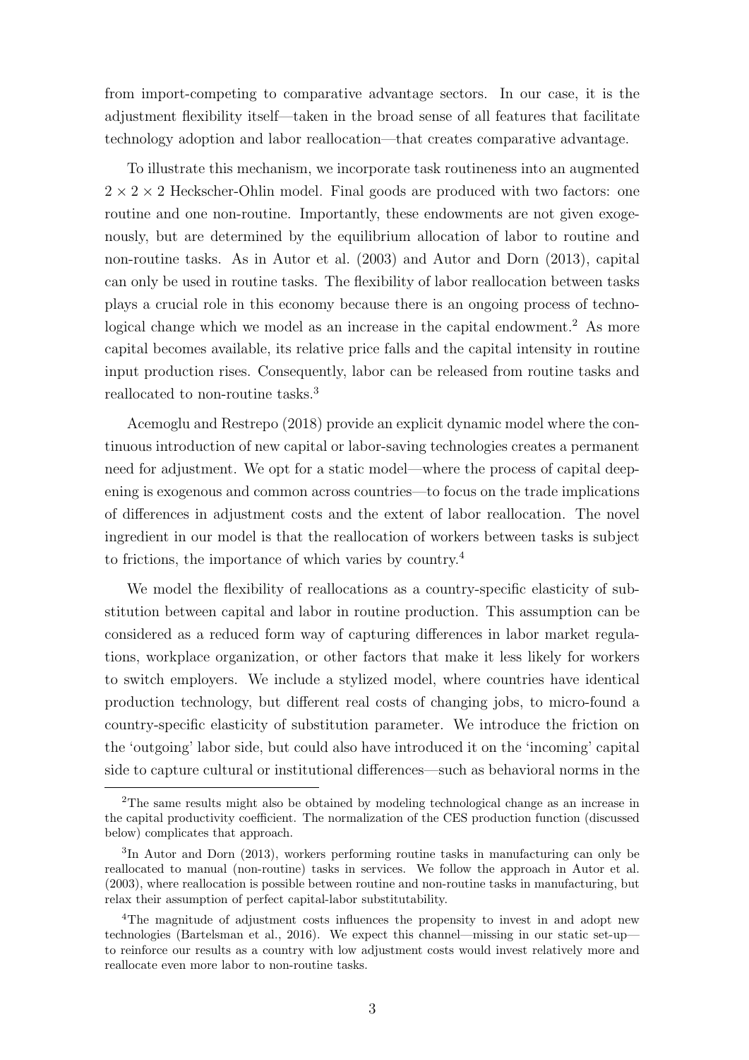from import-competing to comparative advantage sectors. In our case, it is the adjustment flexibility itself—taken in the broad sense of all features that facilitate technology adoption and labor reallocation—that creates comparative advantage.

To illustrate this mechanism, we incorporate task routineness into an augmented $2 \times 2 \times 2$ Heckscher-Ohlin model. Final goods are produced with two factors: one routine and one non-routine. Importantly, these endowments are not given exogenously, but are determined by the equilibrium allocation of labor to routine and non-routine tasks. As in Autor et al. (2003) and Autor and Dorn (2013), capital can only be used in routine tasks. The flexibility of labor reallocation between tasks plays a crucial role in this economy because there is an ongoing process of technological change which we model as an increase in the capital endowment.[2] As more capital becomes available, its relative price falls and the capital intensity in routine input production rises. Consequently, labor can be released from routine tasks and reallocated to non-routine tasks.[3]

Acemoglu and Restrepo (2018) provide an explicit dynamic model where the continuous introduction of new capital or labor-saving technologies creates a permanent need for adjustment. We opt for a static model—where the process of capital deepening is exogenous and common across countries—to focus on the trade implications of differences in adjustment costs and the extent of labor reallocation. The novel ingredient in our model is that the reallocation of workers between tasks is subject to frictions, the importance of which varies by country.[4]

We model the flexibility of reallocations as a country-specific elasticity of substitution between capital and labor in routine production. This assumption can be considered as a reduced form way of capturing differences in labor market regulations, workplace organization, or other factors that make it less likely for workers to switch employers. We include a stylized model, where countries have identical production technology, but different real costs of changing jobs, to micro-found a country-specific elasticity of substitution parameter. We introduce the friction on the 'outgoing' labor side, but could also have introduced it on the 'incoming' capital side to capture cultural or institutional differences—such as behavioral norms in the

[2] The same results might also be obtained by modeling technological change as an increase in the capital productivity coefficient. The normalization of the CES production function (discussed below) complicates that approach.

[3] In Autor and Dorn (2013), workers performing routine tasks in manufacturing can only be reallocated to manual (non-routine) tasks in services. We follow the approach in Autor et al. (2003), where reallocation is possible between routine and non-routine tasks in manufacturing, but relax their assumption of perfect capital-labor substitutability.

[4] The magnitude of adjustment costs influences the propensity to invest in and adopt new technologies (Bartelsman et al., 2016). We expect this channel—missing in our static set-up—to reinforce our results as a country with low adjustment costs would invest relatively more and reallocate even more labor to non-routine tasks.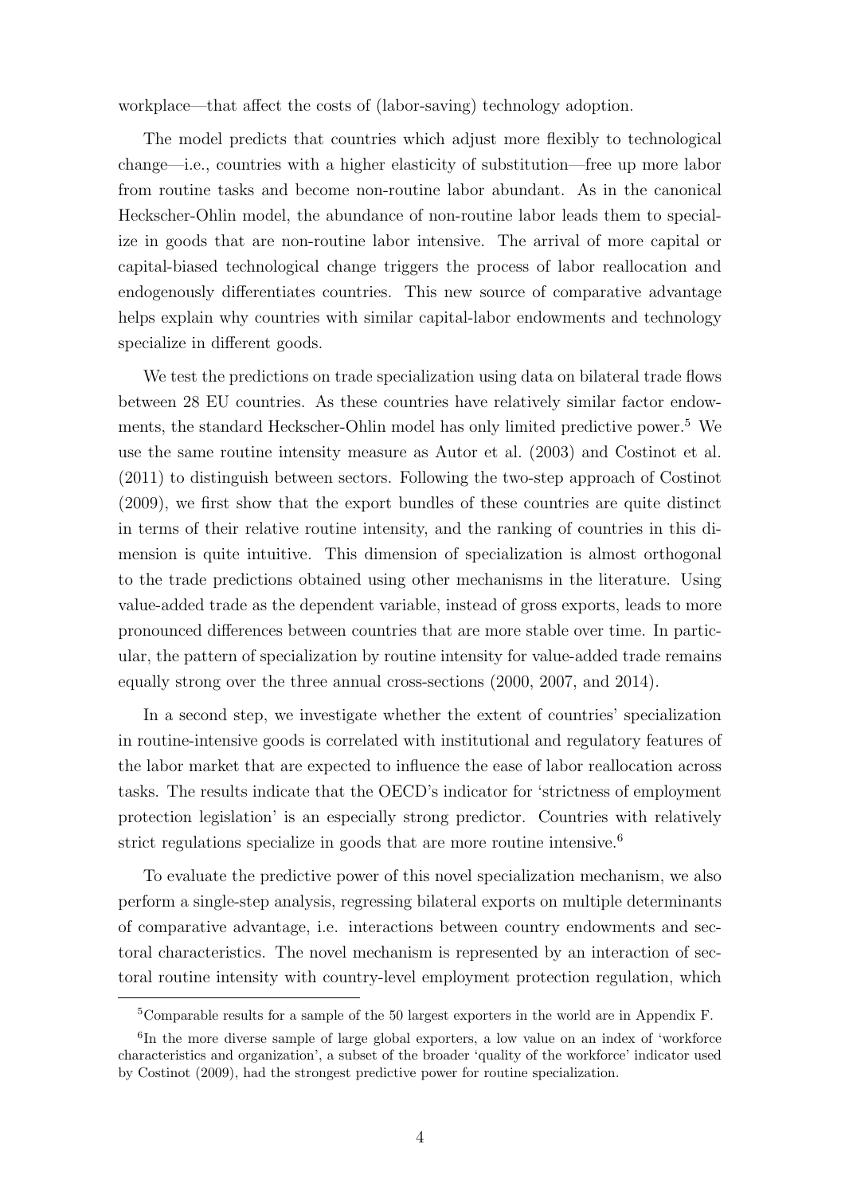workplace—that affect the costs of (labor-saving) technology adoption.

The model predicts that countries which adjust more flexibly to technological change—i.e., countries with a higher elasticity of substitution—free up more labor from routine tasks and become non-routine labor abundant. As in the canonical Heckscher-Ohlin model, the abundance of non-routine labor leads them to specialize in goods that are non-routine labor intensive. The arrival of more capital or capital-biased technological change triggers the process of labor reallocation and endogenously differentiates countries. This new source of comparative advantage helps explain why countries with similar capital-labor endowments and technology specialize in different goods.

We test the predictions on trade specialization using data on bilateral trade flows between 28 EU countries. As these countries have relatively similar factor endowments, the standard Heckscher-Ohlin model has only limited predictive power.[5] We use the same routine intensity measure as Autor et al. (2003) and Costinot et al. (2011) to distinguish between sectors. Following the two-step approach of Costinot (2009), we first show that the export bundles of these countries are quite distinct in terms of their relative routine intensity, and the ranking of countries in this dimension is quite intuitive. This dimension of specialization is almost orthogonal to the trade predictions obtained using other mechanisms in the literature. Using value-added trade as the dependent variable, instead of gross exports, leads to more pronounced differences between countries that are more stable over time. In particular, the pattern of specialization by routine intensity for value-added trade remains equally strong over the three annual cross-sections (2000, 2007, and 2014).

In a second step, we investigate whether the extent of countries' specialization in routine-intensive goods is correlated with institutional and regulatory features of the labor market that are expected to influence the ease of labor reallocation across tasks. The results indicate that the OECD's indicator for 'strictness of employment protection legislation' is an especially strong predictor. Countries with relatively strict regulations specialize in goods that are more routine intensive.[6]

To evaluate the predictive power of this novel specialization mechanism, we also perform a single-step analysis, regressing bilateral exports on multiple determinants of comparative advantage, i.e. interactions between country endowments and sectoral characteristics. The novel mechanism is represented by an interaction of sectoral routine intensity with country-level employment protection regulation, which

[5] Comparable results for a sample of the 50 largest exporters in the world are in Appendix F.

[6] In the more diverse sample of large global exporters, a low value on an index of 'workforce characteristics and organization', a subset of the broader 'quality of the workforce' indicator used by Costinot (2009), had the strongest predictive power for routine specialization.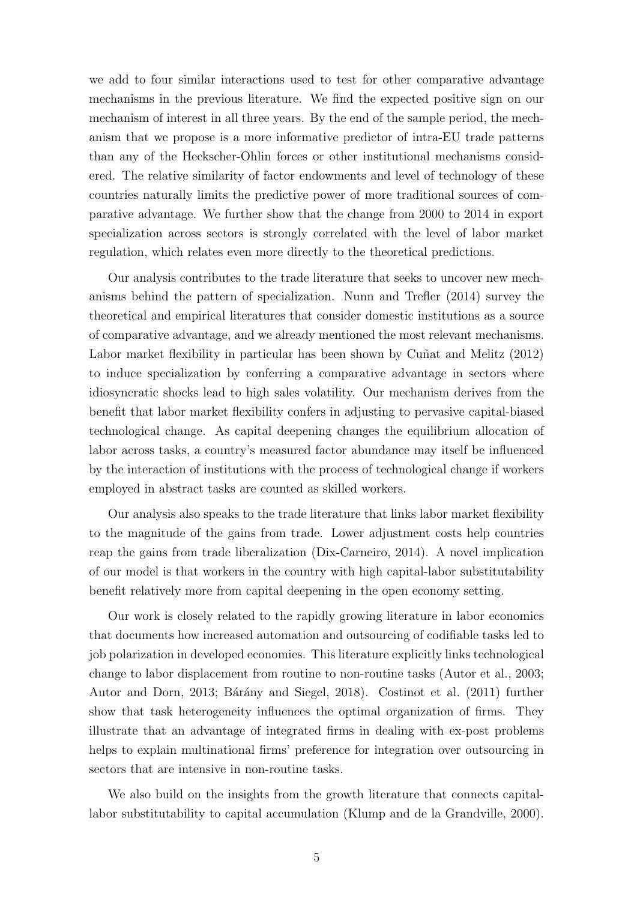we add to four similar interactions used to test for other comparative advantage mechanisms in the previous literature. We find the expected positive sign on our mechanism of interest in all three years. By the end of the sample period, the mechanism that we propose is a more informative predictor of intra-EU trade patterns than any of the Heckscher-Ohlin forces or other institutional mechanisms considered. The relative similarity of factor endowments and level of technology of these countries naturally limits the predictive power of more traditional sources of comparative advantage. We further show that the change from 2000 to 2014 in export specialization across sectors is strongly correlated with the level of labor market regulation, which relates even more directly to the theoretical predictions.

Our analysis contributes to the trade literature that seeks to uncover new mechanisms behind the pattern of specialization. Nunn and Trefler (2014) survey the theoretical and empirical literatures that consider domestic institutions as a source of comparative advantage, and we already mentioned the most relevant mechanisms. Labor market flexibility in particular has been shown by Cuñat and Melitz (2012) to induce specialization by conferring a comparative advantage in sectors where idiosyncratic shocks lead to high sales volatility. Our mechanism derives from the benefit that labor market flexibility confers in adjusting to pervasive capital-biased technological change. As capital deepening changes the equilibrium allocation of labor across tasks, a country's measured factor abundance may itself be influenced by the interaction of institutions with the process of technological change if workers employed in abstract tasks are counted as skilled workers.

Our analysis also speaks to the trade literature that links labor market flexibility to the magnitude of the gains from trade. Lower adjustment costs help countries reap the gains from trade liberalization (Dix-Carneiro, 2014). A novel implication of our model is that workers in the country with high capital-labor substitutability benefit relatively more from capital deepening in the open economy setting.

Our work is closely related to the rapidly growing literature in labor economics that documents how increased automation and outsourcing of codifiable tasks led to job polarization in developed economies. This literature explicitly links technological change to labor displacement from routine to non-routine tasks (Autor et al., 2003; Autor and Dorn, 2013; Bárány and Siegel, 2018). Costinot et al. (2011) further show that task heterogeneity influences the optimal organization of firms. They illustrate that an advantage of integrated firms in dealing with ex-post problems helps to explain multinational firms' preference for integration over outsourcing in sectors that are intensive in non-routine tasks.

We also build on the insights from the growth literature that connects capital-labor substitutability to capital accumulation (Klump and de la Grandville, 2000).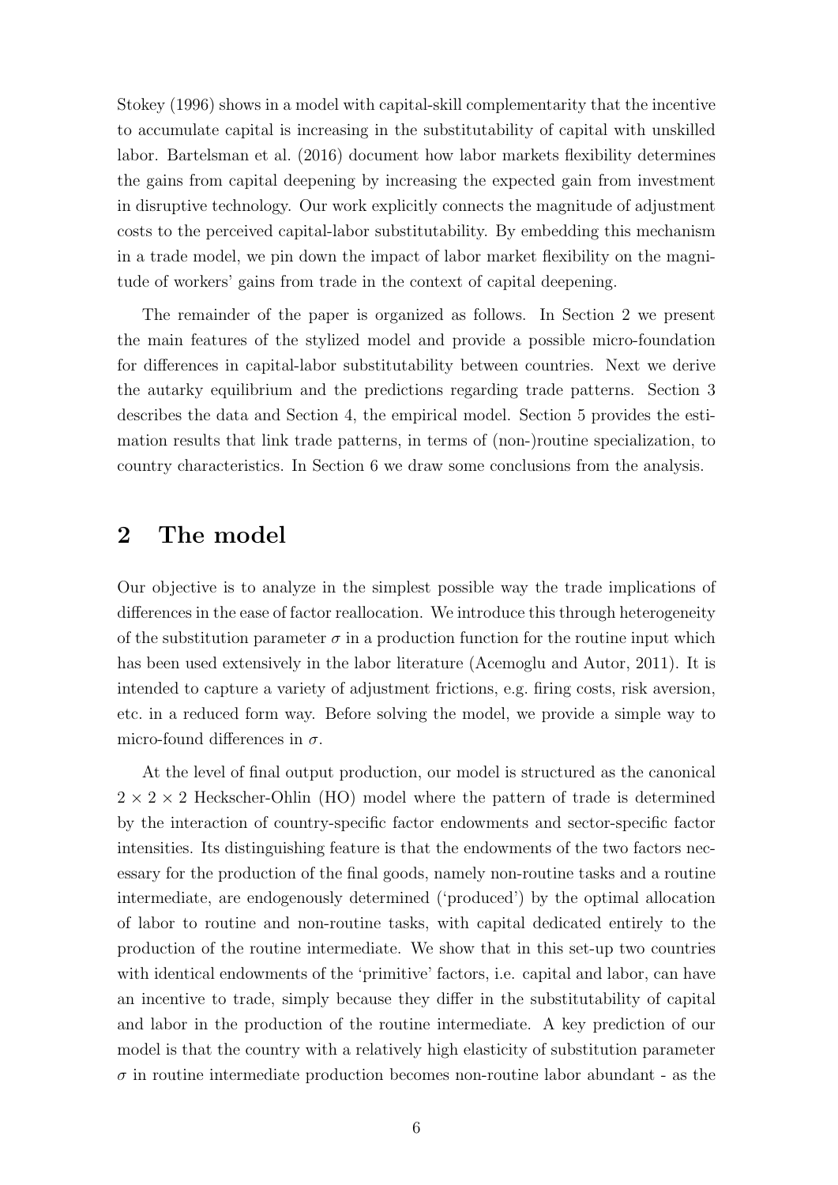Stokey (1996) shows in a model with capital-skill complementarity that the incentive to accumulate capital is increasing in the substitutability of capital with unskilled labor. Bartelsman et al. (2016) document how labor markets flexibility determines the gains from capital deepening by increasing the expected gain from investment in disruptive technology. Our work explicitly connects the magnitude of adjustment costs to the perceived capital-labor substitutability. By embedding this mechanism in a trade model, we pin down the impact of labor market flexibility on the magnitude of workers' gains from trade in the context of capital deepening.

The remainder of the paper is organized as follows. In Section 2 we present the main features of the stylized model and provide a possible micro-foundation for differences in capital-labor substitutability between countries. Next we derive the autarky equilibrium and the predictions regarding trade patterns. Section 3 describes the data and Section 4, the empirical model. Section 5 provides the estimation results that link trade patterns, in terms of (non-)routine specialization, to country characteristics. In Section 6 we draw some conclusions from the analysis.

## 2 The model

Our objective is to analyze in the simplest possible way the trade implications of differences in the ease of factor reallocation. We introduce this through heterogeneity of the substitution parameter $\sigma$ in a production function for the routine input which has been used extensively in the labor literature (Acemoglu and Autor, 2011). It is intended to capture a variety of adjustment frictions, e.g. firing costs, risk aversion, etc. in a reduced form way. Before solving the model, we provide a simple way to micro-found differences in $\sigma$.

At the level of final output production, our model is structured as the canonical $2 \times 2 \times 2$ Heckscher-Ohlin (HO) model where the pattern of trade is determined by the interaction of country-specific factor endowments and sector-specific factor intensities. Its distinguishing feature is that the endowments of the two factors necessary for the production of the final goods, namely non-routine tasks and a routine intermediate, are endogenously determined ('produced') by the optimal allocation of labor to routine and non-routine tasks, with capital dedicated entirely to the production of the routine intermediate. We show that in this set-up two countries with identical endowments of the 'primitive' factors, i.e. capital and labor, can have an incentive to trade, simply because they differ in the substitutability of capital and labor in the production of the routine intermediate. A key prediction of our model is that the country with a relatively high elasticity of substitution parameter $\sigma$ in routine intermediate production becomes non-routine labor abundant - as the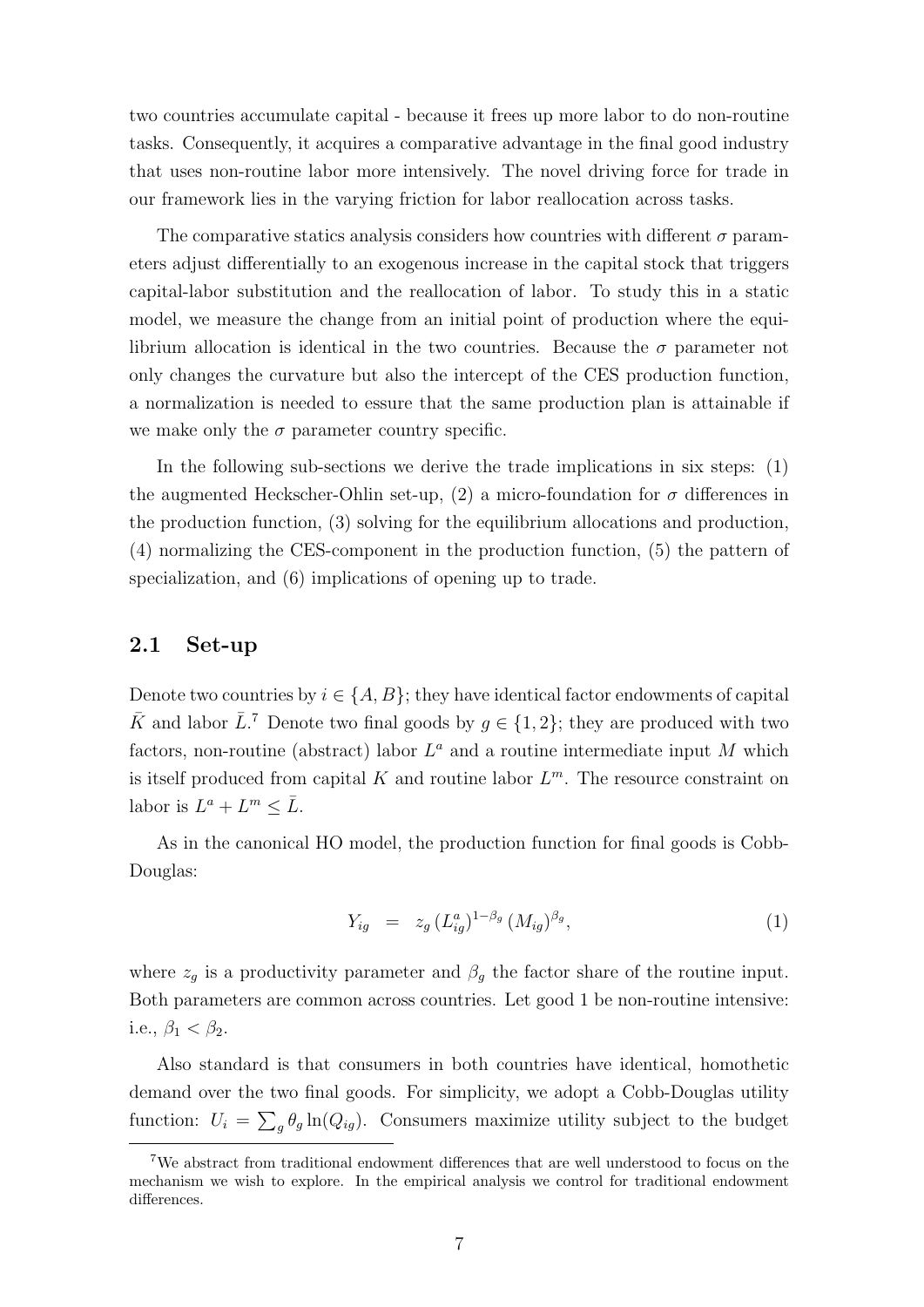two countries accumulate capital - because it frees up more labor to do non-routine tasks. Consequently, it acquires a comparative advantage in the final good industry that uses non-routine labor more intensively. The novel driving force for trade in our framework lies in the varying friction for labor reallocation across tasks.

The comparative statics analysis considers how countries with different $\sigma$ parameters adjust differentially to an exogenous increase in the capital stock that triggers capital-labor substitution and the reallocation of labor. To study this in a static model, we measure the change from an initial point of production where the equilibrium allocation is identical in the two countries. Because the $\sigma$ parameter not only changes the curvature but also the intercept of the CES production function, a normalization is needed to essure that the same production plan is attainable if we make only the $\sigma$ parameter country specific.

In the following sub-sections we derive the trade implications in six steps: (1) the augmented Heckscher-Ohlin set-up, (2) a micro-foundation for $\sigma$ differences in the production function, (3) solving for the equilibrium allocations and production, (4) normalizing the CES-component in the production function, (5) the pattern of specialization, and (6) implications of opening up to trade.

## 2.1 Set-up

Denote two countries by $i \in \{A, B\}$; they have identical factor endowments of capital $\bar{K}$ and labor $\bar{L}$.[7] Denote two final goods by $g \in \{1, 2\}$; they are produced with two factors, non-routine (abstract) labor $L^a$ and a routine intermediate input $M$ which is itself produced from capital $K$ and routine labor $L^m$. The resource constraint on labor is $L^a + L^m \leq \bar{L}$.

As in the canonical HO model, the production function for final goods is Cobb-Douglas:

$$Y_{ig} \quad = \quad z_g \, (L_{ig}^a)^{1-\beta_g} \, (M_{ig})^{\beta_g}, \tag{1}$$

where $z_g$ is a productivity parameter and $\beta_g$ the factor share of the routine input. Both parameters are common across countries. Let good 1 be non-routine intensive: i.e., $\beta_1 < \beta_2$.

Also standard is that consumers in both countries have identical, homothetic demand over the two final goods. For simplicity, we adopt a Cobb-Douglas utility function: $U_i = \sum_g \theta_g \ln(Q_{ig})$. Consumers maximize utility subject to the budget

[7] We abstract from traditional endowment differences that are well understood to focus on the mechanism we wish to explore. In the empirical analysis we control for traditional endowment differences.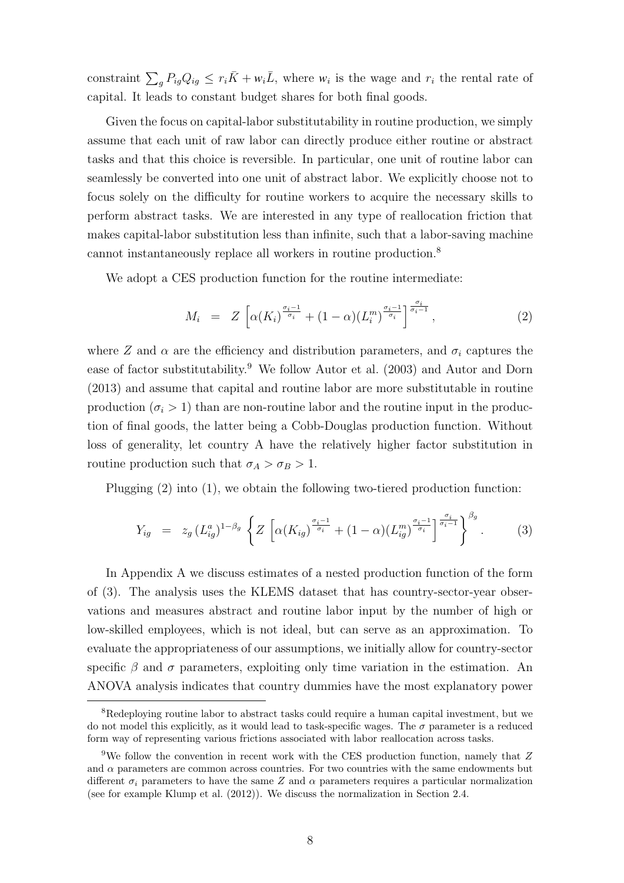constraint $\sum_g P_{ig}Q_{ig} \leq r_i\bar{K} + w_i\bar{L}$, where $w_i$ is the wage and $r_i$ the rental rate of capital. It leads to constant budget shares for both final goods.

Given the focus on capital-labor substitutability in routine production, we simply assume that each unit of raw labor can directly produce either routine or abstract tasks and that this choice is reversible. In particular, one unit of routine labor can seamlessly be converted into one unit of abstract labor. We explicitly choose not to focus solely on the difficulty for routine workers to acquire the necessary skills to perform abstract tasks. We are interested in any type of reallocation friction that makes capital-labor substitution less than infinite, such that a labor-saving machine cannot instantaneously replace all workers in routine production.[8]

We adopt a CES production function for the routine intermediate:

$$M_i \;=\; Z\left[\alpha(K_i)^{\frac{\sigma_i-1}{\sigma_i}} + (1-\alpha)(L_i^m)^{\frac{\sigma_i-1}{\sigma_i}}\right]^{\frac{\sigma_i}{\sigma_i-1}}, \tag{2}$$

where $Z$ and $\alpha$ are the efficiency and distribution parameters, and $\sigma_i$ captures the ease of factor substitutability.[9] We follow Autor et al. (2003) and Autor and Dorn (2013) and assume that capital and routine labor are more substitutable in routine production ($\sigma_i > 1$) than are non-routine labor and the routine input in the production of final goods, the latter being a Cobb-Douglas production function. Without loss of generality, let country A have the relatively higher factor substitution in routine production such that $\sigma_A > \sigma_B > 1$.

Plugging (2) into (1), we obtain the following two-tiered production function:

$$Y_{ig} \;=\; z_g\,(L_{ig}^a)^{1-\beta_g}\left\{Z\left[\alpha(K_{ig})^{\frac{\sigma_i-1}{\sigma_i}} + (1-\alpha)(L_{ig}^m)^{\frac{\sigma_i-1}{\sigma_i}}\right]^{\frac{\sigma_i}{\sigma_i-1}}\right\}^{\beta_g}. \tag{3}$$

In Appendix A we discuss estimates of a nested production function of the form of (3). The analysis uses the KLEMS dataset that has country-sector-year observations and measures abstract and routine labor input by the number of high or low-skilled employees, which is not ideal, but can serve as an approximation. To evaluate the appropriateness of our assumptions, we initially allow for country-sector specific $\beta$ and $\sigma$ parameters, exploiting only time variation in the estimation. An ANOVA analysis indicates that country dummies have the most explanatory power

---

[8] Redeploying routine labor to abstract tasks could require a human capital investment, but we do not model this explicitly, as it would lead to task-specific wages. The $\sigma$ parameter is a reduced form way of representing various frictions associated with labor reallocation across tasks.

[9] We follow the convention in recent work with the CES production function, namely that $Z$ and $\alpha$ parameters are common across countries. For two countries with the same endowments but different $\sigma_i$ parameters to have the same $Z$ and $\alpha$ parameters requires a particular normalization (see for example Klump et al. (2012)). We discuss the normalization in Section 2.4.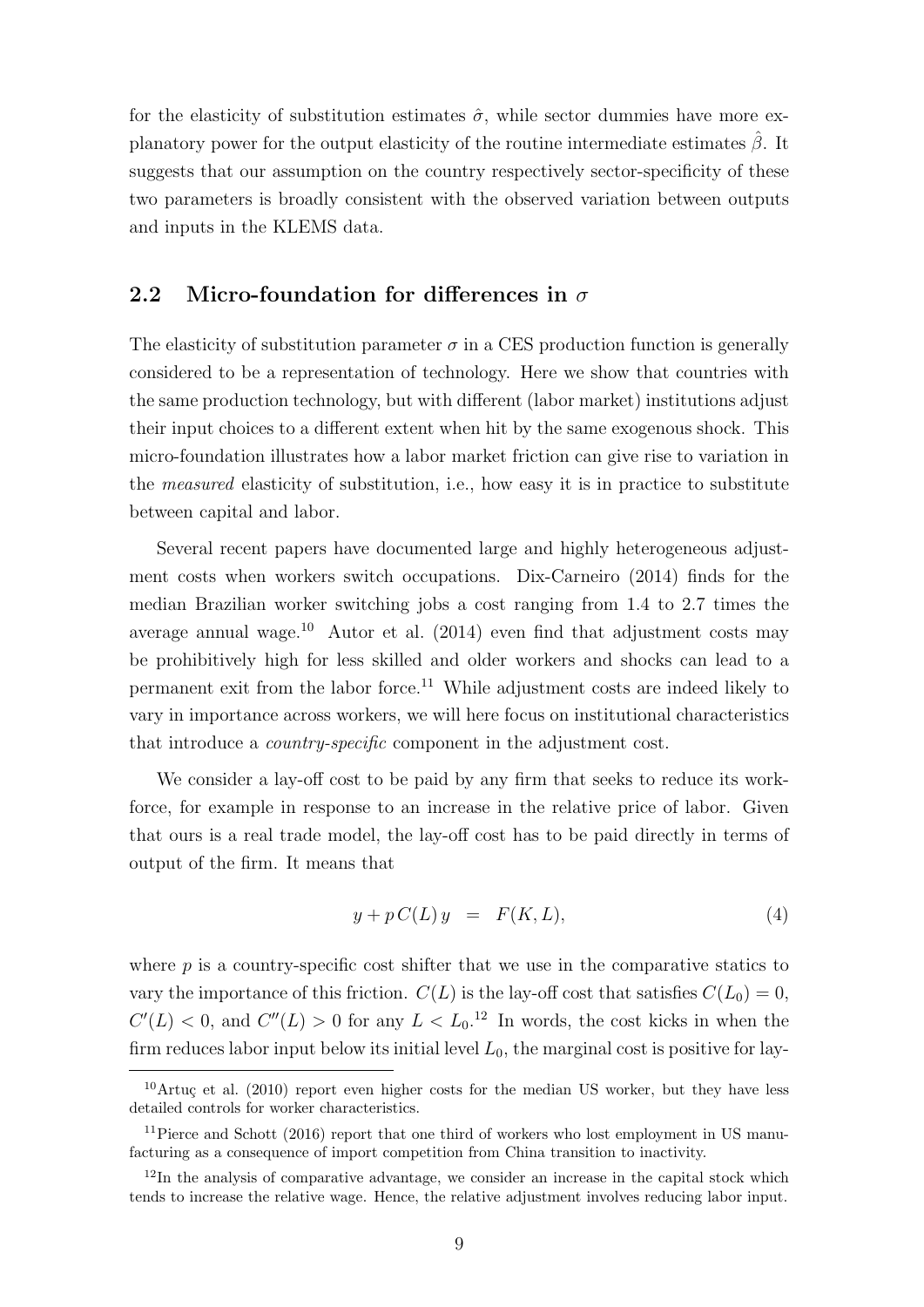for the elasticity of substitution estimates $\hat{\sigma}$, while sector dummies have more explanatory power for the output elasticity of the routine intermediate estimates $\hat{\beta}$. It suggests that our assumption on the country respectively sector-specificity of these two parameters is broadly consistent with the observed variation between outputs and inputs in the KLEMS data.

## 2.2 Micro-foundation for differences in $\sigma$

The elasticity of substitution parameter $\sigma$ in a CES production function is generally considered to be a representation of technology. Here we show that countries with the same production technology, but with different (labor market) institutions adjust their input choices to a different extent when hit by the same exogenous shock. This micro-foundation illustrates how a labor market friction can give rise to variation in the *measured* elasticity of substitution, i.e., how easy it is in practice to substitute between capital and labor.

Several recent papers have documented large and highly heterogeneous adjustment costs when workers switch occupations. Dix-Carneiro (2014) finds for the median Brazilian worker switching jobs a cost ranging from 1.4 to 2.7 times the average annual wage.[10] Autor et al. (2014) even find that adjustment costs may be prohibitively high for less skilled and older workers and shocks can lead to a permanent exit from the labor force.[11] While adjustment costs are indeed likely to vary in importance across workers, we will here focus on institutional characteristics that introduce a *country-specific* component in the adjustment cost.

We consider a lay-off cost to be paid by any firm that seeks to reduce its workforce, for example in response to an increase in the relative price of labor. Given that ours is a real trade model, the lay-off cost has to be paid directly in terms of output of the firm. It means that

$$y + p\,C(L)\,y \;\;=\;\; F(K, L), \tag{4}$$

where $p$ is a country-specific cost shifter that we use in the comparative statics to vary the importance of this friction. $C(L)$ is the lay-off cost that satisfies $C(L_0) = 0$, $C'(L) < 0$, and $C''(L) > 0$ for any $L < L_0$.[12] In words, the cost kicks in when the firm reduces labor input below its initial level $L_0$, the marginal cost is positive for lay-

[10] Artuç et al. (2010) report even higher costs for the median US worker, but they have less detailed controls for worker characteristics.

[11] Pierce and Schott (2016) report that one third of workers who lost employment in US manufacturing as a consequence of import competition from China transition to inactivity.

[12] In the analysis of comparative advantage, we consider an increase in the capital stock which tends to increase the relative wage. Hence, the relative adjustment involves reducing labor input.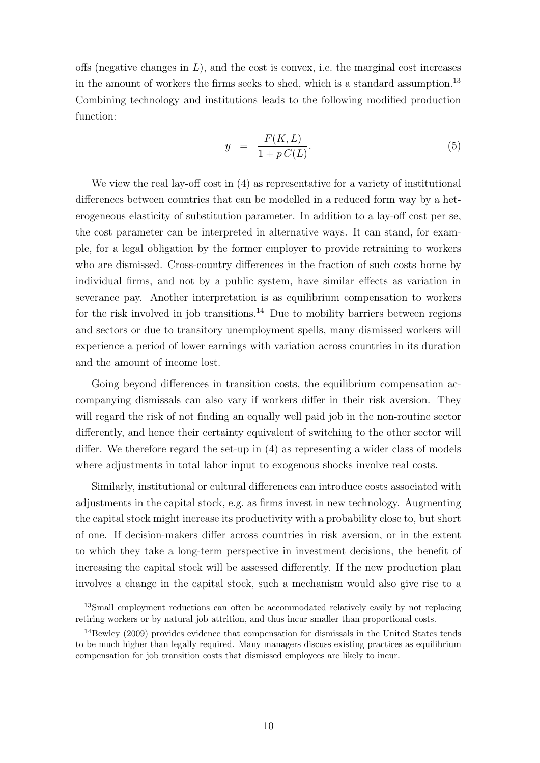offs (negative changes in $L$), and the cost is convex, i.e. the marginal cost increases in the amount of workers the firms seeks to shed, which is a standard assumption.[13] Combining technology and institutions leads to the following modified production function:

$$y \;=\; \frac{F(K,L)}{1+p\,C(L)}. \tag{5}$$

We view the real lay-off cost in (4) as representative for a variety of institutional differences between countries that can be modelled in a reduced form way by a heterogeneous elasticity of substitution parameter. In addition to a lay-off cost per se, the cost parameter can be interpreted in alternative ways. It can stand, for example, for a legal obligation by the former employer to provide retraining to workers who are dismissed. Cross-country differences in the fraction of such costs borne by individual firms, and not by a public system, have similar effects as variation in severance pay. Another interpretation is as equilibrium compensation to workers for the risk involved in job transitions.[14] Due to mobility barriers between regions and sectors or due to transitory unemployment spells, many dismissed workers will experience a period of lower earnings with variation across countries in its duration and the amount of income lost.

Going beyond differences in transition costs, the equilibrium compensation accompanying dismissals can also vary if workers differ in their risk aversion. They will regard the risk of not finding an equally well paid job in the non-routine sector differently, and hence their certainty equivalent of switching to the other sector will differ. We therefore regard the set-up in (4) as representing a wider class of models where adjustments in total labor input to exogenous shocks involve real costs.

Similarly, institutional or cultural differences can introduce costs associated with adjustments in the capital stock, e.g. as firms invest in new technology. Augmenting the capital stock might increase its productivity with a probability close to, but short of one. If decision-makers differ across countries in risk aversion, or in the extent to which they take a long-term perspective in investment decisions, the benefit of increasing the capital stock will be assessed differently. If the new production plan involves a change in the capital stock, such a mechanism would also give rise to a

[13] Small employment reductions can often be accommodated relatively easily by not replacing retiring workers or by natural job attrition, and thus incur smaller than proportional costs.

[14] Bewley (2009) provides evidence that compensation for dismissals in the United States tends to be much higher than legally required. Many managers discuss existing practices as equilibrium compensation for job transition costs that dismissed employees are likely to incur.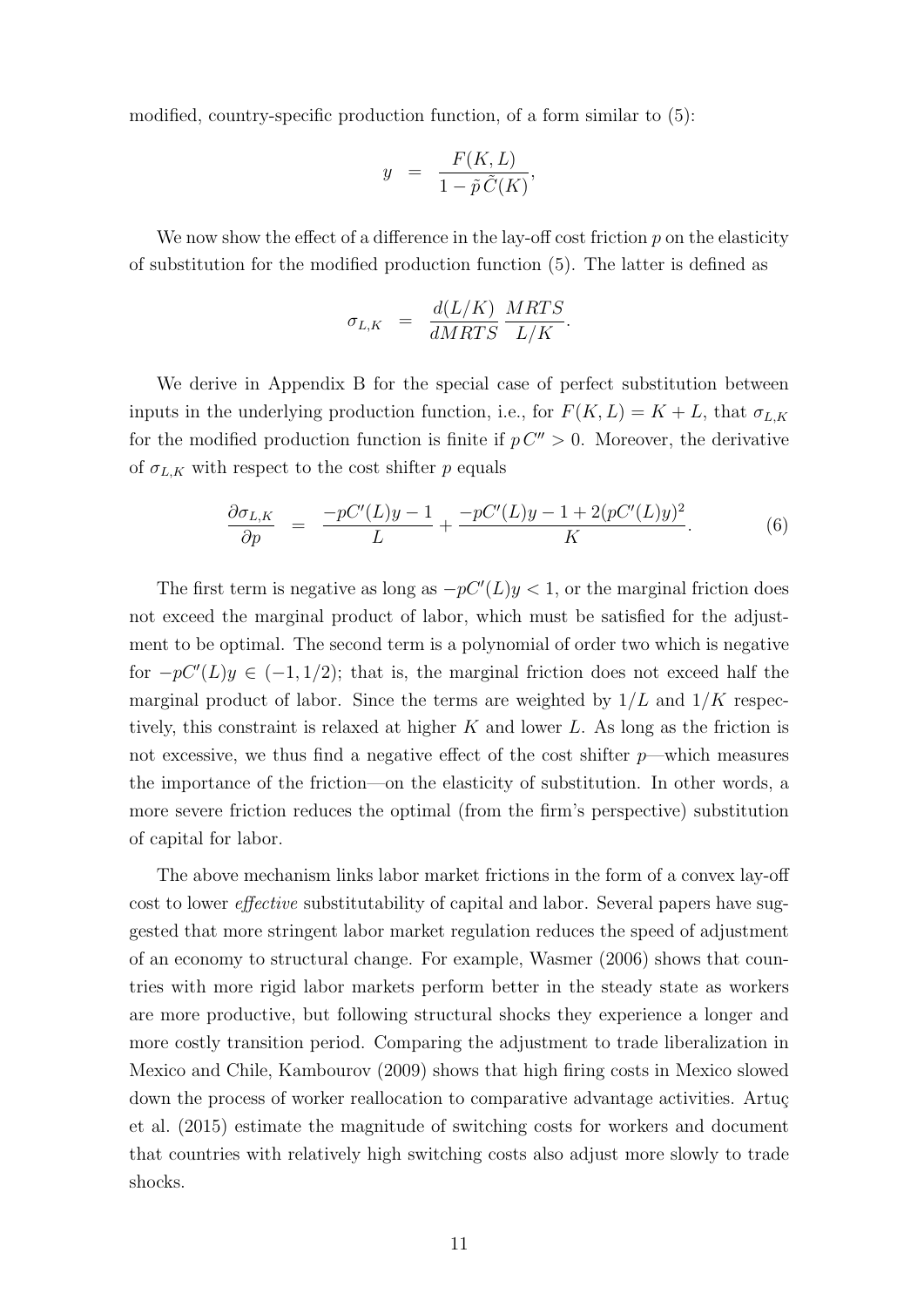modified, country-specific production function, of a form similar to (5):

$$y = \frac{F(K,L)}{1 - \tilde{p}\,\tilde{C}(K)},$$

We now show the effect of a difference in the lay-off cost friction $p$ on the elasticity of substitution for the modified production function (5). The latter is defined as

$$\sigma_{L,K} = \frac{d(L/K)}{dMRTS}\,\frac{MRTS}{L/K}.$$

We derive in Appendix B for the special case of perfect substitution between inputs in the underlying production function, i.e., for $F(K,L) = K + L$, that $\sigma_{L,K}$ for the modified production function is finite if $p\,C'' > 0$. Moreover, the derivative of $\sigma_{L,K}$ with respect to the cost shifter $p$ equals

$$\frac{\partial \sigma_{L,K}}{\partial p} = \frac{-pC'(L)y - 1}{L} + \frac{-pC'(L)y - 1 + 2(pC'(L)y)^2}{K}. \tag{6}$$

The first term is negative as long as $-pC'(L)y < 1$, or the marginal friction does not exceed the marginal product of labor, which must be satisfied for the adjustment to be optimal. The second term is a polynomial of order two which is negative for $-pC'(L)y \in (-1, 1/2)$; that is, the marginal friction does not exceed half the marginal product of labor. Since the terms are weighted by $1/L$ and $1/K$ respectively, this constraint is relaxed at higher $K$ and lower $L$. As long as the friction is not excessive, we thus find a negative effect of the cost shifter $p$—which measures the importance of the friction—on the elasticity of substitution. In other words, a more severe friction reduces the optimal (from the firm's perspective) substitution of capital for labor.

The above mechanism links labor market frictions in the form of a convex lay-off cost to lower *effective* substitutability of capital and labor. Several papers have suggested that more stringent labor market regulation reduces the speed of adjustment of an economy to structural change. For example, Wasmer (2006) shows that countries with more rigid labor markets perform better in the steady state as workers are more productive, but following structural shocks they experience a longer and more costly transition period. Comparing the adjustment to trade liberalization in Mexico and Chile, Kambourov (2009) shows that high firing costs in Mexico slowed down the process of worker reallocation to comparative advantage activities. Artuç et al. (2015) estimate the magnitude of switching costs for workers and document that countries with relatively high switching costs also adjust more slowly to trade shocks.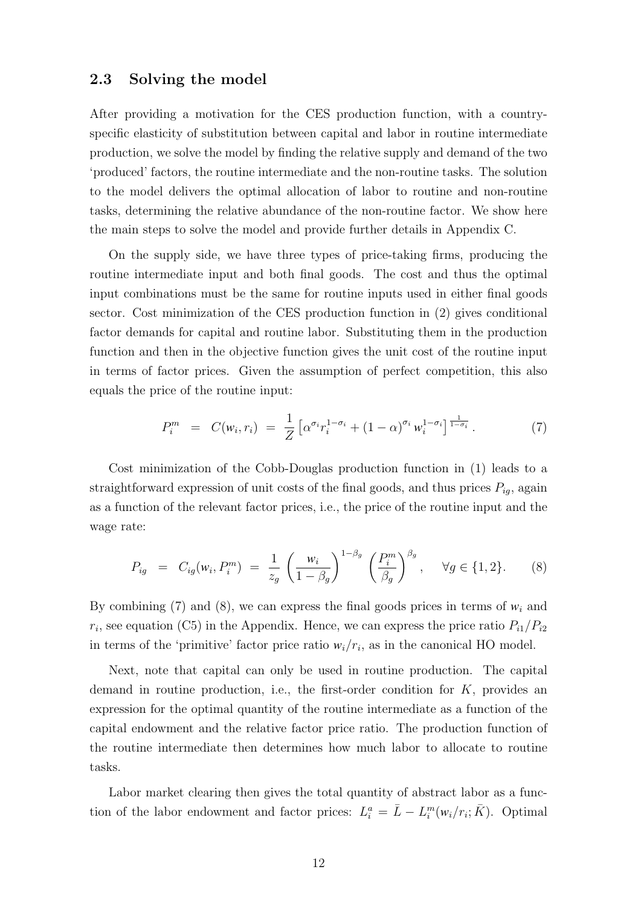### 2.3 Solving the model

After providing a motivation for the CES production function, with a country-specific elasticity of substitution between capital and labor in routine intermediate production, we solve the model by finding the relative supply and demand of the two 'produced' factors, the routine intermediate and the non-routine tasks. The solution to the model delivers the optimal allocation of labor to routine and non-routine tasks, determining the relative abundance of the non-routine factor. We show here the main steps to solve the model and provide further details in Appendix C.

On the supply side, we have three types of price-taking firms, producing the routine intermediate input and both final goods. The cost and thus the optimal input combinations must be the same for routine inputs used in either final goods sector. Cost minimization of the CES production function in (2) gives conditional factor demands for capital and routine labor. Substituting them in the production function and then in the objective function gives the unit cost of the routine input in terms of factor prices. Given the assumption of perfect competition, this also equals the price of the routine input:

$$P_i^m \;=\; C(w_i, r_i) \;=\; \frac{1}{Z}\left[\alpha^{\sigma_i} r_i^{1-\sigma_i} + (1-\alpha)^{\sigma_i} w_i^{1-\sigma_i}\right]^{\frac{1}{1-\sigma_i}}. \tag{7}$$

Cost minimization of the Cobb-Douglas production function in (1) leads to a straightforward expression of unit costs of the final goods, and thus prices $P_{ig}$, again as a function of the relevant factor prices, i.e., the price of the routine input and the wage rate:

$$P_{ig} \;=\; C_{ig}(w_i, P_i^m) \;=\; \frac{1}{z_g}\left(\frac{w_i}{1-\beta_g}\right)^{1-\beta_g}\left(\frac{P_i^m}{\beta_g}\right)^{\beta_g}, \quad \forall g \in \{1,2\}. \tag{8}$$

By combining (7) and (8), we can express the final goods prices in terms of $w_i$ and $r_i$, see equation (C5) in the Appendix. Hence, we can express the price ratio $P_{i1}/P_{i2}$ in terms of the 'primitive' factor price ratio $w_i/r_i$, as in the canonical HO model.

Next, note that capital can only be used in routine production. The capital demand in routine production, i.e., the first-order condition for $K$, provides an expression for the optimal quantity of the routine intermediate as a function of the capital endowment and the relative factor price ratio. The production function of the routine intermediate then determines how much labor to allocate to routine tasks.

Labor market clearing then gives the total quantity of abstract labor as a function of the labor endowment and factor prices: $L_i^a = \bar{L} - L_i^m(w_i/r_i; \bar{K})$. Optimal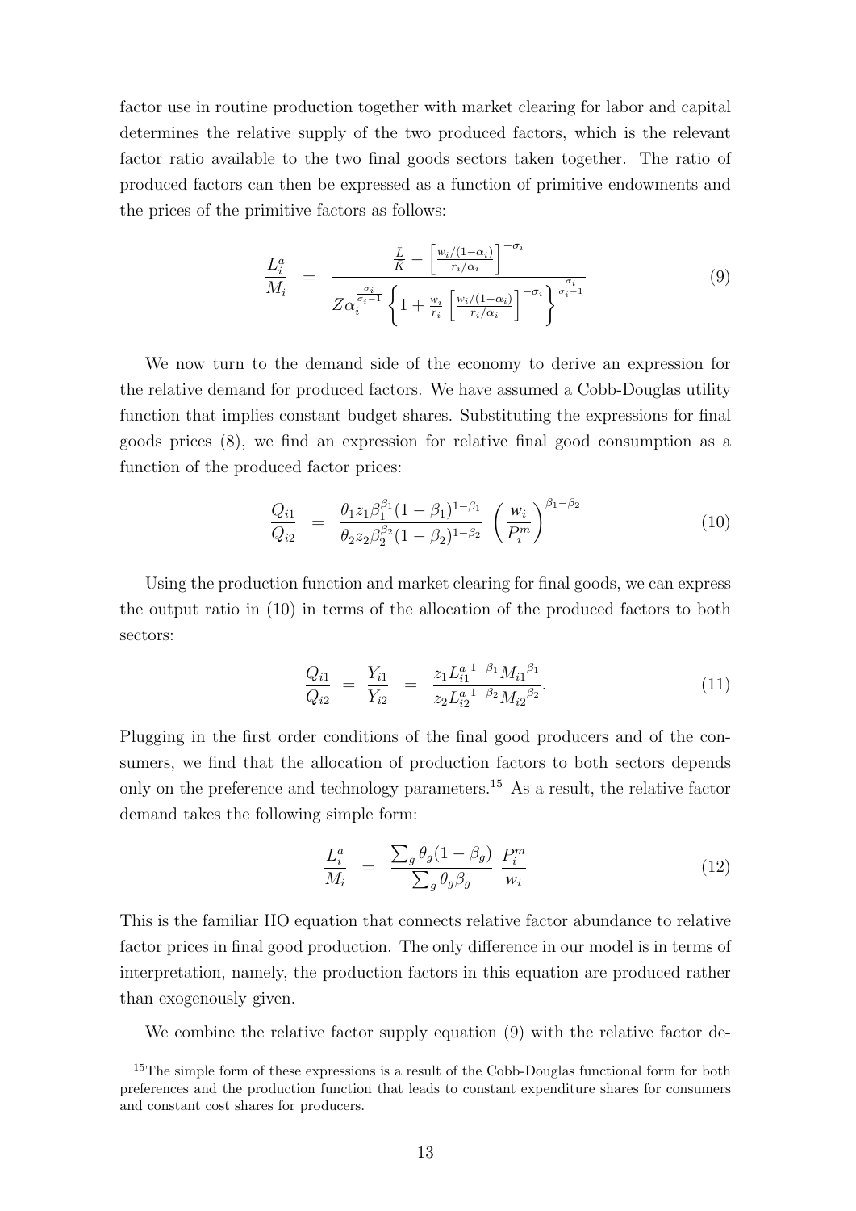factor use in routine production together with market clearing for labor and capital determines the relative supply of the two produced factors, which is the relevant factor ratio available to the two final goods sectors taken together. The ratio of produced factors can then be expressed as a function of primitive endowments and the prices of the primitive factors as follows:

$$\frac{L_i^a}{M_i} = \frac{\frac{\bar{L}}{\bar{K}} - \left[\frac{w_i/(1-\alpha_i)}{r_i/\alpha_i}\right]^{-\sigma_i}}{Z\alpha_i^{\frac{\sigma_i}{\sigma_i-1}}\left\{1+\frac{w_i}{r_i}\left[\frac{w_i/(1-\alpha_i)}{r_i/\alpha_i}\right]^{-\sigma_i}\right\}^{\frac{\sigma_i}{\sigma_i-1}}} \tag{9}$$

We now turn to the demand side of the economy to derive an expression for the relative demand for produced factors. We have assumed a Cobb-Douglas utility function that implies constant budget shares. Substituting the expressions for final goods prices (8), we find an expression for relative final good consumption as a function of the produced factor prices:

$$\frac{Q_{i1}}{Q_{i2}} = \frac{\theta_1 z_1 \beta_1^{\beta_1}(1-\beta_1)^{1-\beta_1}}{\theta_2 z_2 \beta_2^{\beta_2}(1-\beta_2)^{1-\beta_2}} \left(\frac{w_i}{P_i^m}\right)^{\beta_1-\beta_2} \tag{10}$$

Using the production function and market clearing for final goods, we can express the output ratio in (10) in terms of the allocation of the produced factors to both sectors:

$$\frac{Q_{i1}}{Q_{i2}} = \frac{Y_{i1}}{Y_{i2}} = \frac{z_1 {L_{i1}^a}^{1-\beta_1} {M_{i1}}^{\beta_1}}{z_2 {L_{i2}^a}^{1-\beta_2} {M_{i2}}^{\beta_2}}. \tag{11}$$

Plugging in the first order conditions of the final good producers and of the consumers, we find that the allocation of production factors to both sectors depends only on the preference and technology parameters.[15] As a result, the relative factor demand takes the following simple form:

$$\frac{L_i^a}{M_i} = \frac{\sum_g \theta_g(1-\beta_g)}{\sum_g \theta_g \beta_g} \frac{P_i^m}{w_i} \tag{12}$$

This is the familiar HO equation that connects relative factor abundance to relative factor prices in final good production. The only difference in our model is in terms of interpretation, namely, the production factors in this equation are produced rather than exogenously given.

We combine the relative factor supply equation (9) with the relative factor de-

[15] The simple form of these expressions is a result of the Cobb-Douglas functional form for both preferences and the production function that leads to constant expenditure shares for consumers and constant cost shares for producers.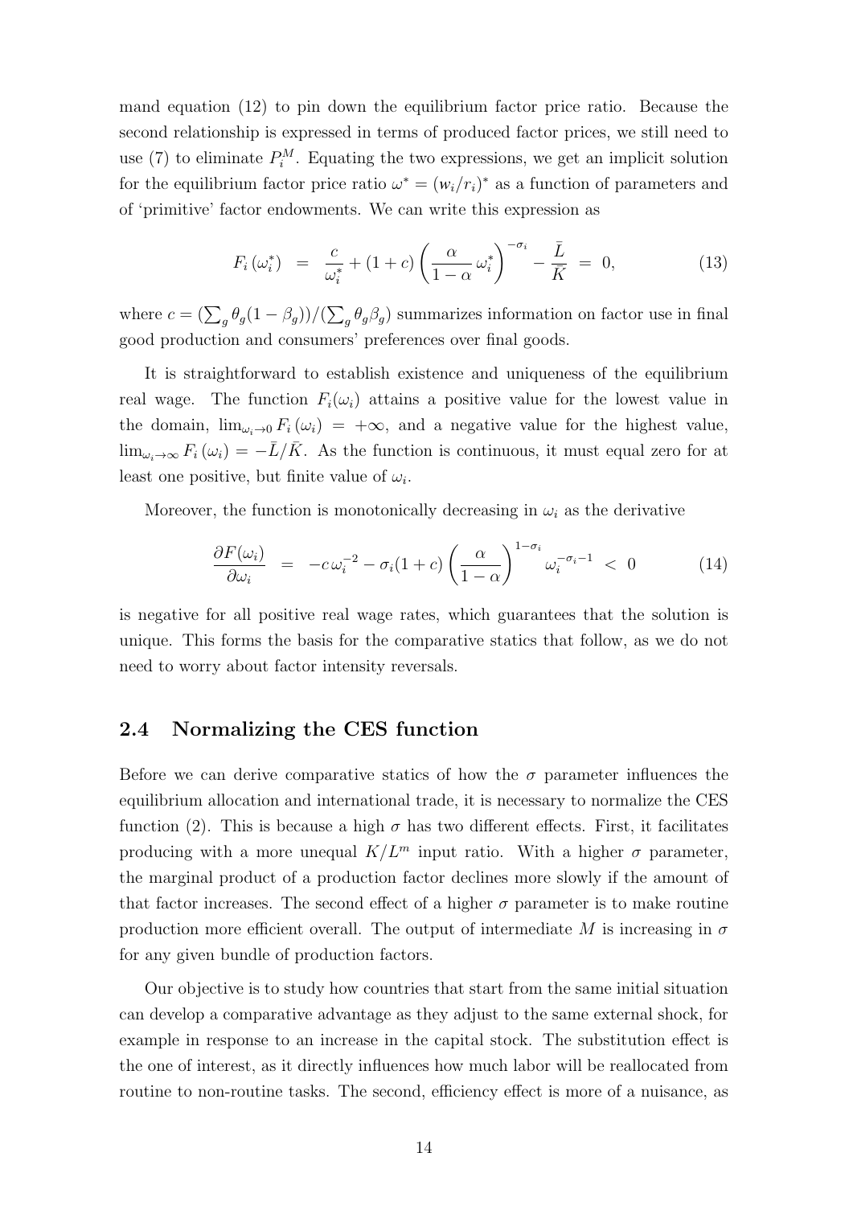mand equation (12) to pin down the equilibrium factor price ratio. Because the second relationship is expressed in terms of produced factor prices, we still need to use (7) to eliminate $P_i^M$. Equating the two expressions, we get an implicit solution for the equilibrium factor price ratio $\omega^* = (w_i/r_i)^*$ as a function of parameters and of 'primitive' factor endowments. We can write this expression as

$$F_i\left(\omega_i^*\right) \;=\; \frac{c}{\omega_i^*} + (1+c)\left(\frac{\alpha}{1-\alpha}\,\omega_i^*\right)^{-\sigma_i} - \frac{\bar{L}}{\bar{K}} \;=\; 0, \tag{13}$$

where $c = (\sum_g \theta_g(1-\beta_g))/(\sum_g \theta_g \beta_g)$ summarizes information on factor use in final good production and consumers' preferences over final goods.

It is straightforward to establish existence and uniqueness of the equilibrium real wage. The function $F_i(\omega_i)$ attains a positive value for the lowest value in the domain, $\lim_{\omega_i \to 0} F_i\left(\omega_i\right) = +\infty$, and a negative value for the highest value, $\lim_{\omega_i \to \infty} F_i\left(\omega_i\right) = -\bar{L}/\bar{K}$. As the function is continuous, it must equal zero for at least one positive, but finite value of $\omega_i$.

Moreover, the function is monotonically decreasing in $\omega_i$ as the derivative

$$\frac{\partial F(\omega_i)}{\partial \omega_i} \;=\; -c\,\omega_i^{-2} - \sigma_i(1+c)\left(\frac{\alpha}{1-\alpha}\right)^{1-\sigma_i}\omega_i^{-\sigma_i-1} \;<\; 0 \tag{14}$$

is negative for all positive real wage rates, which guarantees that the solution is unique. This forms the basis for the comparative statics that follow, as we do not need to worry about factor intensity reversals.

## 2.4 Normalizing the CES function

Before we can derive comparative statics of how the $\sigma$ parameter influences the equilibrium allocation and international trade, it is necessary to normalize the CES function (2). This is because a high $\sigma$ has two different effects. First, it facilitates producing with a more unequal $K/L^m$ input ratio. With a higher $\sigma$ parameter, the marginal product of a production factor declines more slowly if the amount of that factor increases. The second effect of a higher $\sigma$ parameter is to make routine production more efficient overall. The output of intermediate $M$ is increasing in $\sigma$ for any given bundle of production factors.

Our objective is to study how countries that start from the same initial situation can develop a comparative advantage as they adjust to the same external shock, for example in response to an increase in the capital stock. The substitution effect is the one of interest, as it directly influences how much labor will be reallocated from routine to non-routine tasks. The second, efficiency effect is more of a nuisance, as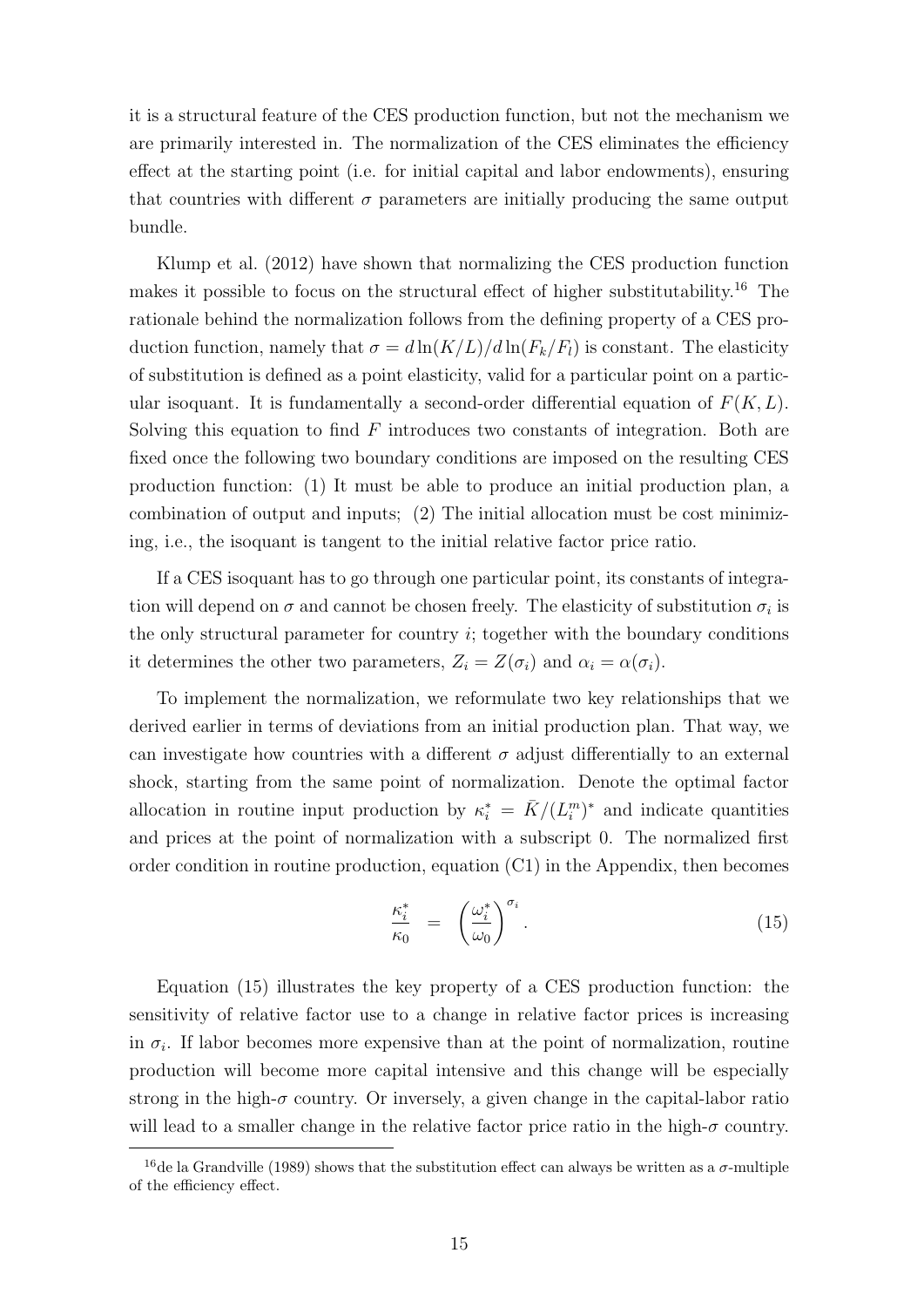it is a structural feature of the CES production function, but not the mechanism we are primarily interested in. The normalization of the CES eliminates the efficiency effect at the starting point (i.e. for initial capital and labor endowments), ensuring that countries with different $\sigma$ parameters are initially producing the same output bundle.

Klump et al. (2012) have shown that normalizing the CES production function makes it possible to focus on the structural effect of higher substitutability.[16] The rationale behind the normalization follows from the defining property of a CES production function, namely that $\sigma = d\ln(K/L)/d\ln(F_k/F_l)$ is constant. The elasticity of substitution is defined as a point elasticity, valid for a particular point on a particular isoquant. It is fundamentally a second-order differential equation of $F(K, L)$. Solving this equation to find $F$ introduces two constants of integration. Both are fixed once the following two boundary conditions are imposed on the resulting CES production function: (1) It must be able to produce an initial production plan, a combination of output and inputs; (2) The initial allocation must be cost minimizing, i.e., the isoquant is tangent to the initial relative factor price ratio.

If a CES isoquant has to go through one particular point, its constants of integration will depend on $\sigma$ and cannot be chosen freely. The elasticity of substitution $\sigma_i$ is the only structural parameter for country $i$; together with the boundary conditions it determines the other two parameters, $Z_i = Z(\sigma_i)$ and $\alpha_i = \alpha(\sigma_i)$.

To implement the normalization, we reformulate two key relationships that we derived earlier in terms of deviations from an initial production plan. That way, we can investigate how countries with a different $\sigma$ adjust differentially to an external shock, starting from the same point of normalization. Denote the optimal factor allocation in routine input production by $\kappa_i^* = \bar{K}/(L_i^m)^*$ and indicate quantities and prices at the point of normalization with a subscript 0. The normalized first order condition in routine production, equation (C1) in the Appendix, then becomes

$$\frac{\kappa_i^*}{\kappa_0} = \left(\frac{\omega_i^*}{\omega_0}\right)^{\sigma_i}. \tag{15}$$

Equation (15) illustrates the key property of a CES production function: the sensitivity of relative factor use to a change in relative factor prices is increasing in $\sigma_i$. If labor becomes more expensive than at the point of normalization, routine production will become more capital intensive and this change will be especially strong in the high-$\sigma$ country. Or inversely, a given change in the capital-labor ratio will lead to a smaller change in the relative factor price ratio in the high-$\sigma$ country.

[16] de la Grandville (1989) shows that the substitution effect can always be written as a $\sigma$-multiple of the efficiency effect.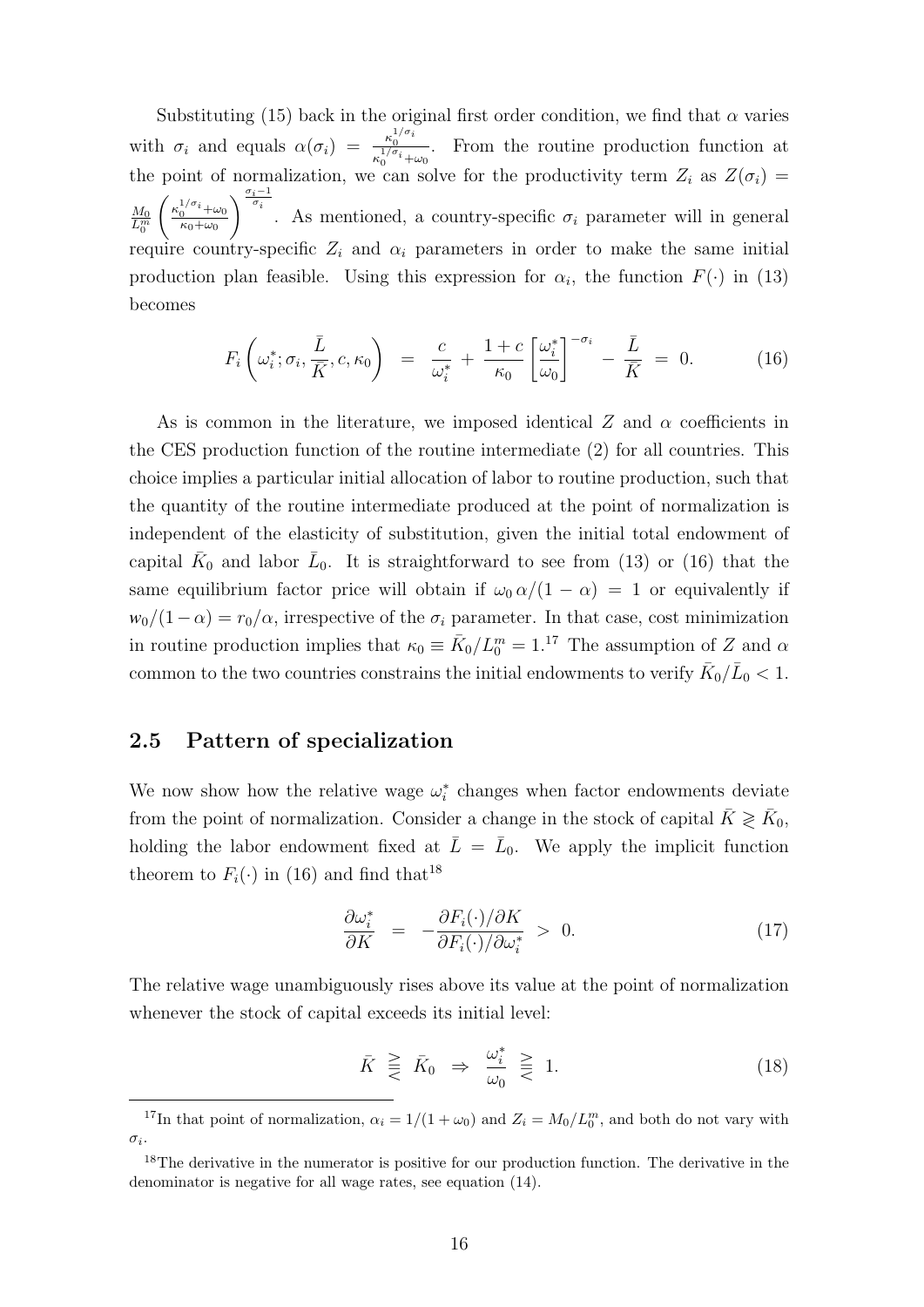Substituting (15) back in the original first order condition, we find that $\alpha$ varies with $\sigma_i$ and equals $\alpha(\sigma_i) = \frac{\kappa_0^{1/\sigma_i}}{\kappa_0^{1/\sigma_i}+\omega_0}$. From the routine production function at the point of normalization, we can solve for the productivity term $Z_i$ as $Z(\sigma_i) = \frac{M_0}{L_0^m}\left(\frac{\kappa_0^{1/\sigma_i}+\omega_0}{\kappa_0+\omega_0}\right)^{\frac{\sigma_i-1}{\sigma_i}}$. As mentioned, a country-specific $\sigma_i$ parameter will in general require country-specific $Z_i$ and $\alpha_i$ parameters in order to make the same initial production plan feasible. Using this expression for $\alpha_i$, the function $F(\cdot)$ in (13) becomes

$$F_i\left(\omega_i^*;\sigma_i,\frac{\bar{L}}{\bar{K}},c,\kappa_0\right) \;=\; \frac{c}{\omega_i^*} + \frac{1+c}{\kappa_0}\left[\frac{\omega_i^*}{\omega_0}\right]^{-\sigma_i} - \frac{\bar{L}}{\bar{K}} \;=\; 0. \tag{16}$$

As is common in the literature, we imposed identical $Z$ and $\alpha$ coefficients in the CES production function of the routine intermediate (2) for all countries. This choice implies a particular initial allocation of labor to routine production, such that the quantity of the routine intermediate produced at the point of normalization is independent of the elasticity of substitution, given the initial total endowment of capital $\bar{K}_0$ and labor $\bar{L}_0$. It is straightforward to see from (13) or (16) that the same equilibrium factor price will obtain if $\omega_0\,\alpha/(1-\alpha) = 1$ or equivalently if $w_0/(1-\alpha) = r_0/\alpha$, irrespective of the $\sigma_i$ parameter. In that case, cost minimization in routine production implies that $\kappa_0 \equiv \bar{K}_0/L_0^m = 1$.[17] The assumption of $Z$ and $\alpha$ common to the two countries constrains the initial endowments to verify $\bar{K}_0/\bar{L}_0 < 1$.

## 2.5 Pattern of specialization

We now show how the relative wage $\omega_i^*$ changes when factor endowments deviate from the point of normalization. Consider a change in the stock of capital $\bar{K} \gtrless \bar{K}_0$, holding the labor endowment fixed at $\bar{L} = \bar{L}_0$. We apply the implicit function theorem to $F_i(\cdot)$ in (16) and find that[18]

$$\frac{\partial \omega_i^*}{\partial K} \;=\; -\frac{\partial F_i(\cdot)/\partial K}{\partial F_i(\cdot)/\partial \omega_i^*} \;>\; 0. \tag{17}$$

The relative wage unambiguously rises above its value at the point of normalization whenever the stock of capital exceeds its initial level:

$$\bar{K} \;\gtreqless\; \bar{K}_0 \;\Rightarrow\; \frac{\omega_i^*}{\omega_0} \;\gtreqless\; 1. \tag{18}$$

[17] In that point of normalization, $\alpha_i = 1/(1+\omega_0)$ and $Z_i = M_0/L_0^m$, and both do not vary with $\sigma_i$.

[18] The derivative in the numerator is positive for our production function. The derivative in the denominator is negative for all wage rates, see equation (14).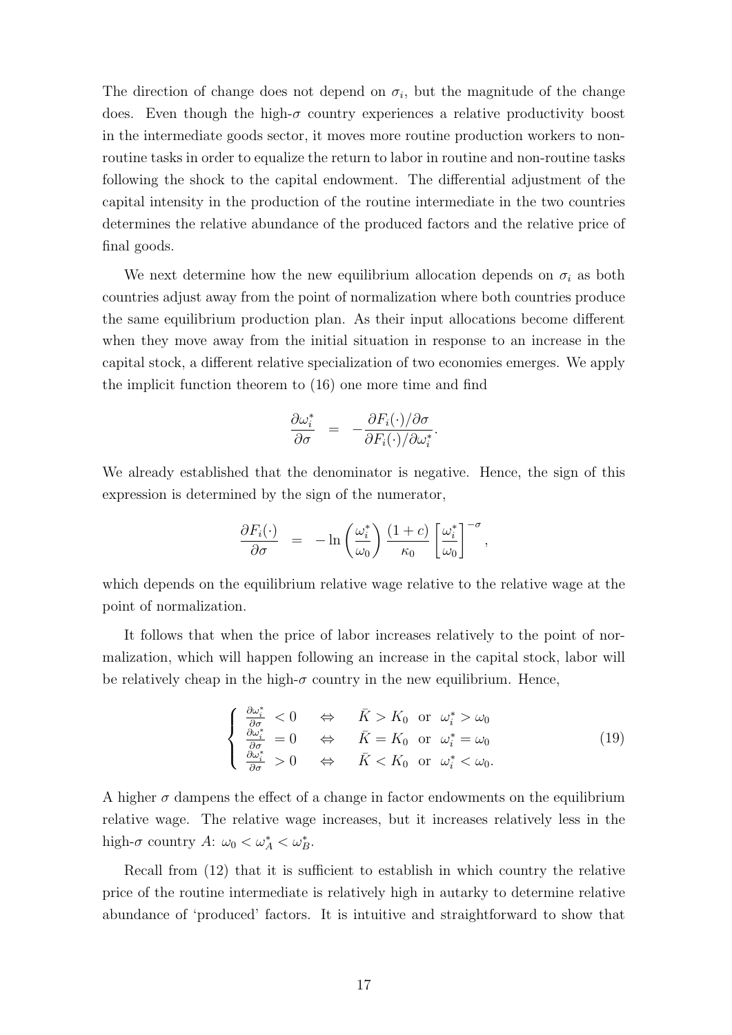The direction of change does not depend on $\sigma_i$, but the magnitude of the change does. Even though the high-$\sigma$ country experiences a relative productivity boost in the intermediate goods sector, it moves more routine production workers to non-routine tasks in order to equalize the return to labor in routine and non-routine tasks following the shock to the capital endowment. The differential adjustment of the capital intensity in the production of the routine intermediate in the two countries determines the relative abundance of the produced factors and the relative price of final goods.

We next determine how the new equilibrium allocation depends on $\sigma_i$ as both countries adjust away from the point of normalization where both countries produce the same equilibrium production plan. As their input allocations become different when they move away from the initial situation in response to an increase in the capital stock, a different relative specialization of two economies emerges. We apply the implicit function theorem to (16) one more time and find

$$\frac{\partial \omega_i^*}{\partial \sigma} = -\frac{\partial F_i(\cdot)/\partial \sigma}{\partial F_i(\cdot)/\partial \omega_i^*}.$$

We already established that the denominator is negative. Hence, the sign of this expression is determined by the sign of the numerator,

$$\frac{\partial F_i(\cdot)}{\partial \sigma} = -\ln\left(\frac{\omega_i^*}{\omega_0}\right)\frac{(1+c)}{\kappa_0}\left[\frac{\omega_i^*}{\omega_0}\right]^{-\sigma},$$

which depends on the equilibrium relative wage relative to the relative wage at the point of normalization.

It follows that when the price of labor increases relatively to the point of normalization, which will happen following an increase in the capital stock, labor will be relatively cheap in the high-$\sigma$ country in the new equilibrium. Hence,

$$\begin{cases} \frac{\partial \omega_i^*}{\partial \sigma} < 0 & \Leftrightarrow \quad \bar{K} > K_0 \text{ or } \omega_i^* > \omega_0 \\ \frac{\partial \omega_i^*}{\partial \sigma} = 0 & \Leftrightarrow \quad \bar{K} = K_0 \text{ or } \omega_i^* = \omega_0 \\ \frac{\partial \omega_i^*}{\partial \sigma} > 0 & \Leftrightarrow \quad \bar{K} < K_0 \text{ or } \omega_i^* < \omega_0. \end{cases} \tag{19}$$

A higher $\sigma$ dampens the effect of a change in factor endowments on the equilibrium relative wage. The relative wage increases, but it increases relatively less in the high-$\sigma$ country $A$: $\omega_0 < \omega_A^* < \omega_B^*$.

Recall from (12) that it is sufficient to establish in which country the relative price of the routine intermediate is relatively high in autarky to determine relative abundance of 'produced' factors. It is intuitive and straightforward to show that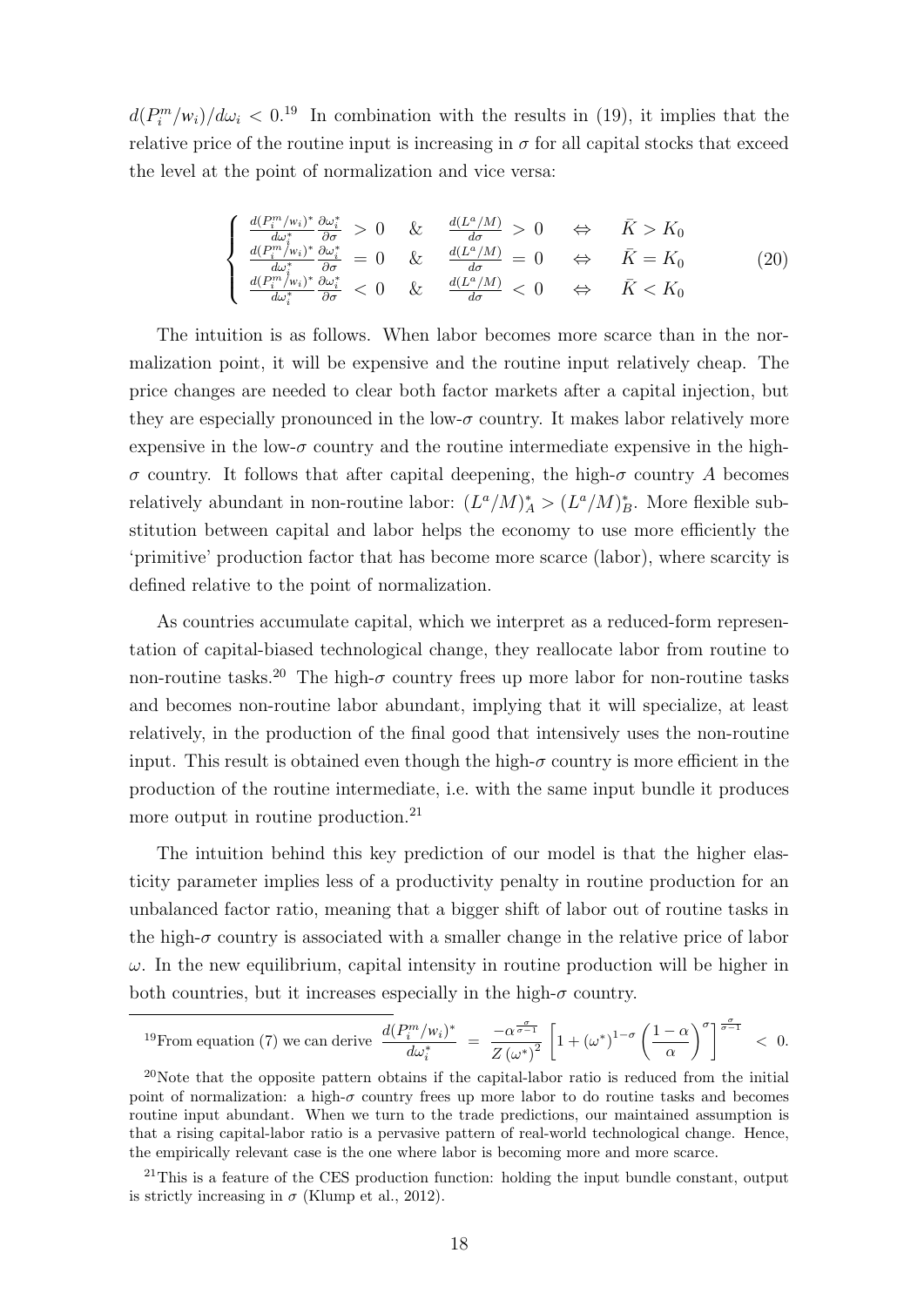$d(P_i^m/w_i)/d\omega_i < 0$.[19] In combination with the results in (19), it implies that the relative price of the routine input is increasing in $\sigma$ for all capital stocks that exceed the level at the point of normalization and vice versa:

$$
\begin{cases}
\frac{d(P_i^m/w_i)^*}{d\omega_i^*}\frac{\partial \omega_i^*}{\partial \sigma} > 0 \quad \& \quad \frac{d(L^a/M)}{d\sigma} > 0 \quad \Leftrightarrow \quad \bar{K} > K_0 \\
\frac{d(P_i^m/w_i)^*}{d\omega_i^*}\frac{\partial \omega_i^*}{\partial \sigma} = 0 \quad \& \quad \frac{d(L^a/M)}{d\sigma} = 0 \quad \Leftrightarrow \quad \bar{K} = K_0 \\
\frac{d(P_i^m/w_i)^*}{d\omega_i^*}\frac{\partial \omega_i^*}{\partial \sigma} < 0 \quad \& \quad \frac{d(L^a/M)}{d\sigma} < 0 \quad \Leftrightarrow \quad \bar{K} < K_0
\end{cases}
\tag{20}
$$

The intuition is as follows. When labor becomes more scarce than in the normalization point, it will be expensive and the routine input relatively cheap. The price changes are needed to clear both factor markets after a capital injection, but they are especially pronounced in the low-$\sigma$ country. It makes labor relatively more expensive in the low-$\sigma$ country and the routine intermediate expensive in the high-$\sigma$ country. It follows that after capital deepening, the high-$\sigma$ country $A$ becomes relatively abundant in non-routine labor: $(L^a/M)_A^* > (L^a/M)_B^*$. More flexible substitution between capital and labor helps the economy to use more efficiently the 'primitive' production factor that has become more scarce (labor), where scarcity is defined relative to the point of normalization.

As countries accumulate capital, which we interpret as a reduced-form representation of capital-biased technological change, they reallocate labor from routine to non-routine tasks.[20] The high-$\sigma$ country frees up more labor for non-routine tasks and becomes non-routine labor abundant, implying that it will specialize, at least relatively, in the production of the final good that intensively uses the non-routine input. This result is obtained even though the high-$\sigma$ country is more efficient in the production of the routine intermediate, i.e. with the same input bundle it produces more output in routine production.[21]

The intuition behind this key prediction of our model is that the higher elasticity parameter implies less of a productivity penalty in routine production for an unbalanced factor ratio, meaning that a bigger shift of labor out of routine tasks in the high-$\sigma$ country is associated with a smaller change in the relative price of labor $\omega$. In the new equilibrium, capital intensity in routine production will be higher in both countries, but it increases especially in the high-$\sigma$ country.

---

[19] From equation (7) we can derive $\frac{d(P_i^m/w_i)^*}{d\omega_i^*} = \frac{-\alpha^{\frac{\sigma}{\sigma-1}}}{Z\left(\omega^*\right)^2}\left[1+\left(\omega^*\right)^{1-\sigma}\left(\frac{1-\alpha}{\alpha}\right)^{\sigma}\right]^{\frac{\sigma}{\sigma-1}} < 0.$

[20] Note that the opposite pattern obtains if the capital-labor ratio is reduced from the initial point of normalization: a high-$\sigma$ country frees up more labor to do routine tasks and becomes routine input abundant. When we turn to the trade predictions, our maintained assumption is that a rising capital-labor ratio is a pervasive pattern of real-world technological change. Hence, the empirically relevant case is the one where labor is becoming more and more scarce.

[21] This is a feature of the CES production function: holding the input bundle constant, output is strictly increasing in $\sigma$ (Klump et al., 2012).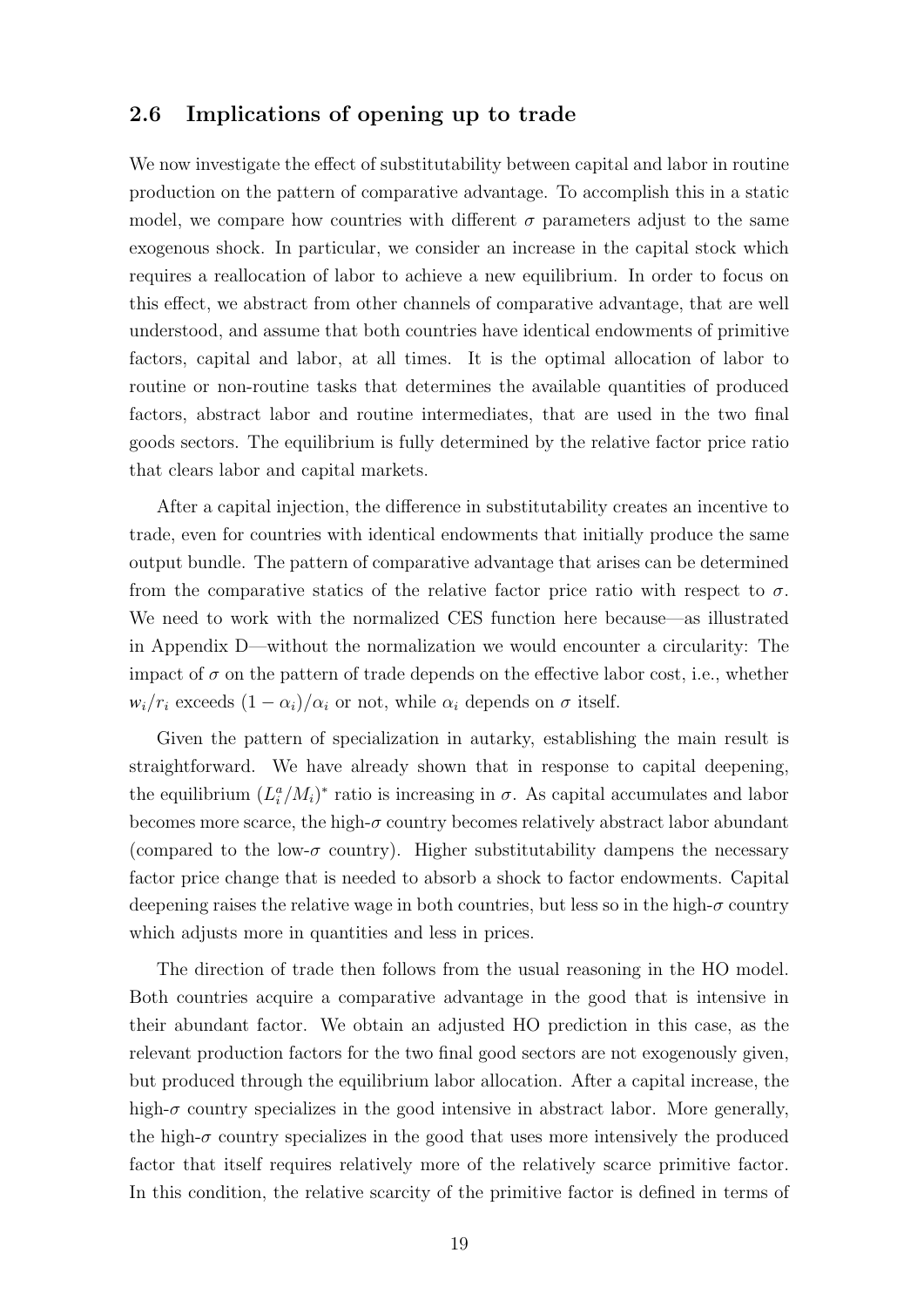## 2.6 Implications of opening up to trade

We now investigate the effect of substitutability between capital and labor in routine production on the pattern of comparative advantage. To accomplish this in a static model, we compare how countries with different $\sigma$ parameters adjust to the same exogenous shock. In particular, we consider an increase in the capital stock which requires a reallocation of labor to achieve a new equilibrium. In order to focus on this effect, we abstract from other channels of comparative advantage, that are well understood, and assume that both countries have identical endowments of primitive factors, capital and labor, at all times. It is the optimal allocation of labor to routine or non-routine tasks that determines the available quantities of produced factors, abstract labor and routine intermediates, that are used in the two final goods sectors. The equilibrium is fully determined by the relative factor price ratio that clears labor and capital markets.

After a capital injection, the difference in substitutability creates an incentive to trade, even for countries with identical endowments that initially produce the same output bundle. The pattern of comparative advantage that arises can be determined from the comparative statics of the relative factor price ratio with respect to $\sigma$. We need to work with the normalized CES function here because—as illustrated in Appendix D—without the normalization we would encounter a circularity: The impact of $\sigma$ on the pattern of trade depends on the effective labor cost, i.e., whether $w_i/r_i$ exceeds $(1-\alpha_i)/\alpha_i$ or not, while $\alpha_i$ depends on $\sigma$ itself.

Given the pattern of specialization in autarky, establishing the main result is straightforward. We have already shown that in response to capital deepening, the equilibrium $(L_i^a/M_i)^*$ ratio is increasing in $\sigma$. As capital accumulates and labor becomes more scarce, the high-$\sigma$ country becomes relatively abstract labor abundant (compared to the low-$\sigma$ country). Higher substitutability dampens the necessary factor price change that is needed to absorb a shock to factor endowments. Capital deepening raises the relative wage in both countries, but less so in the high-$\sigma$ country which adjusts more in quantities and less in prices.

The direction of trade then follows from the usual reasoning in the HO model. Both countries acquire a comparative advantage in the good that is intensive in their abundant factor. We obtain an adjusted HO prediction in this case, as the relevant production factors for the two final good sectors are not exogenously given, but produced through the equilibrium labor allocation. After a capital increase, the high-$\sigma$ country specializes in the good intensive in abstract labor. More generally, the high-$\sigma$ country specializes in the good that uses more intensively the produced factor that itself requires relatively more of the relatively scarce primitive factor. In this condition, the relative scarcity of the primitive factor is defined in terms of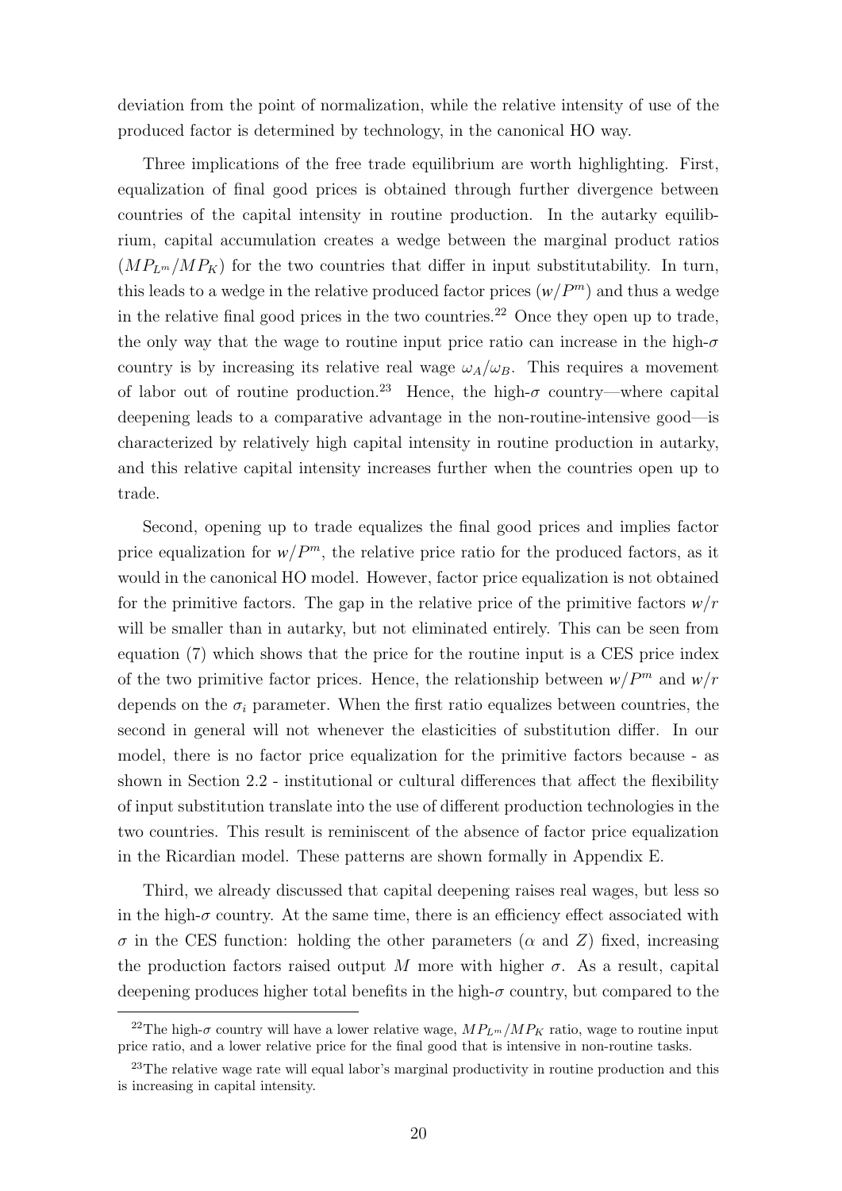deviation from the point of normalization, while the relative intensity of use of the produced factor is determined by technology, in the canonical HO way.

Three implications of the free trade equilibrium are worth highlighting. First, equalization of final good prices is obtained through further divergence between countries of the capital intensity in routine production. In the autarky equilibrium, capital accumulation creates a wedge between the marginal product ratios ($MP_{L^m}/MP_K$) for the two countries that differ in input substitutability. In turn, this leads to a wedge in the relative produced factor prices ($w/P^m$) and thus a wedge in the relative final good prices in the two countries.[22] Once they open up to trade, the only way that the wage to routine input price ratio can increase in the high-$\sigma$ country is by increasing its relative real wage $\omega_A/\omega_B$. This requires a movement of labor out of routine production.[23] Hence, the high-$\sigma$ country—where capital deepening leads to a comparative advantage in the non-routine-intensive good—is characterized by relatively high capital intensity in routine production in autarky, and this relative capital intensity increases further when the countries open up to trade.

Second, opening up to trade equalizes the final good prices and implies factor price equalization for $w/P^m$, the relative price ratio for the produced factors, as it would in the canonical HO model. However, factor price equalization is not obtained for the primitive factors. The gap in the relative price of the primitive factors $w/r$ will be smaller than in autarky, but not eliminated entirely. This can be seen from equation (7) which shows that the price for the routine input is a CES price index of the two primitive factor prices. Hence, the relationship between $w/P^m$ and $w/r$ depends on the $\sigma_i$ parameter. When the first ratio equalizes between countries, the second in general will not whenever the elasticities of substitution differ. In our model, there is no factor price equalization for the primitive factors because - as shown in Section 2.2 - institutional or cultural differences that affect the flexibility of input substitution translate into the use of different production technologies in the two countries. This result is reminiscent of the absence of factor price equalization in the Ricardian model. These patterns are shown formally in Appendix E.

Third, we already discussed that capital deepening raises real wages, but less so in the high-$\sigma$ country. At the same time, there is an efficiency effect associated with $\sigma$ in the CES function: holding the other parameters ($\alpha$ and $Z$) fixed, increasing the production factors raised output $M$ more with higher $\sigma$. As a result, capital deepening produces higher total benefits in the high-$\sigma$ country, but compared to the

[22] The high-$\sigma$ country will have a lower relative wage, $MP_{L^m}/MP_K$ ratio, wage to routine input price ratio, and a lower relative price for the final good that is intensive in non-routine tasks.

[23] The relative wage rate will equal labor's marginal productivity in routine production and this is increasing in capital intensity.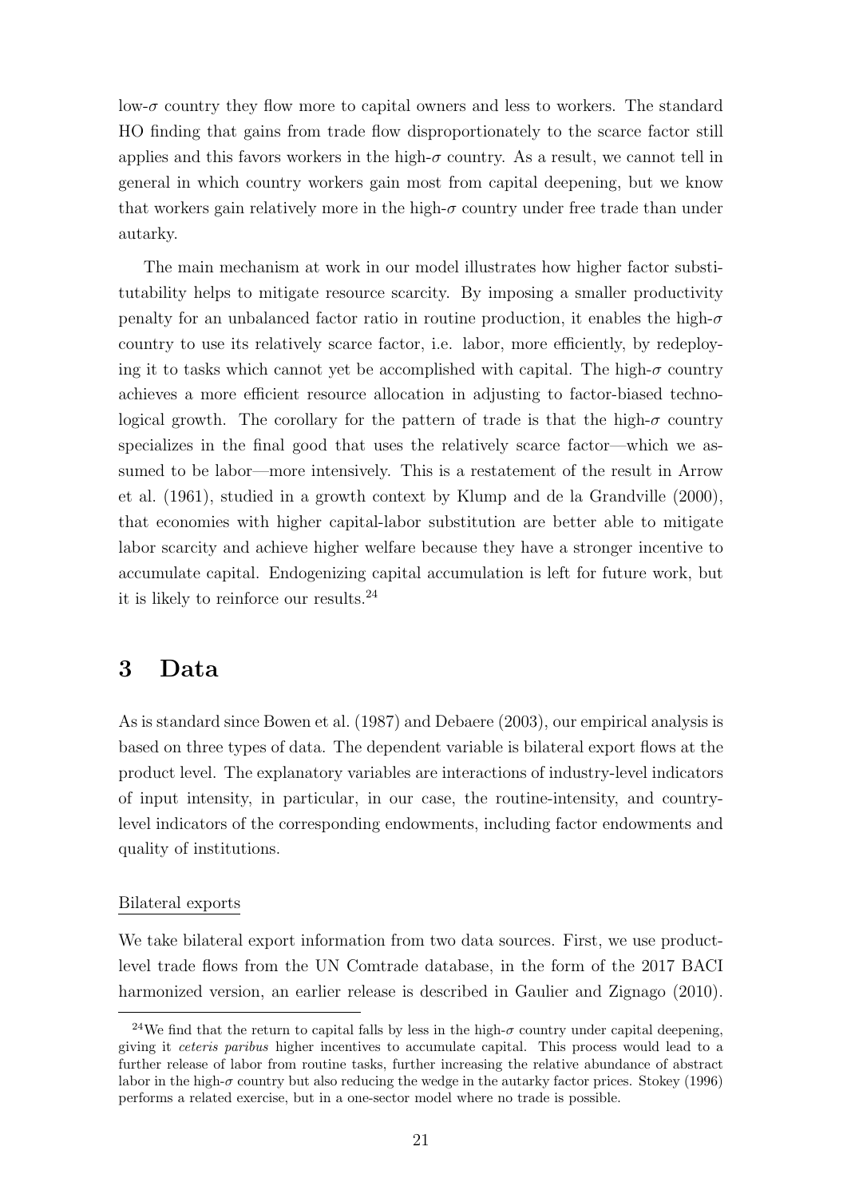low-$\sigma$ country they flow more to capital owners and less to workers. The standard HO finding that gains from trade flow disproportionately to the scarce factor still applies and this favors workers in the high-$\sigma$ country. As a result, we cannot tell in general in which country workers gain most from capital deepening, but we know that workers gain relatively more in the high-$\sigma$ country under free trade than under autarky.

The main mechanism at work in our model illustrates how higher factor substitutability helps to mitigate resource scarcity. By imposing a smaller productivity penalty for an unbalanced factor ratio in routine production, it enables the high-$\sigma$ country to use its relatively scarce factor, i.e. labor, more efficiently, by redeploying it to tasks which cannot yet be accomplished with capital. The high-$\sigma$ country achieves a more efficient resource allocation in adjusting to factor-biased technological growth. The corollary for the pattern of trade is that the high-$\sigma$ country specializes in the final good that uses the relatively scarce factor—which we assumed to be labor—more intensively. This is a restatement of the result in Arrow et al. (1961), studied in a growth context by Klump and de la Grandville (2000), that economies with higher capital-labor substitution are better able to mitigate labor scarcity and achieve higher welfare because they have a stronger incentive to accumulate capital. Endogenizing capital accumulation is left for future work, but it is likely to reinforce our results.[24]

# 3 Data

As is standard since Bowen et al. (1987) and Debaere (2003), our empirical analysis is based on three types of data. The dependent variable is bilateral export flows at the product level. The explanatory variables are interactions of industry-level indicators of input intensity, in particular, in our case, the routine-intensity, and country-level indicators of the corresponding endowments, including factor endowments and quality of institutions.

Bilateral exports

We take bilateral export information from two data sources. First, we use product-level trade flows from the UN Comtrade database, in the form of the 2017 BACI harmonized version, an earlier release is described in Gaulier and Zignago (2010).

[24] We find that the return to capital falls by less in the high-$\sigma$ country under capital deepening, giving it *ceteris paribus* higher incentives to accumulate capital. This process would lead to a further release of labor from routine tasks, further increasing the relative abundance of abstract labor in the high-$\sigma$ country but also reducing the wedge in the autarky factor prices. Stokey (1996) performs a related exercise, but in a one-sector model where no trade is possible.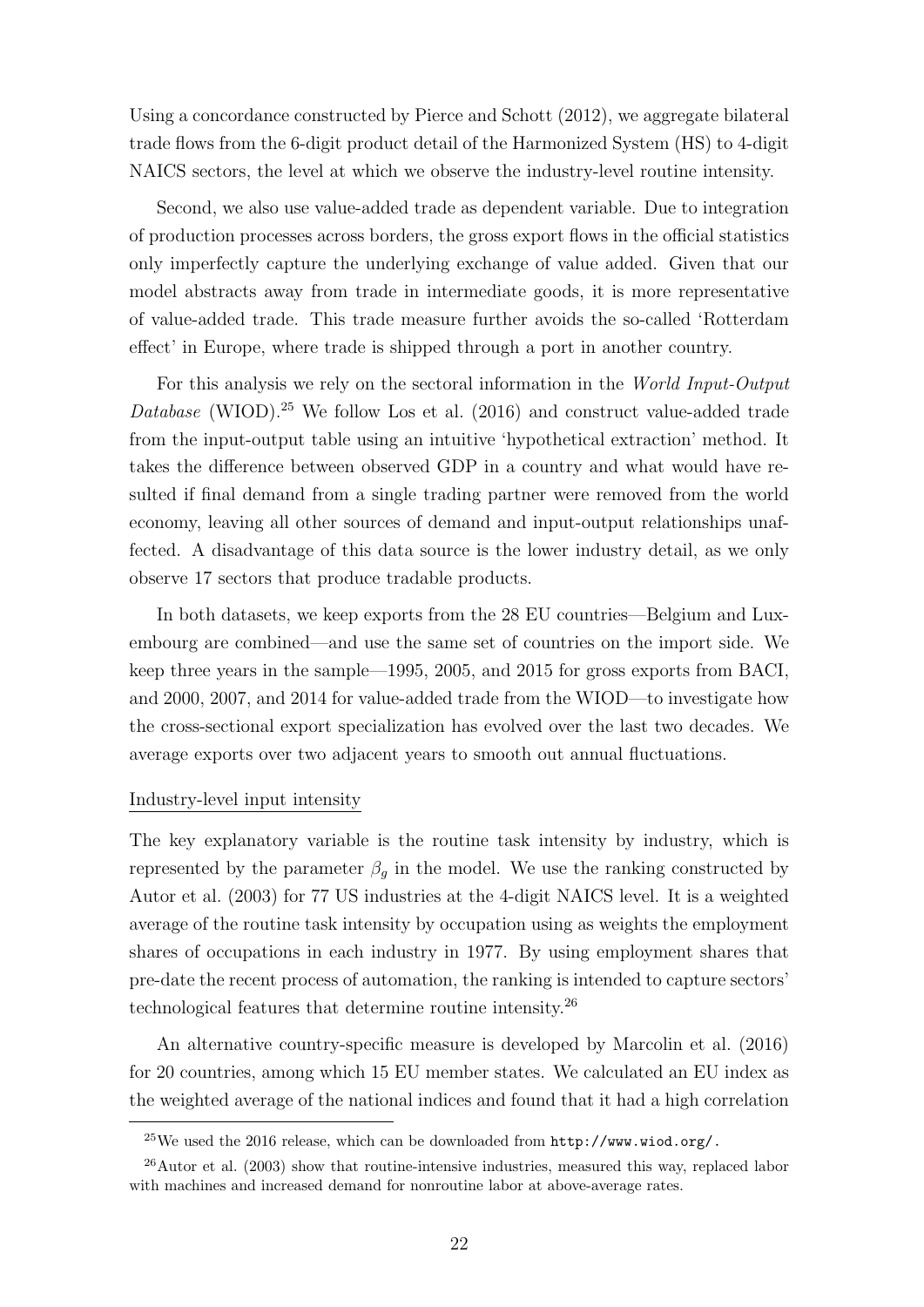Using a concordance constructed by Pierce and Schott (2012), we aggregate bilateral trade flows from the 6-digit product detail of the Harmonized System (HS) to 4-digit NAICS sectors, the level at which we observe the industry-level routine intensity.

Second, we also use value-added trade as dependent variable. Due to integration of production processes across borders, the gross export flows in the official statistics only imperfectly capture the underlying exchange of value added. Given that our model abstracts away from trade in intermediate goods, it is more representative of value-added trade. This trade measure further avoids the so-called 'Rotterdam effect' in Europe, where trade is shipped through a port in another country.

For this analysis we rely on the sectoral information in the *World Input-Output Database* (WIOD).[25] We follow Los et al. (2016) and construct value-added trade from the input-output table using an intuitive 'hypothetical extraction' method. It takes the difference between observed GDP in a country and what would have resulted if final demand from a single trading partner were removed from the world economy, leaving all other sources of demand and input-output relationships unaffected. A disadvantage of this data source is the lower industry detail, as we only observe 17 sectors that produce tradable products.

In both datasets, we keep exports from the 28 EU countries—Belgium and Luxembourg are combined—and use the same set of countries on the import side. We keep three years in the sample—1995, 2005, and 2015 for gross exports from BACI, and 2000, 2007, and 2014 for value-added trade from the WIOD—to investigate how the cross-sectional export specialization has evolved over the last two decades. We average exports over two adjacent years to smooth out annual fluctuations.

Industry-level input intensity

The key explanatory variable is the routine task intensity by industry, which is represented by the parameter $\beta_g$ in the model. We use the ranking constructed by Autor et al. (2003) for 77 US industries at the 4-digit NAICS level. It is a weighted average of the routine task intensity by occupation using as weights the employment shares of occupations in each industry in 1977. By using employment shares that pre-date the recent process of automation, the ranking is intended to capture sectors' technological features that determine routine intensity.[26]

An alternative country-specific measure is developed by Marcolin et al. (2016) for 20 countries, among which 15 EU member states. We calculated an EU index as the weighted average of the national indices and found that it had a high correlation

[25] We used the 2016 release, which can be downloaded from `http://www.wiod.org/`.

[26] Autor et al. (2003) show that routine-intensive industries, measured this way, replaced labor with machines and increased demand for nonroutine labor at above-average rates.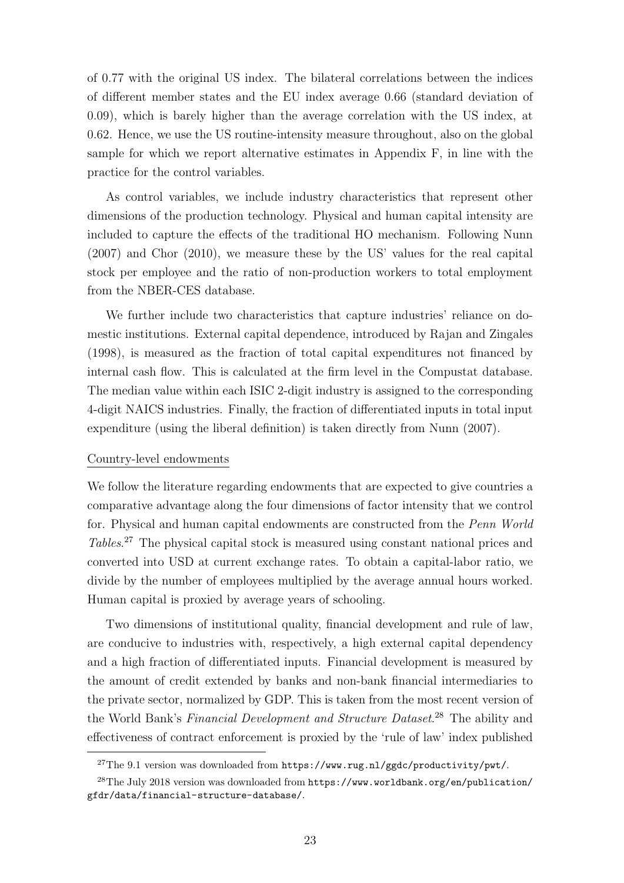of 0.77 with the original US index. The bilateral correlations between the indices of different member states and the EU index average 0.66 (standard deviation of 0.09), which is barely higher than the average correlation with the US index, at 0.62. Hence, we use the US routine-intensity measure throughout, also on the global sample for which we report alternative estimates in Appendix F, in line with the practice for the control variables.

As control variables, we include industry characteristics that represent other dimensions of the production technology. Physical and human capital intensity are included to capture the effects of the traditional HO mechanism. Following Nunn (2007) and Chor (2010), we measure these by the US' values for the real capital stock per employee and the ratio of non-production workers to total employment from the NBER-CES database.

We further include two characteristics that capture industries' reliance on domestic institutions. External capital dependence, introduced by Rajan and Zingales (1998), is measured as the fraction of total capital expenditures not financed by internal cash flow. This is calculated at the firm level in the Compustat database. The median value within each ISIC 2-digit industry is assigned to the corresponding 4-digit NAICS industries. Finally, the fraction of differentiated inputs in total input expenditure (using the liberal definition) is taken directly from Nunn (2007).

Country-level endowments

We follow the literature regarding endowments that are expected to give countries a comparative advantage along the four dimensions of factor intensity that we control for. Physical and human capital endowments are constructed from the *Penn World Tables*.[27] The physical capital stock is measured using constant national prices and converted into USD at current exchange rates. To obtain a capital-labor ratio, we divide by the number of employees multiplied by the average annual hours worked. Human capital is proxied by average years of schooling.

Two dimensions of institutional quality, financial development and rule of law, are conducive to industries with, respectively, a high external capital dependency and a high fraction of differentiated inputs. Financial development is measured by the amount of credit extended by banks and non-bank financial intermediaries to the private sector, normalized by GDP. This is taken from the most recent version of the World Bank's *Financial Development and Structure Dataset*.[28] The ability and effectiveness of contract enforcement is proxied by the 'rule of law' index published

[27] The 9.1 version was downloaded from `https://www.rug.nl/ggdc/productivity/pwt/`.

[28] The July 2018 version was downloaded from `https://www.worldbank.org/en/publication/gfdr/data/financial-structure-database/`.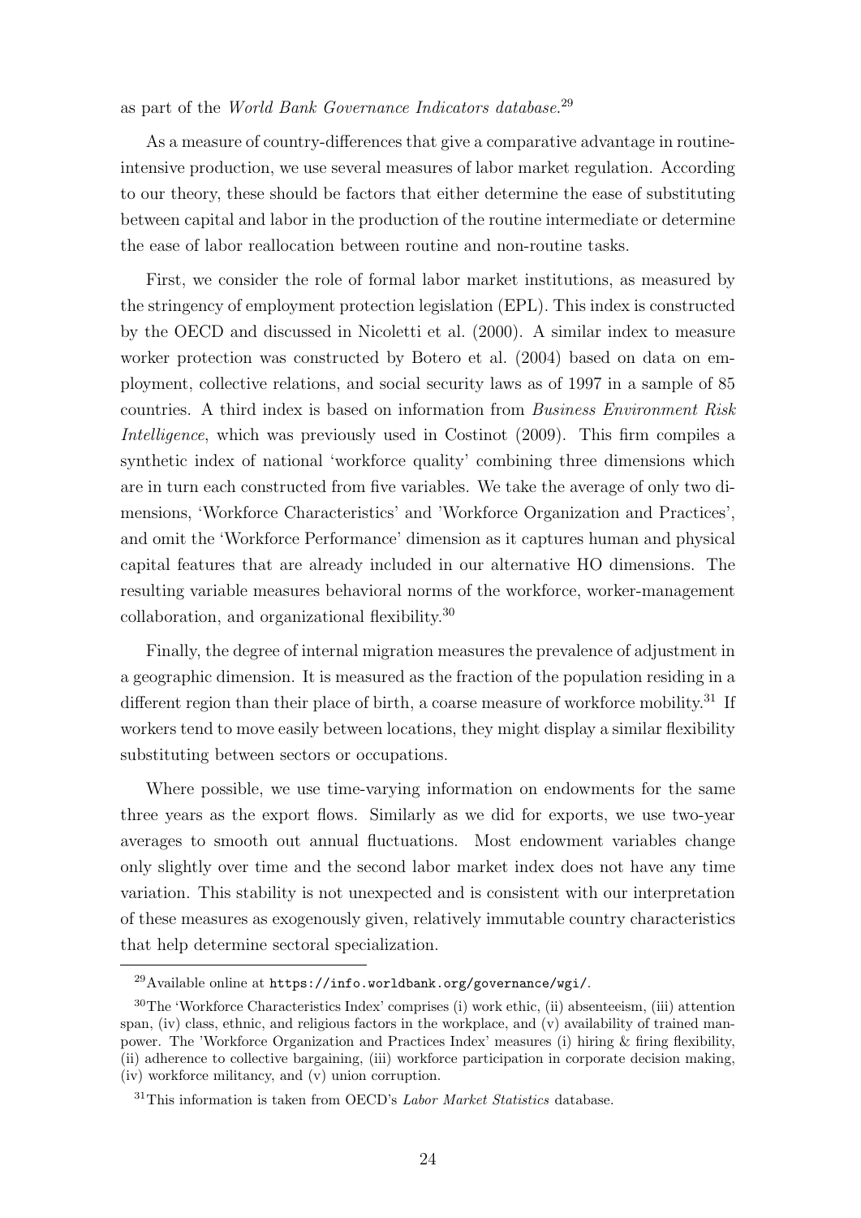as part of the *World Bank Governance Indicators database*.[29]

As a measure of country-differences that give a comparative advantage in routine-intensive production, we use several measures of labor market regulation. According to our theory, these should be factors that either determine the ease of substituting between capital and labor in the production of the routine intermediate or determine the ease of labor reallocation between routine and non-routine tasks.

First, we consider the role of formal labor market institutions, as measured by the stringency of employment protection legislation (EPL). This index is constructed by the OECD and discussed in Nicoletti et al. (2000). A similar index to measure worker protection was constructed by Botero et al. (2004) based on data on employment, collective relations, and social security laws as of 1997 in a sample of 85 countries. A third index is based on information from *Business Environment Risk Intelligence*, which was previously used in Costinot (2009). This firm compiles a synthetic index of national 'workforce quality' combining three dimensions which are in turn each constructed from five variables. We take the average of only two dimensions, 'Workforce Characteristics' and 'Workforce Organization and Practices', and omit the 'Workforce Performance' dimension as it captures human and physical capital features that are already included in our alternative HO dimensions. The resulting variable measures behavioral norms of the workforce, worker-management collaboration, and organizational flexibility.[30]

Finally, the degree of internal migration measures the prevalence of adjustment in a geographic dimension. It is measured as the fraction of the population residing in a different region than their place of birth, a coarse measure of workforce mobility.[31] If workers tend to move easily between locations, they might display a similar flexibility substituting between sectors or occupations.

Where possible, we use time-varying information on endowments for the same three years as the export flows. Similarly as we did for exports, we use two-year averages to smooth out annual fluctuations. Most endowment variables change only slightly over time and the second labor market index does not have any time variation. This stability is not unexpected and is consistent with our interpretation of these measures as exogenously given, relatively immutable country characteristics that help determine sectoral specialization.

[29] Available online at `https://info.worldbank.org/governance/wgi/`.

[30] The 'Workforce Characteristics Index' comprises (i) work ethic, (ii) absenteeism, (iii) attention span, (iv) class, ethnic, and religious factors in the workplace, and (v) availability of trained manpower. The 'Workforce Organization and Practices Index' measures (i) hiring & firing flexibility, (ii) adherence to collective bargaining, (iii) workforce participation in corporate decision making, (iv) workforce militancy, and (v) union corruption.

[31] This information is taken from OECD's *Labor Market Statistics* database.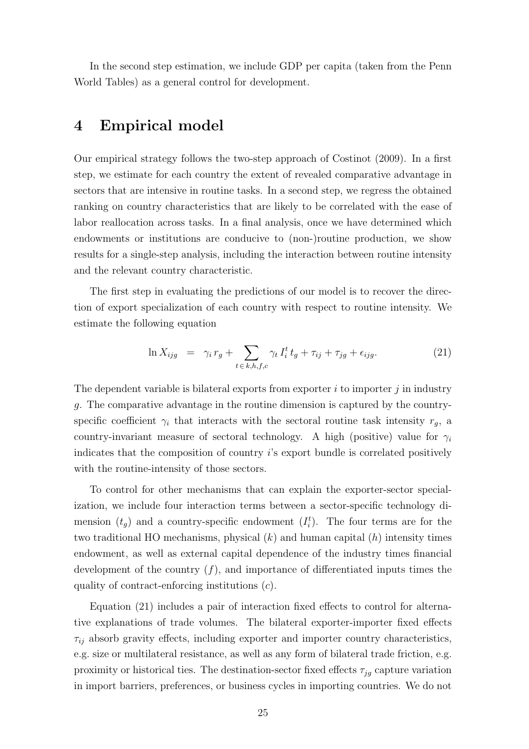In the second step estimation, we include GDP per capita (taken from the Penn World Tables) as a general control for development.

# 4 Empirical model

Our empirical strategy follows the two-step approach of Costinot (2009). In a first step, we estimate for each country the extent of revealed comparative advantage in sectors that are intensive in routine tasks. In a second step, we regress the obtained ranking on country characteristics that are likely to be correlated with the ease of labor reallocation across tasks. In a final analysis, once we have determined which endowments or institutions are conducive to (non-)routine production, we show results for a single-step analysis, including the interaction between routine intensity and the relevant country characteristic.

The first step in evaluating the predictions of our model is to recover the direction of export specialization of each country with respect to routine intensity. We estimate the following equation

$$\ln X_{ijg} \;\; = \;\; \gamma_i \, r_g + \sum_{t \, \in \, k,h,f,c} \gamma_t \, I_i^t \, t_g + \tau_{ij} + \tau_{jg} + \epsilon_{ijg}. \tag{21}$$

The dependent variable is bilateral exports from exporter $i$ to importer $j$ in industry $g$. The comparative advantage in the routine dimension is captured by the country-specific coefficient $\gamma_i$ that interacts with the sectoral routine task intensity $r_g$, a country-invariant measure of sectoral technology. A high (positive) value for $\gamma_i$ indicates that the composition of country $i$'s export bundle is correlated positively with the routine-intensity of those sectors.

To control for other mechanisms that can explain the exporter-sector specialization, we include four interaction terms between a sector-specific technology dimension ($t_g$) and a country-specific endowment ($I_i^t$). The four terms are for the two traditional HO mechanisms, physical ($k$) and human capital ($h$) intensity times endowment, as well as external capital dependence of the industry times financial development of the country ($f$), and importance of differentiated inputs times the quality of contract-enforcing institutions ($c$).

Equation (21) includes a pair of interaction fixed effects to control for alternative explanations of trade volumes. The bilateral exporter-importer fixed effects $\tau_{ij}$ absorb gravity effects, including exporter and importer country characteristics, e.g. size or multilateral resistance, as well as any form of bilateral trade friction, e.g. proximity or historical ties. The destination-sector fixed effects $\tau_{jg}$ capture variation in import barriers, preferences, or business cycles in importing countries. We do not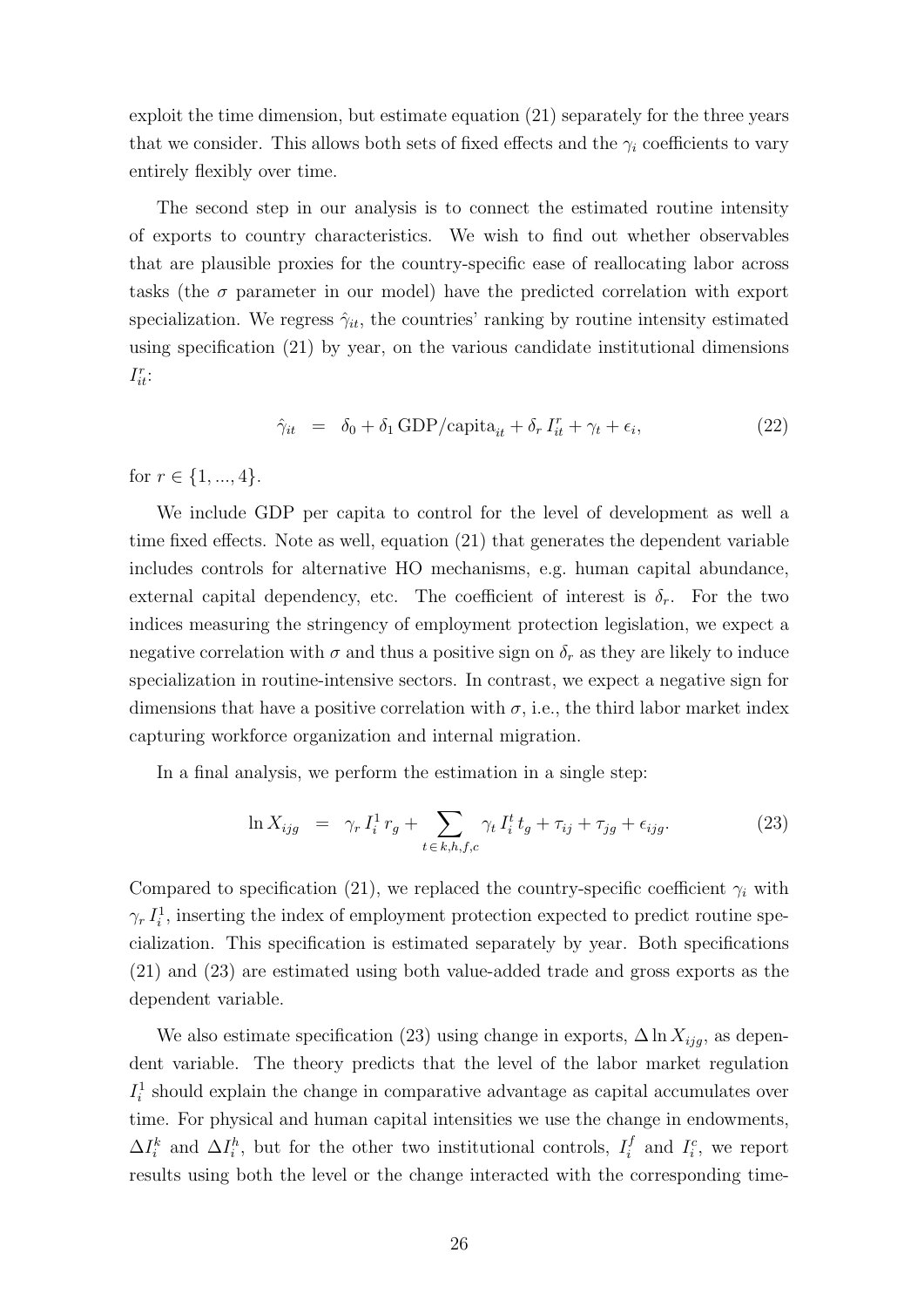exploit the time dimension, but estimate equation (21) separately for the three years that we consider. This allows both sets of fixed effects and the $\gamma_i$ coefficients to vary entirely flexibly over time.

The second step in our analysis is to connect the estimated routine intensity of exports to country characteristics. We wish to find out whether observables that are plausible proxies for the country-specific ease of reallocating labor across tasks (the $\sigma$ parameter in our model) have the predicted correlation with export specialization. We regress $\hat{\gamma}_{it}$, the countries' ranking by routine intensity estimated using specification (21) by year, on the various candidate institutional dimensions $I^r_{it}$:

$$\hat{\gamma}_{it} \quad = \quad \delta_0 + \delta_1 \,\text{GDP/capita}_{it} + \delta_r \, I^r_{it} + \gamma_t + \epsilon_i, \tag{22}$$

for $r \in \{1, ..., 4\}$.

We include GDP per capita to control for the level of development as well a time fixed effects. Note as well, equation (21) that generates the dependent variable includes controls for alternative HO mechanisms, e.g. human capital abundance, external capital dependency, etc. The coefficient of interest is $\delta_r$. For the two indices measuring the stringency of employment protection legislation, we expect a negative correlation with $\sigma$ and thus a positive sign on $\delta_r$ as they are likely to induce specialization in routine-intensive sectors. In contrast, we expect a negative sign for dimensions that have a positive correlation with $\sigma$, i.e., the third labor market index capturing workforce organization and internal migration.

In a final analysis, we perform the estimation in a single step:

$$\ln X_{ijg} \quad = \quad \gamma_r \, I^1_i \, r_g + \sum_{t \,\in\, k,h,f,c} \gamma_t \, I^t_i \, t_g + \tau_{ij} + \tau_{jg} + \epsilon_{ijg}. \tag{23}$$

Compared to specification (21), we replaced the country-specific coefficient $\gamma_i$ with $\gamma_r \, I^1_i$, inserting the index of employment protection expected to predict routine specialization. This specification is estimated separately by year. Both specifications (21) and (23) are estimated using both value-added trade and gross exports as the dependent variable.

We also estimate specification (23) using change in exports, $\Delta \ln X_{ijg}$, as dependent variable. The theory predicts that the level of the labor market regulation $I^1_i$ should explain the change in comparative advantage as capital accumulates over time. For physical and human capital intensities we use the change in endowments, $\Delta I^k_i$ and $\Delta I^h_i$, but for the other two institutional controls, $I^f_i$ and $I^c_i$, we report results using both the level or the change interacted with the corresponding time-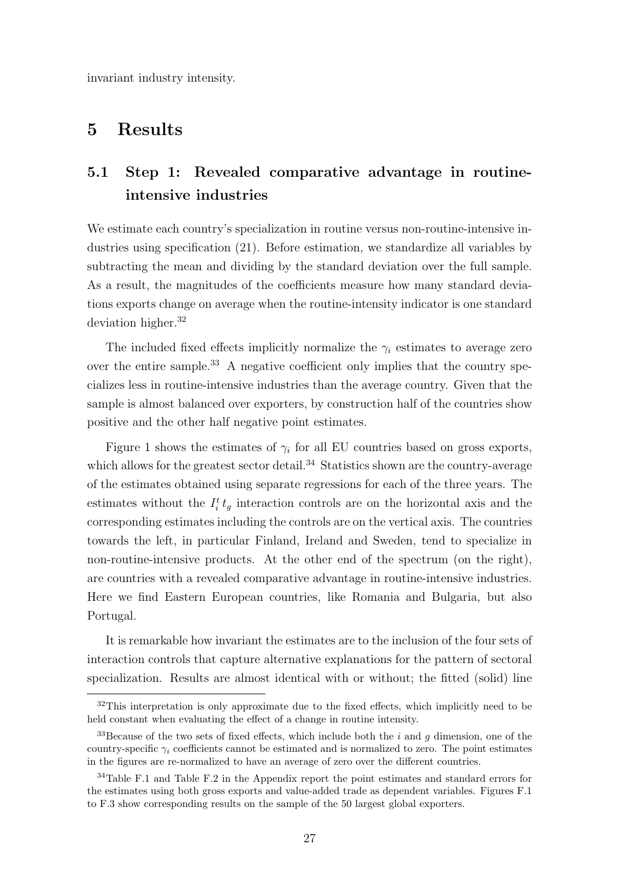invariant industry intensity.

# 5 Results

## 5.1 Step 1: Revealed comparative advantage in routine-intensive industries

We estimate each country's specialization in routine versus non-routine-intensive industries using specification (21). Before estimation, we standardize all variables by subtracting the mean and dividing by the standard deviation over the full sample. As a result, the magnitudes of the coefficients measure how many standard deviations exports change on average when the routine-intensity indicator is one standard deviation higher.[32]

The included fixed effects implicitly normalize the $\gamma_i$ estimates to average zero over the entire sample.[33] A negative coefficient only implies that the country specializes less in routine-intensive industries than the average country. Given that the sample is almost balanced over exporters, by construction half of the countries show positive and the other half negative point estimates.

Figure 1 shows the estimates of $\gamma_i$ for all EU countries based on gross exports, which allows for the greatest sector detail.[34] Statistics shown are the country-average of the estimates obtained using separate regressions for each of the three years. The estimates without the $I_i^t t_g$ interaction controls are on the horizontal axis and the corresponding estimates including the controls are on the vertical axis. The countries towards the left, in particular Finland, Ireland and Sweden, tend to specialize in non-routine-intensive products. At the other end of the spectrum (on the right), are countries with a revealed comparative advantage in routine-intensive industries. Here we find Eastern European countries, like Romania and Bulgaria, but also Portugal.

It is remarkable how invariant the estimates are to the inclusion of the four sets of interaction controls that capture alternative explanations for the pattern of sectoral specialization. Results are almost identical with or without; the fitted (solid) line

---

[32] This interpretation is only approximate due to the fixed effects, which implicitly need to be held constant when evaluating the effect of a change in routine intensity.

[33] Because of the two sets of fixed effects, which include both the $i$ and $g$ dimension, one of the country-specific $\gamma_i$ coefficients cannot be estimated and is normalized to zero. The point estimates in the figures are re-normalized to have an average of zero over the different countries.

[34] Table F.1 and Table F.2 in the Appendix report the point estimates and standard errors for the estimates using both gross exports and value-added trade as dependent variables. Figures F.1 to F.3 show corresponding results on the sample of the 50 largest global exporters.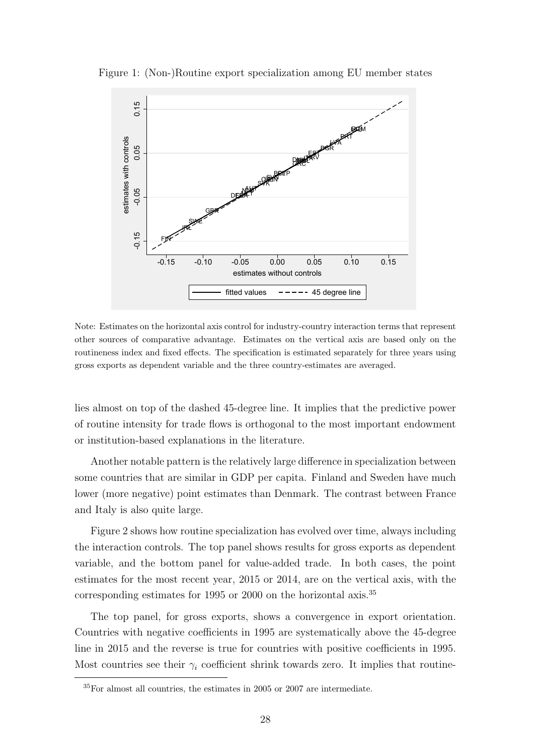Figure 1: (Non-)Routine export specialization among EU member states

Note: Estimates on the horizontal axis control for industry-country interaction terms that represent other sources of comparative advantage. Estimates on the vertical axis are based only on the routineness index and fixed effects. The specification is estimated separately for three years using gross exports as dependent variable and the three country-estimates are averaged.

lies almost on top of the dashed 45-degree line. It implies that the predictive power of routine intensity for trade flows is orthogonal to the most important endowment or institution-based explanations in the literature.

Another notable pattern is the relatively large difference in specialization between some countries that are similar in GDP per capita. Finland and Sweden have much lower (more negative) point estimates than Denmark. The contrast between France and Italy is also quite large.

Figure 2 shows how routine specialization has evolved over time, always including the interaction controls. The top panel shows results for gross exports as dependent variable, and the bottom panel for value-added trade. In both cases, the point estimates for the most recent year, 2015 or 2014, are on the vertical axis, with the corresponding estimates for 1995 or 2000 on the horizontal axis.[35]

The top panel, for gross exports, shows a convergence in export orientation. Countries with negative coefficients in 1995 are systematically above the 45-degree line in 2015 and the reverse is true for countries with positive coefficients in 1995. Most countries see their $\gamma_i$ coefficient shrink towards zero. It implies that routine-

[35]For almost all countries, the estimates in 2005 or 2007 are intermediate.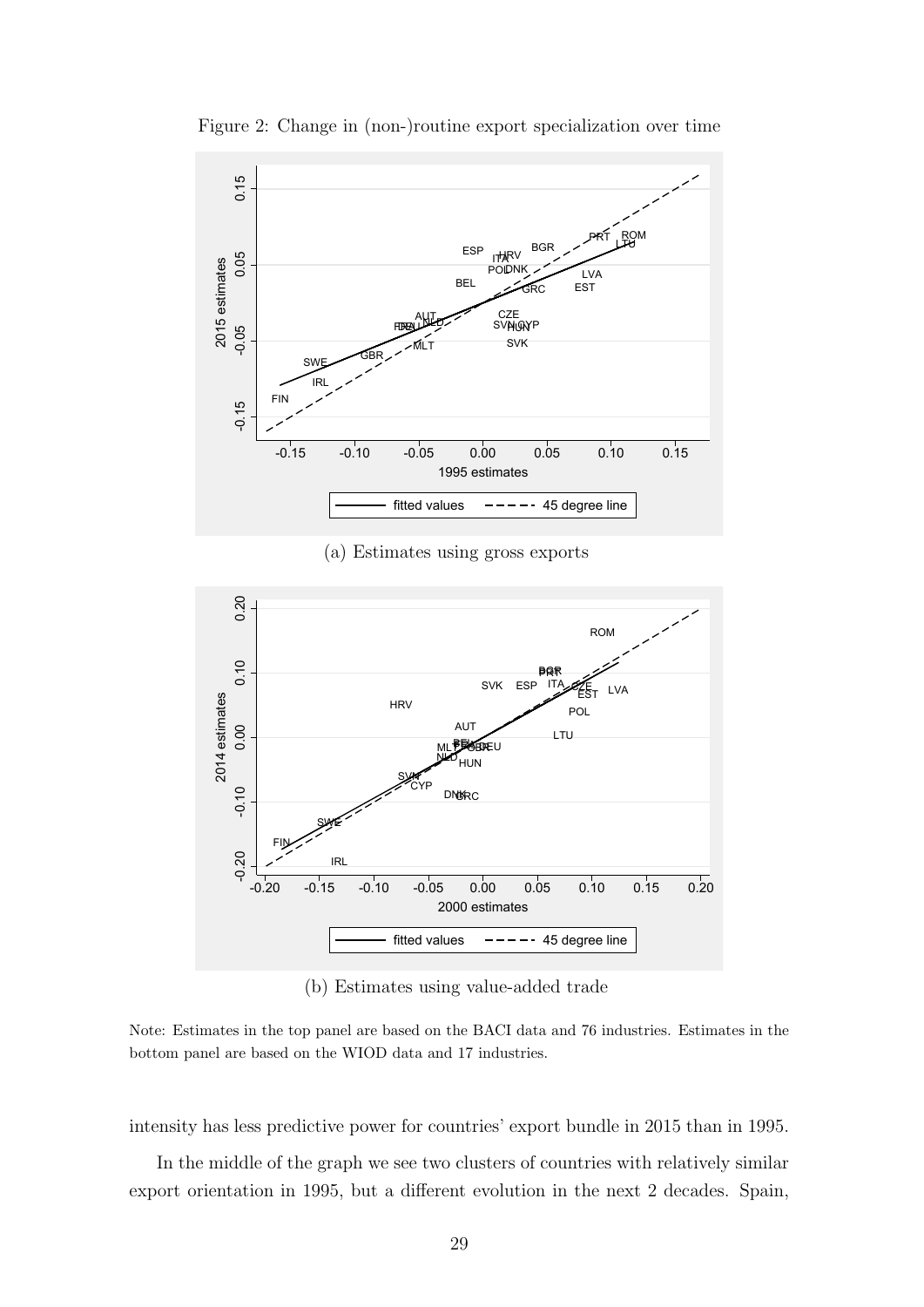Figure 2: Change in (non-)routine export specialization over time

(a) Estimates using gross exports

(b) Estimates using value-added trade

Note: Estimates in the top panel are based on the BACI data and 76 industries. Estimates in the bottom panel are based on the WIOD data and 17 industries.

intensity has less predictive power for countries' export bundle in 2015 than in 1995.

In the middle of the graph we see two clusters of countries with relatively similar export orientation in 1995, but a different evolution in the next 2 decades. Spain,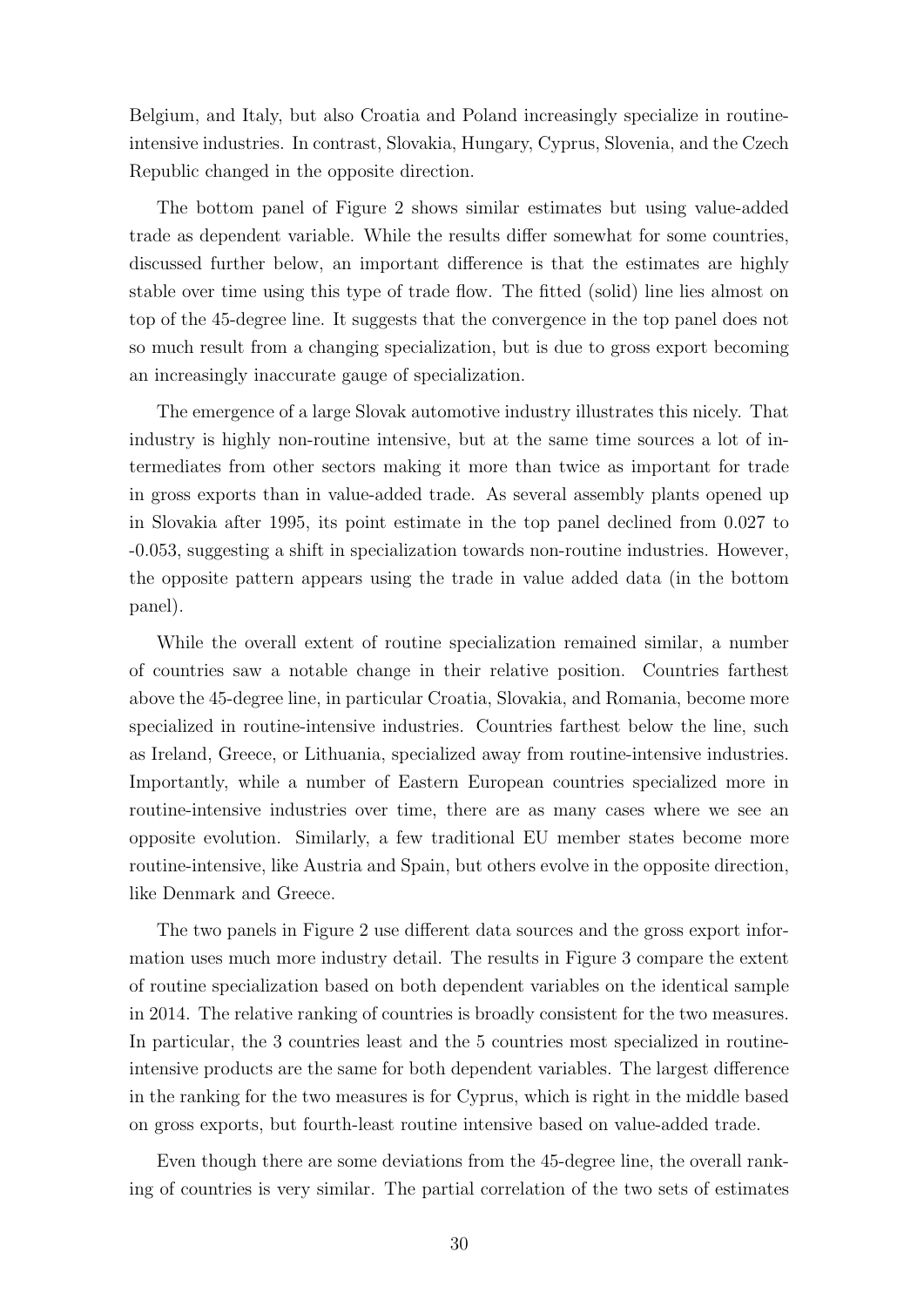Belgium, and Italy, but also Croatia and Poland increasingly specialize in routine-intensive industries. In contrast, Slovakia, Hungary, Cyprus, Slovenia, and the Czech Republic changed in the opposite direction.

The bottom panel of Figure 2 shows similar estimates but using value-added trade as dependent variable. While the results differ somewhat for some countries, discussed further below, an important difference is that the estimates are highly stable over time using this type of trade flow. The fitted (solid) line lies almost on top of the 45-degree line. It suggests that the convergence in the top panel does not so much result from a changing specialization, but is due to gross export becoming an increasingly inaccurate gauge of specialization.

The emergence of a large Slovak automotive industry illustrates this nicely. That industry is highly non-routine intensive, but at the same time sources a lot of intermediates from other sectors making it more than twice as important for trade in gross exports than in value-added trade. As several assembly plants opened up in Slovakia after 1995, its point estimate in the top panel declined from 0.027 to -0.053, suggesting a shift in specialization towards non-routine industries. However, the opposite pattern appears using the trade in value added data (in the bottom panel).

While the overall extent of routine specialization remained similar, a number of countries saw a notable change in their relative position. Countries farthest above the 45-degree line, in particular Croatia, Slovakia, and Romania, become more specialized in routine-intensive industries. Countries farthest below the line, such as Ireland, Greece, or Lithuania, specialized away from routine-intensive industries. Importantly, while a number of Eastern European countries specialized more in routine-intensive industries over time, there are as many cases where we see an opposite evolution. Similarly, a few traditional EU member states become more routine-intensive, like Austria and Spain, but others evolve in the opposite direction, like Denmark and Greece.

The two panels in Figure 2 use different data sources and the gross export information uses much more industry detail. The results in Figure 3 compare the extent of routine specialization based on both dependent variables on the identical sample in 2014. The relative ranking of countries is broadly consistent for the two measures. In particular, the 3 countries least and the 5 countries most specialized in routine-intensive products are the same for both dependent variables. The largest difference in the ranking for the two measures is for Cyprus, which is right in the middle based on gross exports, but fourth-least routine intensive based on value-added trade.

Even though there are some deviations from the 45-degree line, the overall ranking of countries is very similar. The partial correlation of the two sets of estimates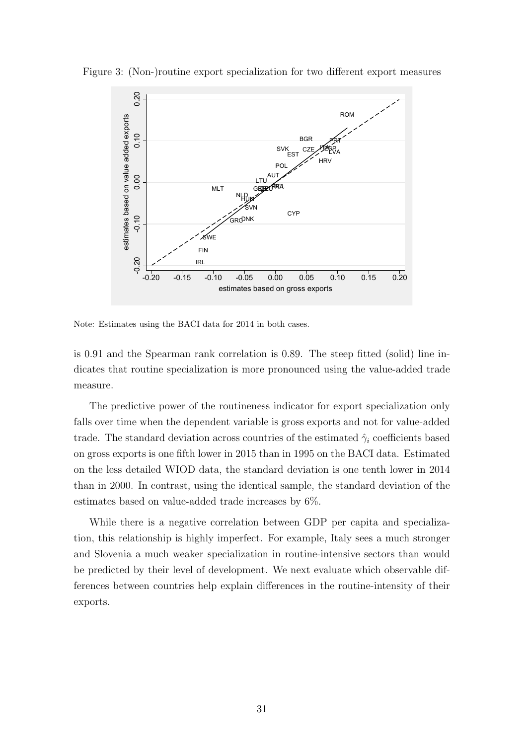Figure 3: (Non-)routine export specialization for two different export measures

Note: Estimates using the BACI data for 2014 in both cases.

is 0.91 and the Spearman rank correlation is 0.89. The steep fitted (solid) line indicates that routine specialization is more pronounced using the value-added trade measure.

The predictive power of the routineness indicator for export specialization only falls over time when the dependent variable is gross exports and not for value-added trade. The standard deviation across countries of the estimated $\hat{\gamma}_i$ coefficients based on gross exports is one fifth lower in 2015 than in 1995 on the BACI data. Estimated on the less detailed WIOD data, the standard deviation is one tenth lower in 2014 than in 2000. In contrast, using the identical sample, the standard deviation of the estimates based on value-added trade increases by 6%.

While there is a negative correlation between GDP per capita and specialization, this relationship is highly imperfect. For example, Italy sees a much stronger and Slovenia a much weaker specialization in routine-intensive sectors than would be predicted by their level of development. We next evaluate which observable differences between countries help explain differences in the routine-intensity of their exports.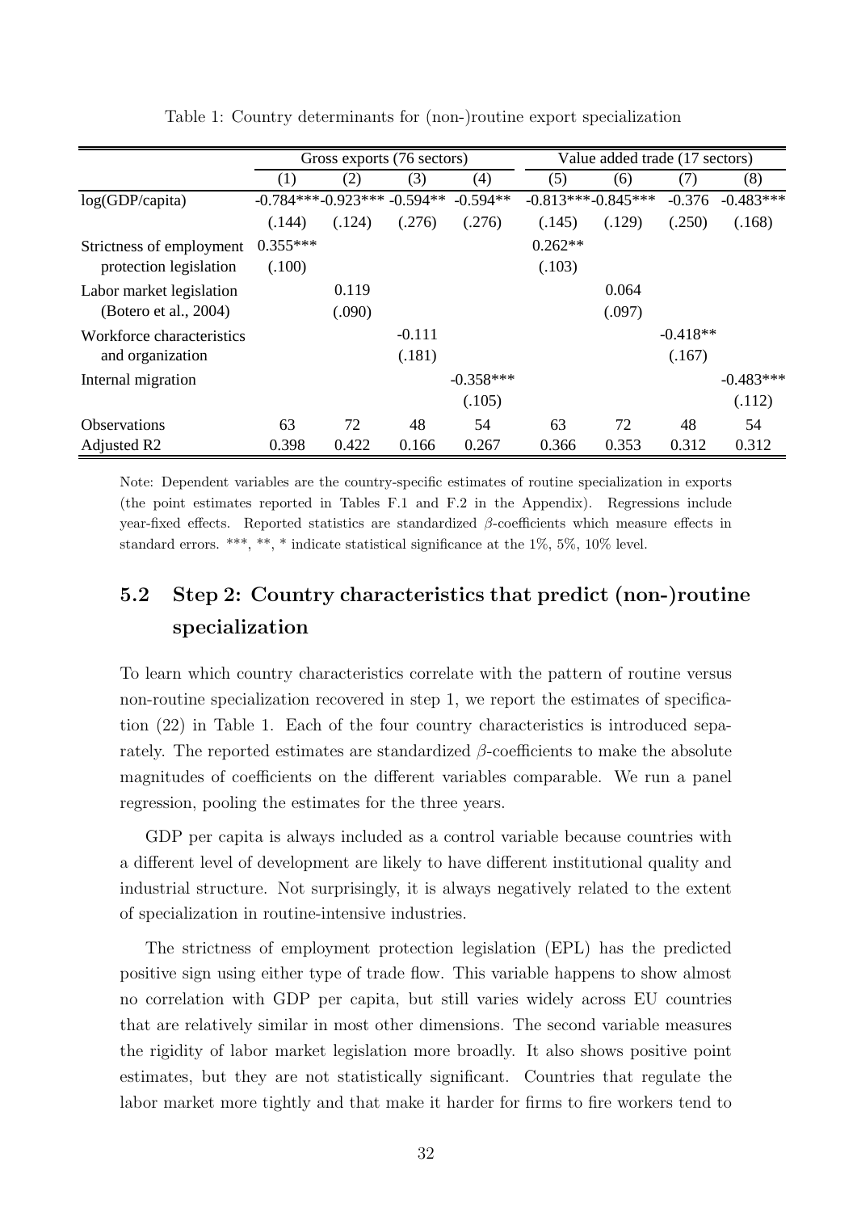Table 1: Country determinants for (non-)routine export specialization

| | Gross exports (76 sectors) | | | | Value added trade (17 sectors) | | | |
|---|---|---|---|---|---|---|---|---|
| | (1) | (2) | (3) | (4) | (5) | (6) | (7) | (8) |
| log(GDP/capita) | -0.784*** | -0.923*** | -0.594** | -0.594** | -0.813*** | -0.845*** | -0.376 | -0.483*** |
| | (.144) | (.124) | (.276) | (.276) | (.145) | (.129) | (.250) | (.168) |
| Strictness of employment protection legislation | 0.355*** | | | | 0.262** | | | |
| | (.100) | | | | (.103) | | | |
| Labor market legislation (Botero et al., 2004) | | 0.119 | | | | 0.064 | | |
| | | (.090) | | | | (.097) | | |
| Workforce characteristics and organization | | | -0.111 | | | | -0.418** | |
| | | | (.181) | | | | (.167) | |
| Internal migration | | | | -0.358*** | | | | -0.483*** |
| | | | | (.105) | | | | (.112) |
| Observations | 63 | 72 | 48 | 54 | 63 | 72 | 48 | 54 |
| Adjusted R2 | 0.398 | 0.422 | 0.166 | 0.267 | 0.366 | 0.353 | 0.312 | 0.312 |

Note: Dependent variables are the country-specific estimates of routine specialization in exports (the point estimates reported in Tables F.1 and F.2 in the Appendix). Regressions include year-fixed effects. Reported statistics are standardized $\beta$-coefficients which measure effects in standard errors. ***, **, * indicate statistical significance at the 1%, 5%, 10% level.

## 5.2 Step 2: Country characteristics that predict (non-)routine specialization

To learn which country characteristics correlate with the pattern of routine versus non-routine specialization recovered in step 1, we report the estimates of specification (22) in Table 1. Each of the four country characteristics is introduced separately. The reported estimates are standardized $\beta$-coefficients to make the absolute magnitudes of coefficients on the different variables comparable. We run a panel regression, pooling the estimates for the three years.

GDP per capita is always included as a control variable because countries with a different level of development are likely to have different institutional quality and industrial structure. Not surprisingly, it is always negatively related to the extent of specialization in routine-intensive industries.

The strictness of employment protection legislation (EPL) has the predicted positive sign using either type of trade flow. This variable happens to show almost no correlation with GDP per capita, but still varies widely across EU countries that are relatively similar in most other dimensions. The second variable measures the rigidity of labor market legislation more broadly. It also shows positive point estimates, but they are not statistically significant. Countries that regulate the labor market more tightly and that make it harder for firms to fire workers tend to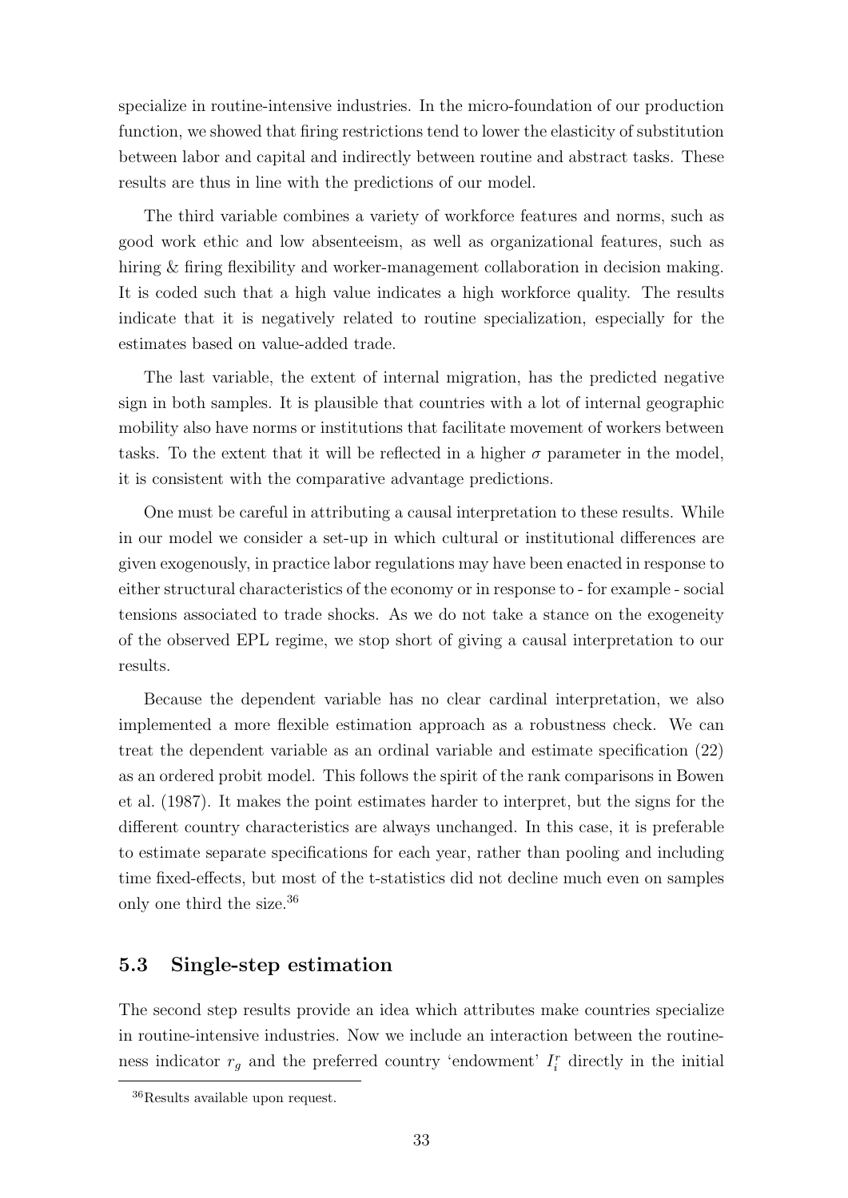specialize in routine-intensive industries. In the micro-foundation of our production function, we showed that firing restrictions tend to lower the elasticity of substitution between labor and capital and indirectly between routine and abstract tasks. These results are thus in line with the predictions of our model.

The third variable combines a variety of workforce features and norms, such as good work ethic and low absenteeism, as well as organizational features, such as hiring & firing flexibility and worker-management collaboration in decision making. It is coded such that a high value indicates a high workforce quality. The results indicate that it is negatively related to routine specialization, especially for the estimates based on value-added trade.

The last variable, the extent of internal migration, has the predicted negative sign in both samples. It is plausible that countries with a lot of internal geographic mobility also have norms or institutions that facilitate movement of workers between tasks. To the extent that it will be reflected in a higher $\sigma$ parameter in the model, it is consistent with the comparative advantage predictions.

One must be careful in attributing a causal interpretation to these results. While in our model we consider a set-up in which cultural or institutional differences are given exogenously, in practice labor regulations may have been enacted in response to either structural characteristics of the economy or in response to - for example - social tensions associated to trade shocks. As we do not take a stance on the exogeneity of the observed EPL regime, we stop short of giving a causal interpretation to our results.

Because the dependent variable has no clear cardinal interpretation, we also implemented a more flexible estimation approach as a robustness check. We can treat the dependent variable as an ordinal variable and estimate specification (22) as an ordered probit model. This follows the spirit of the rank comparisons in Bowen et al. (1987). It makes the point estimates harder to interpret, but the signs for the different country characteristics are always unchanged. In this case, it is preferable to estimate separate specifications for each year, rather than pooling and including time fixed-effects, but most of the t-statistics did not decline much even on samples only one third the size.[36]

## 5.3 Single-step estimation

The second step results provide an idea which attributes make countries specialize in routine-intensive industries. Now we include an interaction between the routineness indicator $r_g$ and the preferred country 'endowment' $I_i^r$ directly in the initial

[36] Results available upon request.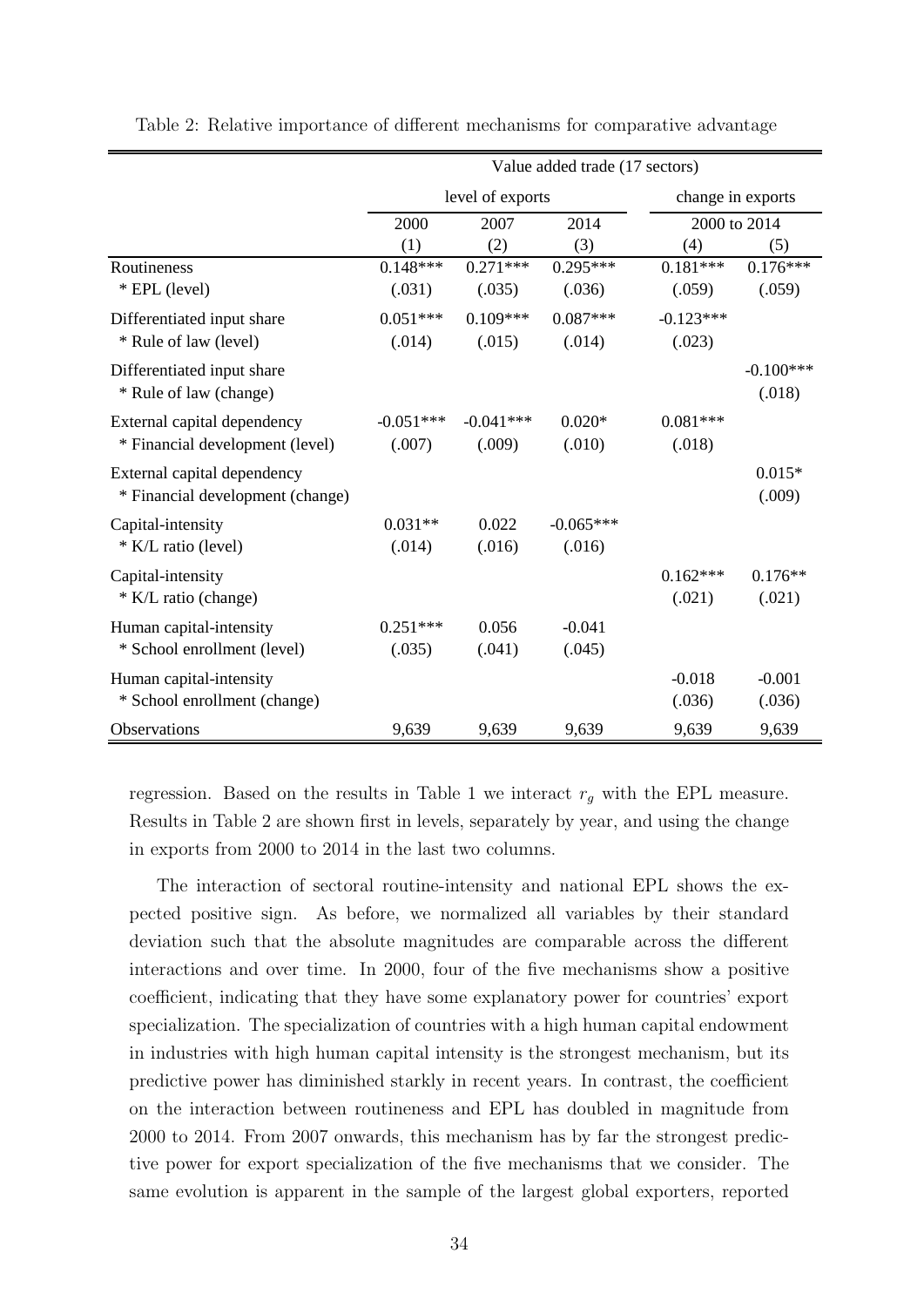Table 2: Relative importance of different mechanisms for comparative advantage

| | Value added trade (17 sectors) | | | | |
|---|---|---|---|---|---|
| | level of exports | | | change in exports | |
| | 2000 | 2007 | 2014 | 2000 to 2014 | |
| | (1) | (2) | (3) | (4) | (5) |
| Routineness | 0.148*** | 0.271*** | 0.295*** | 0.181*** | 0.176*** |
| * EPL (level) | (.031) | (.035) | (.036) | (.059) | (.059) |
| Differentiated input share | 0.051*** | 0.109*** | 0.087*** | -0.123*** | |
| * Rule of law (level) | (.014) | (.015) | (.014) | (.023) | |
| Differentiated input share | | | | | -0.100*** |
| * Rule of law (change) | | | | | (.018) |
| External capital dependency | -0.051*** | -0.041*** | 0.020* | 0.081*** | |
| * Financial development (level) | (.007) | (.009) | (.010) | (.018) | |
| External capital dependency | | | | | 0.015* |
| * Financial development (change) | | | | | (.009) |
| Capital-intensity | 0.031** | 0.022 | -0.065*** | | |
| * K/L ratio (level) | (.014) | (.016) | (.016) | | |
| Capital-intensity | | | | 0.162*** | 0.176** |
| * K/L ratio (change) | | | | (.021) | (.021) |
| Human capital-intensity | 0.251*** | 0.056 | -0.041 | | |
| * School enrollment (level) | (.035) | (.041) | (.045) | | |
| Human capital-intensity | | | | -0.018 | -0.001 |
| * School enrollment (change) | | | | (.036) | (.036) |
| Observations | 9,639 | 9,639 | 9,639 | 9,639 | 9,639 |

regression. Based on the results in Table 1 we interact $r_g$ with the EPL measure. Results in Table 2 are shown first in levels, separately by year, and using the change in exports from 2000 to 2014 in the last two columns.

The interaction of sectoral routine-intensity and national EPL shows the expected positive sign. As before, we normalized all variables by their standard deviation such that the absolute magnitudes are comparable across the different interactions and over time. In 2000, four of the five mechanisms show a positive coefficient, indicating that they have some explanatory power for countries' export specialization. The specialization of countries with a high human capital endowment in industries with high human capital intensity is the strongest mechanism, but its predictive power has diminished starkly in recent years. In contrast, the coefficient on the interaction between routineness and EPL has doubled in magnitude from 2000 to 2014. From 2007 onwards, this mechanism has by far the strongest predictive power for export specialization of the five mechanisms that we consider. The same evolution is apparent in the sample of the largest global exporters, reported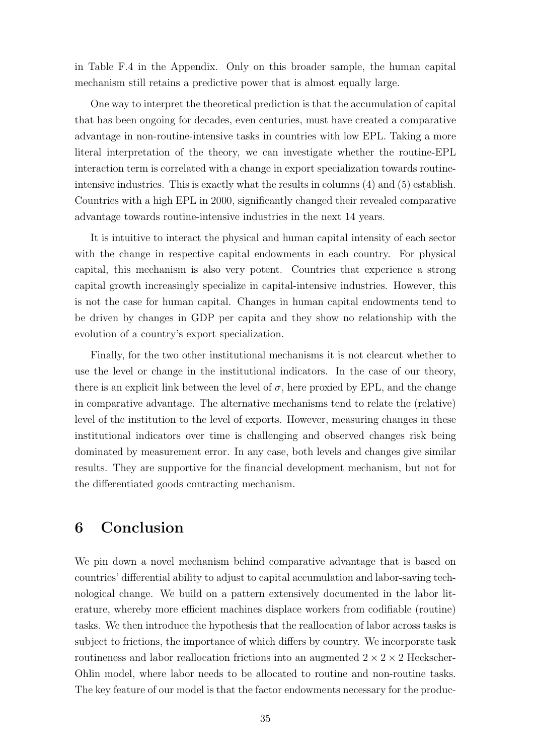in Table F.4 in the Appendix. Only on this broader sample, the human capital mechanism still retains a predictive power that is almost equally large.

One way to interpret the theoretical prediction is that the accumulation of capital that has been ongoing for decades, even centuries, must have created a comparative advantage in non-routine-intensive tasks in countries with low EPL. Taking a more literal interpretation of the theory, we can investigate whether the routine-EPL interaction term is correlated with a change in export specialization towards routine-intensive industries. This is exactly what the results in columns (4) and (5) establish. Countries with a high EPL in 2000, significantly changed their revealed comparative advantage towards routine-intensive industries in the next 14 years.

It is intuitive to interact the physical and human capital intensity of each sector with the change in respective capital endowments in each country. For physical capital, this mechanism is also very potent. Countries that experience a strong capital growth increasingly specialize in capital-intensive industries. However, this is not the case for human capital. Changes in human capital endowments tend to be driven by changes in GDP per capita and they show no relationship with the evolution of a country's export specialization.

Finally, for the two other institutional mechanisms it is not clearcut whether to use the level or change in the institutional indicators. In the case of our theory, there is an explicit link between the level of $\sigma$, here proxied by EPL, and the change in comparative advantage. The alternative mechanisms tend to relate the (relative) level of the institution to the level of exports. However, measuring changes in these institutional indicators over time is challenging and observed changes risk being dominated by measurement error. In any case, both levels and changes give similar results. They are supportive for the financial development mechanism, but not for the differentiated goods contracting mechanism.

## 6 Conclusion

We pin down a novel mechanism behind comparative advantage that is based on countries' differential ability to adjust to capital accumulation and labor-saving technological change. We build on a pattern extensively documented in the labor literature, whereby more efficient machines displace workers from codifiable (routine) tasks. We then introduce the hypothesis that the reallocation of labor across tasks is subject to frictions, the importance of which differs by country. We incorporate task routineness and labor reallocation frictions into an augmented $2 \times 2 \times 2$ Heckscher-Ohlin model, where labor needs to be allocated to routine and non-routine tasks. The key feature of our model is that the factor endowments necessary for the produc-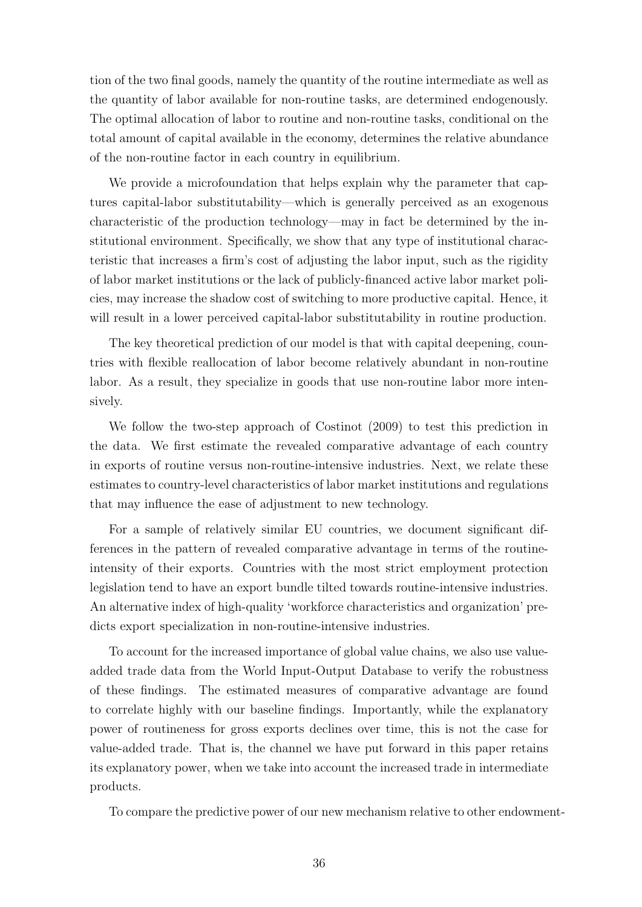tion of the two final goods, namely the quantity of the routine intermediate as well as the quantity of labor available for non-routine tasks, are determined endogenously. The optimal allocation of labor to routine and non-routine tasks, conditional on the total amount of capital available in the economy, determines the relative abundance of the non-routine factor in each country in equilibrium.

We provide a microfoundation that helps explain why the parameter that captures capital-labor substitutability—which is generally perceived as an exogenous characteristic of the production technology—may in fact be determined by the institutional environment. Specifically, we show that any type of institutional characteristic that increases a firm's cost of adjusting the labor input, such as the rigidity of labor market institutions or the lack of publicly-financed active labor market policies, may increase the shadow cost of switching to more productive capital. Hence, it will result in a lower perceived capital-labor substitutability in routine production.

The key theoretical prediction of our model is that with capital deepening, countries with flexible reallocation of labor become relatively abundant in non-routine labor. As a result, they specialize in goods that use non-routine labor more intensively.

We follow the two-step approach of Costinot (2009) to test this prediction in the data. We first estimate the revealed comparative advantage of each country in exports of routine versus non-routine-intensive industries. Next, we relate these estimates to country-level characteristics of labor market institutions and regulations that may influence the ease of adjustment to new technology.

For a sample of relatively similar EU countries, we document significant differences in the pattern of revealed comparative advantage in terms of the routine-intensity of their exports. Countries with the most strict employment protection legislation tend to have an export bundle tilted towards routine-intensive industries. An alternative index of high-quality 'workforce characteristics and organization' predicts export specialization in non-routine-intensive industries.

To account for the increased importance of global value chains, we also use value-added trade data from the World Input-Output Database to verify the robustness of these findings. The estimated measures of comparative advantage are found to correlate highly with our baseline findings. Importantly, while the explanatory power of routineness for gross exports declines over time, this is not the case for value-added trade. That is, the channel we have put forward in this paper retains its explanatory power, when we take into account the increased trade in intermediate products.

To compare the predictive power of our new mechanism relative to other endowment-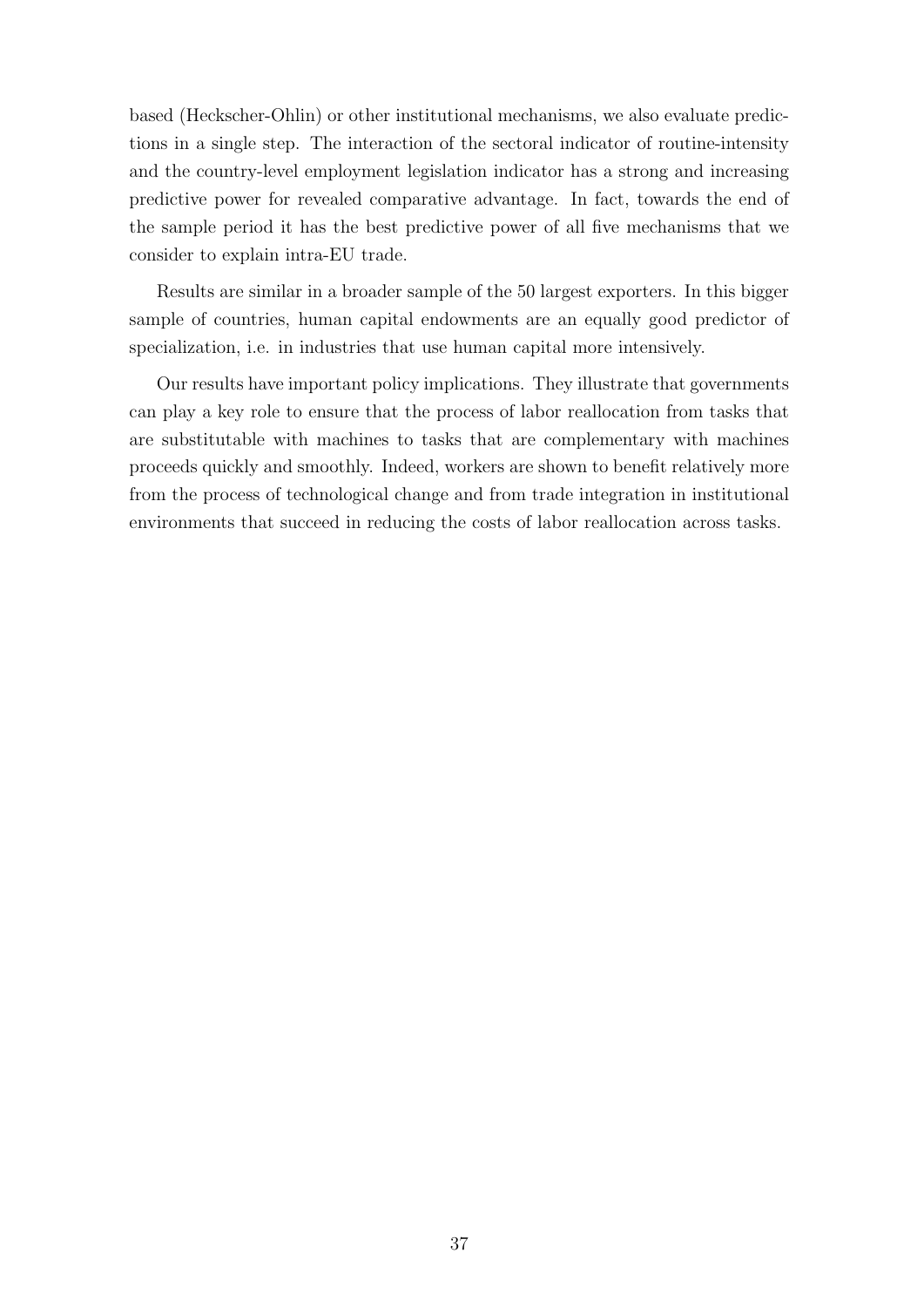based (Heckscher-Ohlin) or other institutional mechanisms, we also evaluate predictions in a single step. The interaction of the sectoral indicator of routine-intensity and the country-level employment legislation indicator has a strong and increasing predictive power for revealed comparative advantage. In fact, towards the end of the sample period it has the best predictive power of all five mechanisms that we consider to explain intra-EU trade.

Results are similar in a broader sample of the 50 largest exporters. In this bigger sample of countries, human capital endowments are an equally good predictor of specialization, i.e. in industries that use human capital more intensively.

Our results have important policy implications. They illustrate that governments can play a key role to ensure that the process of labor reallocation from tasks that are substitutable with machines to tasks that are complementary with machines proceeds quickly and smoothly. Indeed, workers are shown to benefit relatively more from the process of technological change and from trade integration in institutional environments that succeed in reducing the costs of labor reallocation across tasks.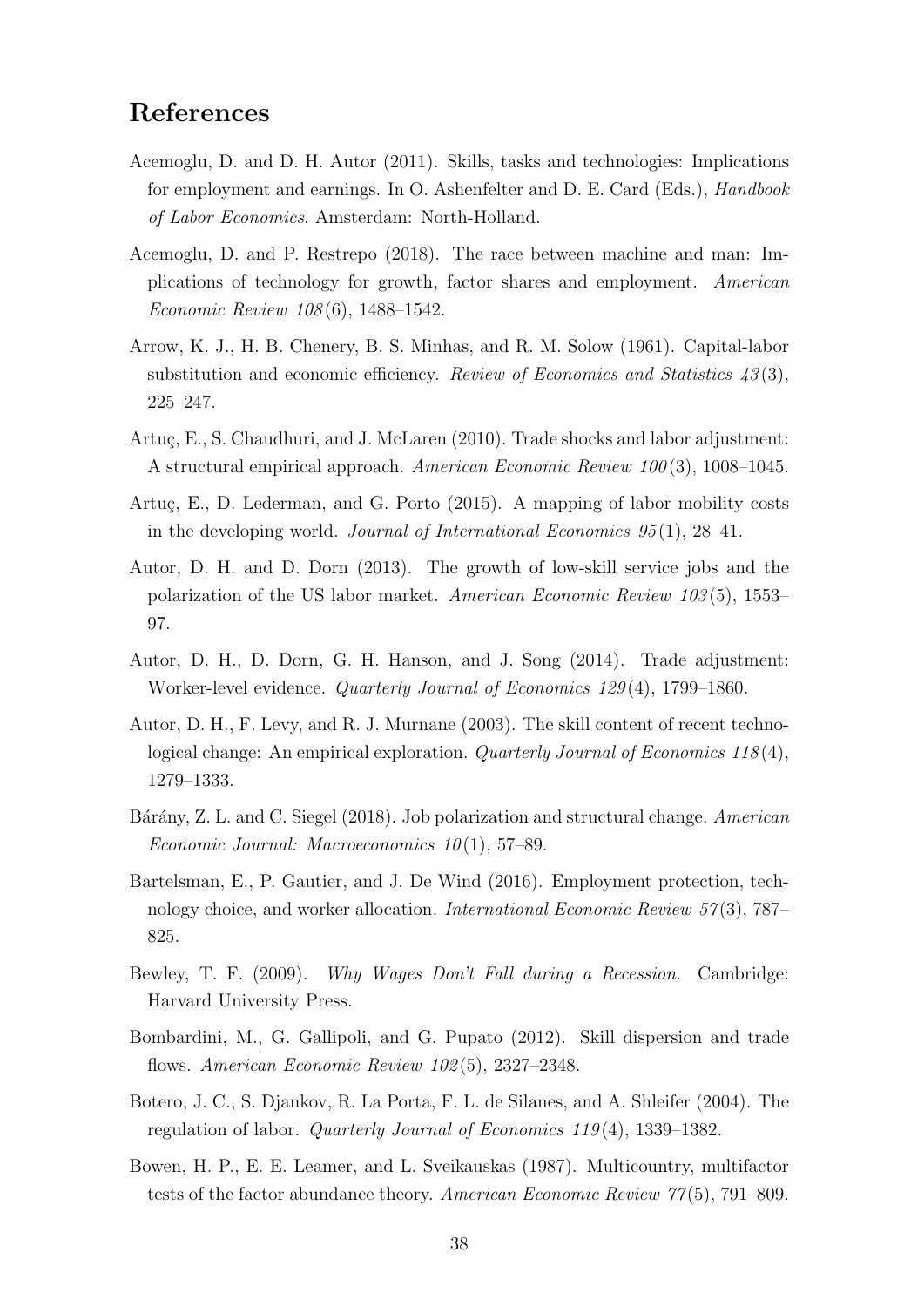## References

Acemoglu, D. and D. H. Autor (2011). Skills, tasks and technologies: Implications for employment and earnings. In O. Ashenfelter and D. E. Card (Eds.), *Handbook of Labor Economics*. Amsterdam: North-Holland.

Acemoglu, D. and P. Restrepo (2018). The race between machine and man: Implications of technology for growth, factor shares and employment. *American Economic Review 108*(6), 1488–1542.

Arrow, K. J., H. B. Chenery, B. S. Minhas, and R. M. Solow (1961). Capital-labor substitution and economic efficiency. *Review of Economics and Statistics 43*(3), 225–247.

Artuç, E., S. Chaudhuri, and J. McLaren (2010). Trade shocks and labor adjustment: A structural empirical approach. *American Economic Review 100*(3), 1008–1045.

Artuç, E., D. Lederman, and G. Porto (2015). A mapping of labor mobility costs in the developing world. *Journal of International Economics 95*(1), 28–41.

Autor, D. H. and D. Dorn (2013). The growth of low-skill service jobs and the polarization of the US labor market. *American Economic Review 103*(5), 1553–97.

Autor, D. H., D. Dorn, G. H. Hanson, and J. Song (2014). Trade adjustment: Worker-level evidence. *Quarterly Journal of Economics 129*(4), 1799–1860.

Autor, D. H., F. Levy, and R. J. Murnane (2003). The skill content of recent technological change: An empirical exploration. *Quarterly Journal of Economics 118*(4), 1279–1333.

Bárány, Z. L. and C. Siegel (2018). Job polarization and structural change. *American Economic Journal: Macroeconomics 10*(1), 57–89.

Bartelsman, E., P. Gautier, and J. De Wind (2016). Employment protection, technology choice, and worker allocation. *International Economic Review 57*(3), 787–825.

Bewley, T. F. (2009). *Why Wages Don't Fall during a Recession*. Cambridge: Harvard University Press.

Bombardini, M., G. Gallipoli, and G. Pupato (2012). Skill dispersion and trade flows. *American Economic Review 102*(5), 2327–2348.

Botero, J. C., S. Djankov, R. La Porta, F. L. de Silanes, and A. Shleifer (2004). The regulation of labor. *Quarterly Journal of Economics 119*(4), 1339–1382.

Bowen, H. P., E. E. Leamer, and L. Sveikauskas (1987). Multicountry, multifactor tests of the factor abundance theory. *American Economic Review 77*(5), 791–809.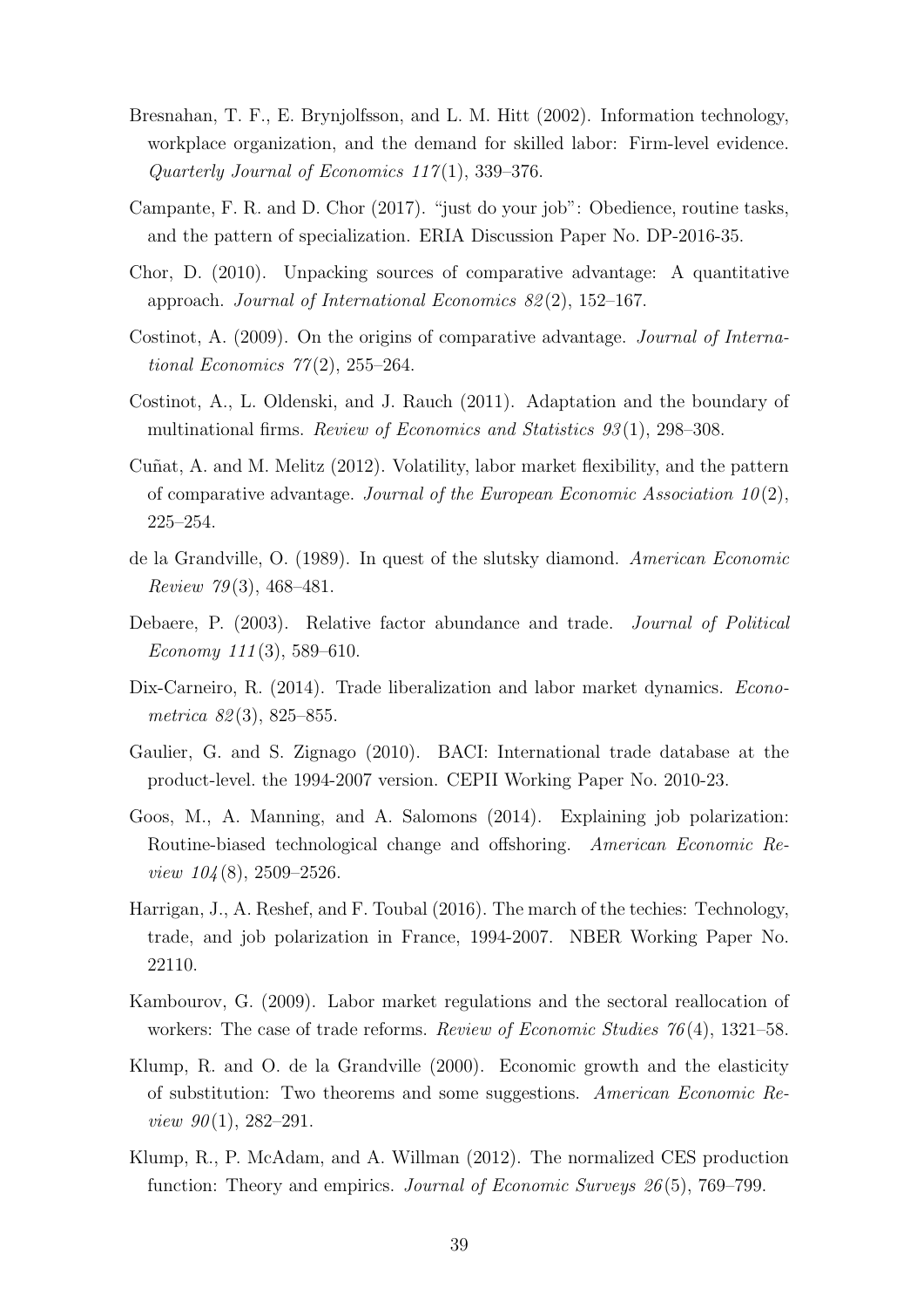Bresnahan, T. F., E. Brynjolfsson, and L. M. Hitt (2002). Information technology, workplace organization, and the demand for skilled labor: Firm-level evidence. *Quarterly Journal of Economics 117*(1), 339–376.

Campante, F. R. and D. Chor (2017). "just do your job": Obedience, routine tasks, and the pattern of specialization. ERIA Discussion Paper No. DP-2016-35.

Chor, D. (2010). Unpacking sources of comparative advantage: A quantitative approach. *Journal of International Economics 82*(2), 152–167.

Costinot, A. (2009). On the origins of comparative advantage. *Journal of International Economics 77*(2), 255–264.

Costinot, A., L. Oldenski, and J. Rauch (2011). Adaptation and the boundary of multinational firms. *Review of Economics and Statistics 93*(1), 298–308.

Cuñat, A. and M. Melitz (2012). Volatility, labor market flexibility, and the pattern of comparative advantage. *Journal of the European Economic Association 10*(2), 225–254.

de la Grandville, O. (1989). In quest of the slutsky diamond. *American Economic Review 79*(3), 468–481.

Debaere, P. (2003). Relative factor abundance and trade. *Journal of Political Economy 111*(3), 589–610.

Dix-Carneiro, R. (2014). Trade liberalization and labor market dynamics. *Econometrica 82*(3), 825–855.

Gaulier, G. and S. Zignago (2010). BACI: International trade database at the product-level. the 1994-2007 version. CEPII Working Paper No. 2010-23.

Goos, M., A. Manning, and A. Salomons (2014). Explaining job polarization: Routine-biased technological change and offshoring. *American Economic Review 104*(8), 2509–2526.

Harrigan, J., A. Reshef, and F. Toubal (2016). The march of the techies: Technology, trade, and job polarization in France, 1994-2007. NBER Working Paper No. 22110.

Kambourov, G. (2009). Labor market regulations and the sectoral reallocation of workers: The case of trade reforms. *Review of Economic Studies 76*(4), 1321–58.

Klump, R. and O. de la Grandville (2000). Economic growth and the elasticity of substitution: Two theorems and some suggestions. *American Economic Review 90*(1), 282–291.

Klump, R., P. McAdam, and A. Willman (2012). The normalized CES production function: Theory and empirics. *Journal of Economic Surveys 26*(5), 769–799.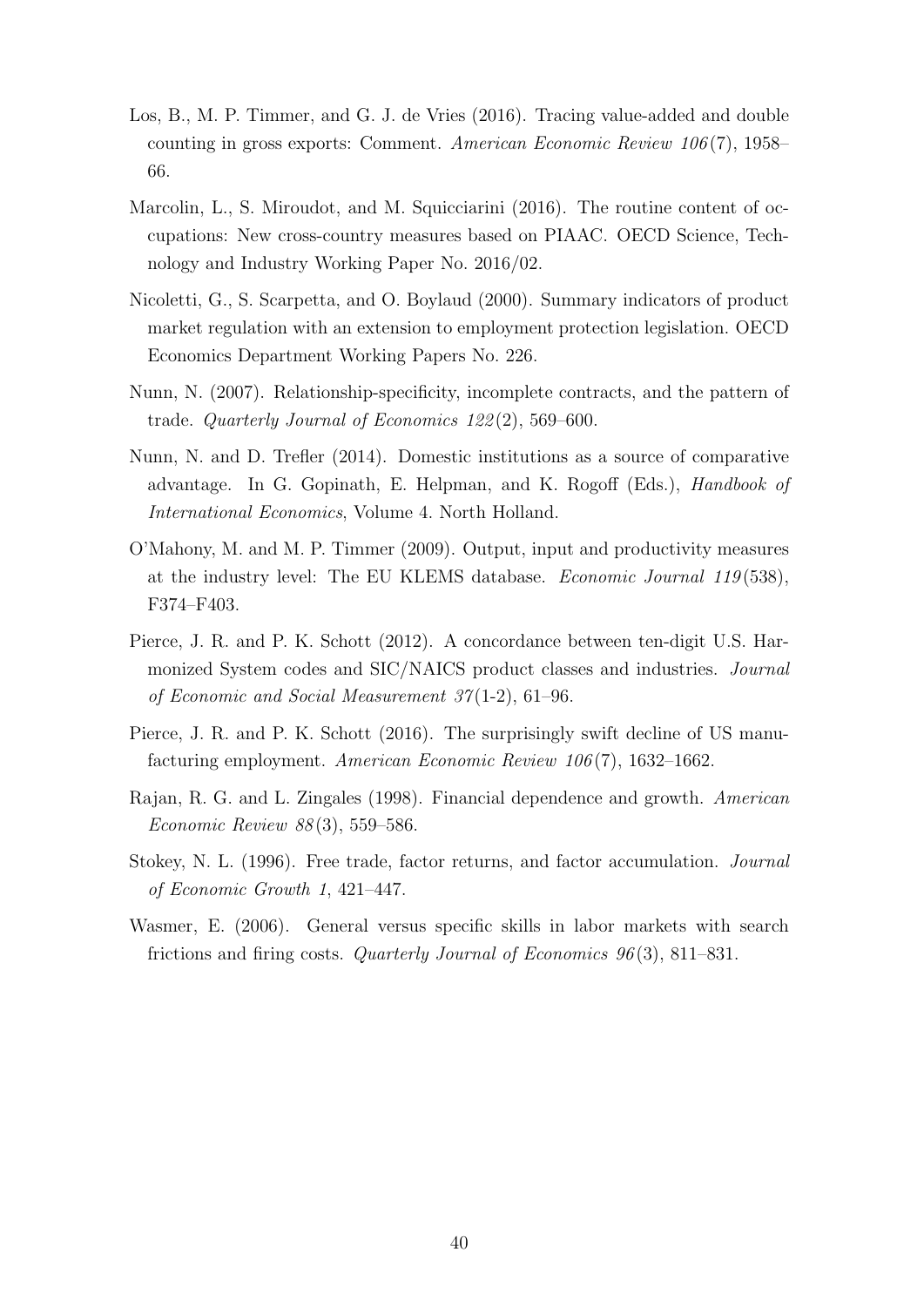Los, B., M. P. Timmer, and G. J. de Vries (2016). Tracing value-added and double counting in gross exports: Comment. *American Economic Review 106*(7), 1958–66.

Marcolin, L., S. Miroudot, and M. Squicciarini (2016). The routine content of occupations: New cross-country measures based on PIAAC. OECD Science, Technology and Industry Working Paper No. 2016/02.

Nicoletti, G., S. Scarpetta, and O. Boylaud (2000). Summary indicators of product market regulation with an extension to employment protection legislation. OECD Economics Department Working Papers No. 226.

Nunn, N. (2007). Relationship-specificity, incomplete contracts, and the pattern of trade. *Quarterly Journal of Economics 122*(2), 569–600.

Nunn, N. and D. Trefler (2014). Domestic institutions as a source of comparative advantage. In G. Gopinath, E. Helpman, and K. Rogoff (Eds.), *Handbook of International Economics*, Volume 4. North Holland.

O'Mahony, M. and M. P. Timmer (2009). Output, input and productivity measures at the industry level: The EU KLEMS database. *Economic Journal 119*(538), F374–F403.

Pierce, J. R. and P. K. Schott (2012). A concordance between ten-digit U.S. Harmonized System codes and SIC/NAICS product classes and industries. *Journal of Economic and Social Measurement 37*(1-2), 61–96.

Pierce, J. R. and P. K. Schott (2016). The surprisingly swift decline of US manufacturing employment. *American Economic Review 106*(7), 1632–1662.

Rajan, R. G. and L. Zingales (1998). Financial dependence and growth. *American Economic Review 88*(3), 559–586.

Stokey, N. L. (1996). Free trade, factor returns, and factor accumulation. *Journal of Economic Growth 1*, 421–447.

Wasmer, E. (2006). General versus specific skills in labor markets with search frictions and firing costs. *Quarterly Journal of Economics 96*(3), 811–831.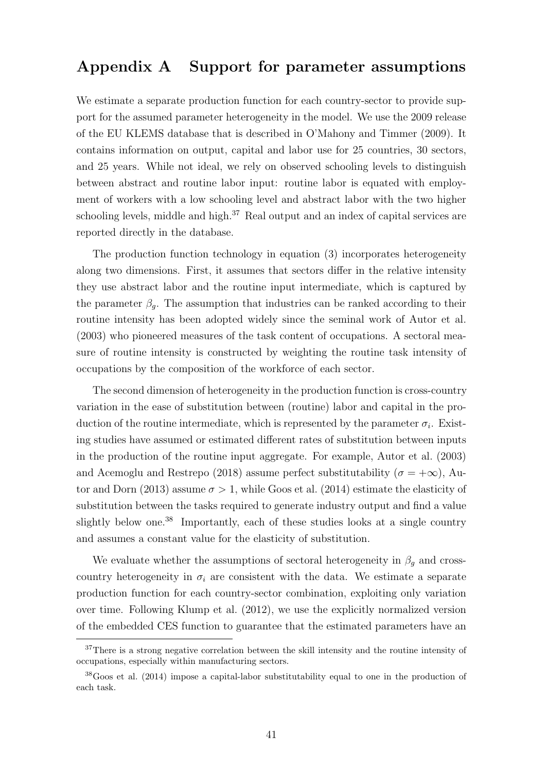# Appendix A Support for parameter assumptions

We estimate a separate production function for each country-sector to provide support for the assumed parameter heterogeneity in the model. We use the 2009 release of the EU KLEMS database that is described in O'Mahony and Timmer (2009). It contains information on output, capital and labor use for 25 countries, 30 sectors, and 25 years. While not ideal, we rely on observed schooling levels to distinguish between abstract and routine labor input: routine labor is equated with employment of workers with a low schooling level and abstract labor with the two higher schooling levels, middle and high.[37] Real output and an index of capital services are reported directly in the database.

The production function technology in equation (3) incorporates heterogeneity along two dimensions. First, it assumes that sectors differ in the relative intensity they use abstract labor and the routine input intermediate, which is captured by the parameter $\beta_g$. The assumption that industries can be ranked according to their routine intensity has been adopted widely since the seminal work of Autor et al. (2003) who pioneered measures of the task content of occupations. A sectoral measure of routine intensity is constructed by weighting the routine task intensity of occupations by the composition of the workforce of each sector.

The second dimension of heterogeneity in the production function is cross-country variation in the ease of substitution between (routine) labor and capital in the production of the routine intermediate, which is represented by the parameter $\sigma_i$. Existing studies have assumed or estimated different rates of substitution between inputs in the production of the routine input aggregate. For example, Autor et al. (2003) and Acemoglu and Restrepo (2018) assume perfect substitutability ($\sigma = +\infty$), Autor and Dorn (2013) assume $\sigma > 1$, while Goos et al. (2014) estimate the elasticity of substitution between the tasks required to generate industry output and find a value slightly below one.[38] Importantly, each of these studies looks at a single country and assumes a constant value for the elasticity of substitution.

We evaluate whether the assumptions of sectoral heterogeneity in $\beta_g$ and cross-country heterogeneity in $\sigma_i$ are consistent with the data. We estimate a separate production function for each country-sector combination, exploiting only variation over time. Following Klump et al. (2012), we use the explicitly normalized version of the embedded CES function to guarantee that the estimated parameters have an

[37] There is a strong negative correlation between the skill intensity and the routine intensity of occupations, especially within manufacturing sectors.

[38] Goos et al. (2014) impose a capital-labor substitutability equal to one in the production of each task.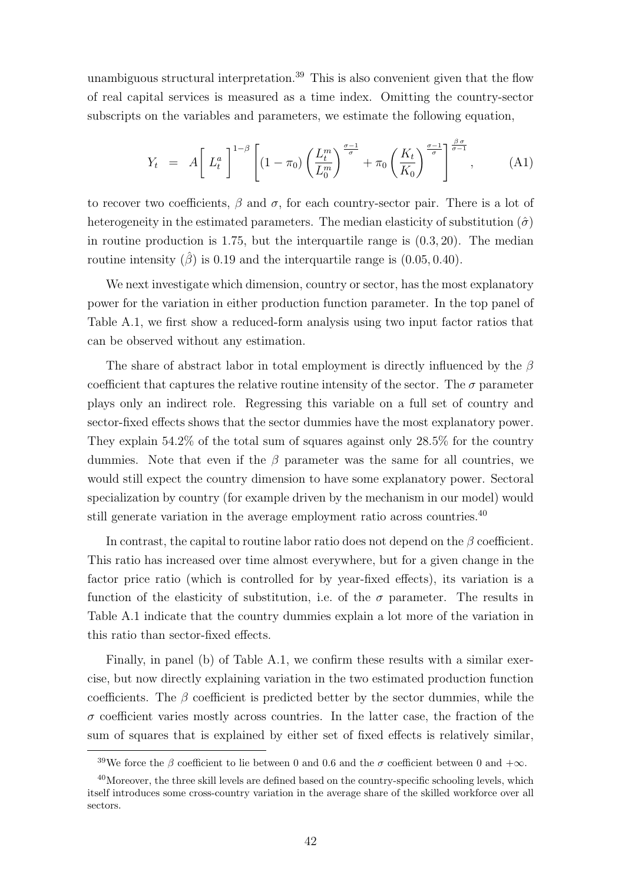unambiguous structural interpretation.[39] This is also convenient given that the flow of real capital services is measured as a time index. Omitting the country-sector subscripts on the variables and parameters, we estimate the following equation,

$$Y_t \;\;=\;\; A\bigg[\;L_t^a\;\bigg]^{1-\beta}\left[(1-\pi_0)\left(\frac{L_t^m}{L_0^m}\right)^{\frac{\sigma-1}{\sigma}}+\pi_0\left(\frac{K_t}{K_0}\right)^{\frac{\sigma-1}{\sigma}}\right]^{\frac{\beta\,\sigma}{\sigma-1}}, \qquad \text{(A1)}$$

to recover two coefficients, $\beta$ and $\sigma$, for each country-sector pair. There is a lot of heterogeneity in the estimated parameters. The median elasticity of substitution ($\hat{\sigma}$) in routine production is 1.75, but the interquartile range is $(0.3, 20)$. The median routine intensity ($\hat{\beta}$) is 0.19 and the interquartile range is $(0.05, 0.40)$.

We next investigate which dimension, country or sector, has the most explanatory power for the variation in either production function parameter. In the top panel of Table A.1, we first show a reduced-form analysis using two input factor ratios that can be observed without any estimation.

The share of abstract labor in total employment is directly influenced by the $\beta$ coefficient that captures the relative routine intensity of the sector. The $\sigma$ parameter plays only an indirect role. Regressing this variable on a full set of country and sector-fixed effects shows that the sector dummies have the most explanatory power. They explain 54.2% of the total sum of squares against only 28.5% for the country dummies. Note that even if the $\beta$ parameter was the same for all countries, we would still expect the country dimension to have some explanatory power. Sectoral specialization by country (for example driven by the mechanism in our model) would still generate variation in the average employment ratio across countries.[40]

In contrast, the capital to routine labor ratio does not depend on the $\beta$ coefficient. This ratio has increased over time almost everywhere, but for a given change in the factor price ratio (which is controlled for by year-fixed effects), its variation is a function of the elasticity of substitution, i.e. of the $\sigma$ parameter. The results in Table A.1 indicate that the country dummies explain a lot more of the variation in this ratio than sector-fixed effects.

Finally, in panel (b) of Table A.1, we confirm these results with a similar exercise, but now directly explaining variation in the two estimated production function coefficients. The $\beta$ coefficient is predicted better by the sector dummies, while the $\sigma$ coefficient varies mostly across countries. In the latter case, the fraction of the sum of squares that is explained by either set of fixed effects is relatively similar,

[39] We force the $\beta$ coefficient to lie between 0 and 0.6 and the $\sigma$ coefficient between 0 and $+\infty$.

[40] Moreover, the three skill levels are defined based on the country-specific schooling levels, which itself introduces some cross-country variation in the average share of the skilled workforce over all sectors.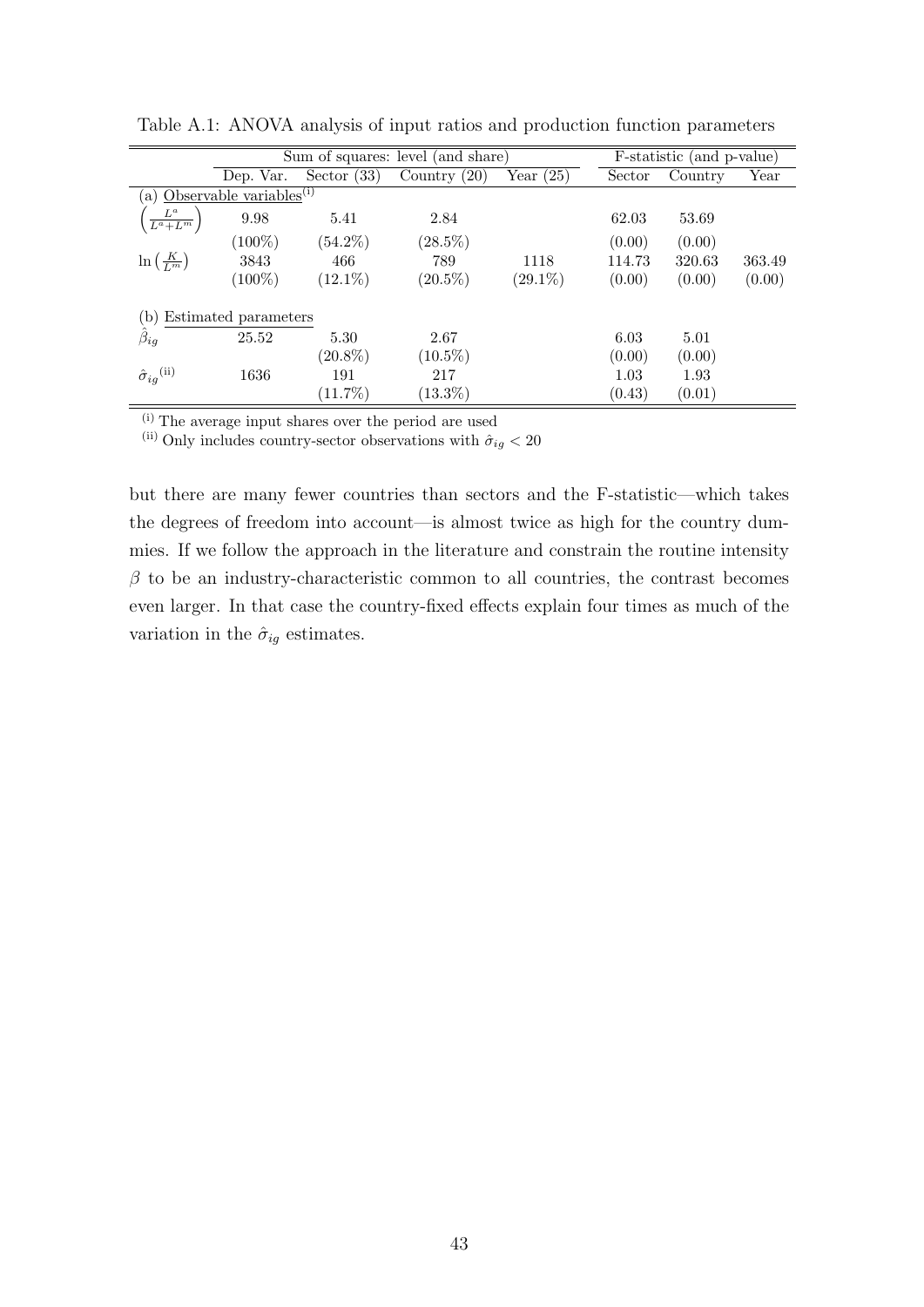Table A.1: ANOVA analysis of input ratios and production function parameters

| | Sum of squares: level (and share) | | | | F-statistic (and p-value) | | |
|---|---|---|---|---|---|---|---|
| | Dep. Var. | Sector (33) | Country (20) | Year (25) | Sector | Country | Year |
| (a) Observable variables[(i)] | | | | | | | |
| $\left(\frac{L^a}{L^a+L^m}\right)$ | 9.98 | 5.41 | 2.84 | | 62.03 | 53.69 | |
| | (100%) | (54.2%) | (28.5%) | | (0.00) | (0.00) | |
| $\ln\left(\frac{K}{L^m}\right)$ | 3843 | 466 | 789 | 1118 | 114.73 | 320.63 | 363.49 |
| | (100%) | (12.1%) | (20.5%) | (29.1%) | (0.00) | (0.00) | (0.00) |
| (b) Estimated parameters | | | | | | | |
| $\hat{\beta}_{ig}$ | 25.52 | 5.30 | 2.67 | | 6.03 | 5.01 | |
| | | (20.8%) | (10.5%) | | (0.00) | (0.00) | |
| $\hat{\sigma}_{ig}$[(ii)] | 1636 | 191 | 217 | | 1.03 | 1.93 | |
| | | (11.7%) | (13.3%) | | (0.43) | (0.01) | |

[(i)] The average input shares over the period are used

[(ii)] Only includes country-sector observations with $\hat{\sigma}_{ig} < 20$

but there are many fewer countries than sectors and the F-statistic—which takes the degrees of freedom into account—is almost twice as high for the country dummies. If we follow the approach in the literature and constrain the routine intensity $\beta$ to be an industry-characteristic common to all countries, the contrast becomes even larger. In that case the country-fixed effects explain four times as much of the variation in the $\hat{\sigma}_{ig}$ estimates.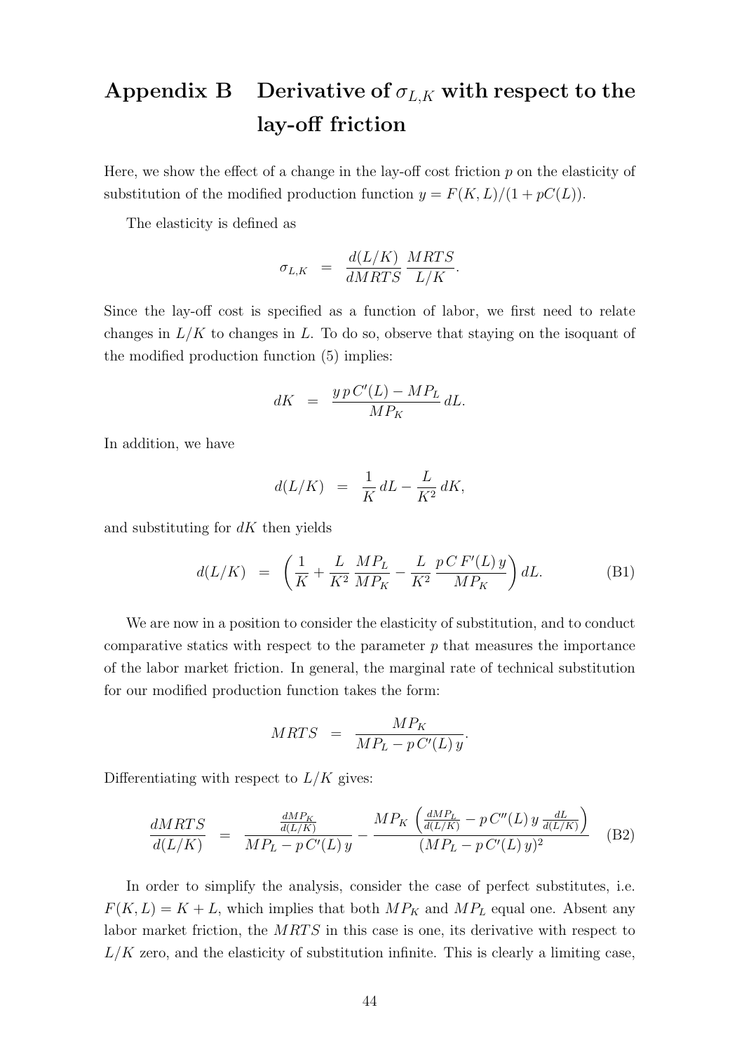# Appendix B Derivative of $\sigma_{L,K}$ with respect to the lay-off friction

Here, we show the effect of a change in the lay-off cost friction $p$ on the elasticity of substitution of the modified production function $y = F(K,L)/(1 + pC(L))$.

The elasticity is defined as

$$\sigma_{L,K} \;\; = \;\; \frac{d(L/K)}{dMRTS}\,\frac{MRTS}{L/K}.$$

Since the lay-off cost is specified as a function of labor, we first need to relate changes in $L/K$ to changes in $L$. To do so, observe that staying on the isoquant of the modified production function (5) implies:

$$dK \;\; = \;\; \frac{y\,p\,C'(L) - MP_L}{MP_K}\,dL.$$

In addition, we have

$$d(L/K) \;\; = \;\; \frac{1}{K}\,dL - \frac{L}{K^2}\,dK,$$

and substituting for $dK$ then yields

$$d(L/K) \;\; = \;\; \left(\frac{1}{K} + \frac{L}{K^2}\,\frac{MP_L}{MP_K} - \frac{L}{K^2}\,\frac{p\,C\,F'(L)\,y}{MP_K}\right)dL. \tag{B1}$$

We are now in a position to consider the elasticity of substitution, and to conduct comparative statics with respect to the parameter $p$ that measures the importance of the labor market friction. In general, the marginal rate of technical substitution for our modified production function takes the form:

$$MRTS \;\; = \;\; \frac{MP_K}{MP_L - p\,C'(L)\,y}.$$

Differentiating with respect to $L/K$ gives:

$$\frac{dMRTS}{d(L/K)} \;\; = \;\; \frac{\frac{dMP_K}{d(L/K)}}{MP_L - p\,C'(L)\,y} - \frac{MP_K\,\left(\frac{dMP_L}{d(L/K)} - p\,C''(L)\,y\,\frac{dL}{d(L/K)}\right)}{(MP_L - p\,C'(L)\,y)^2} \tag{B2}$$

In order to simplify the analysis, consider the case of perfect substitutes, i.e. $F(K,L) = K + L$, which implies that both $MP_K$ and $MP_L$ equal one. Absent any labor market friction, the $MRTS$ in this case is one, its derivative with respect to $L/K$ zero, and the elasticity of substitution infinite. This is clearly a limiting case,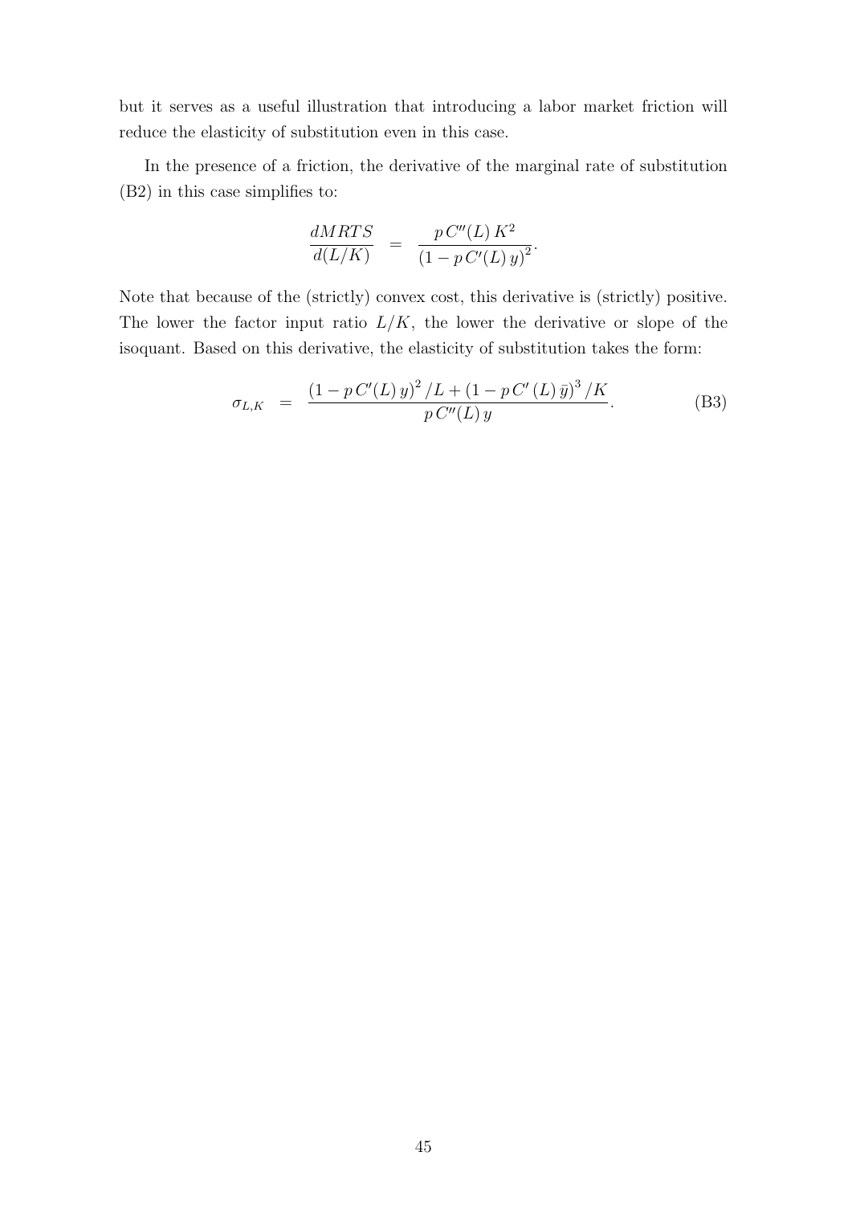but it serves as a useful illustration that introducing a labor market friction will reduce the elasticity of substitution even in this case.

In the presence of a friction, the derivative of the marginal rate of substitution (B2) in this case simplifies to:

$$\frac{dMRTS}{d(L/K)} = \frac{p\,C''(L)\,K^2}{\left(1 - p\,C'(L)\,y\right)^2}.$$

Note that because of the (strictly) convex cost, this derivative is (strictly) positive. The lower the factor input ratio $L/K$, the lower the derivative or slope of the isoquant. Based on this derivative, the elasticity of substitution takes the form:

$$\sigma_{L,K} = \frac{\left(1 - p\,C'(L)\,y\right)^2/L + \left(1 - p\,C'\left(L\right)\bar{y}\right)^3/K}{p\,C''(L)\,y}. \tag{B3}$$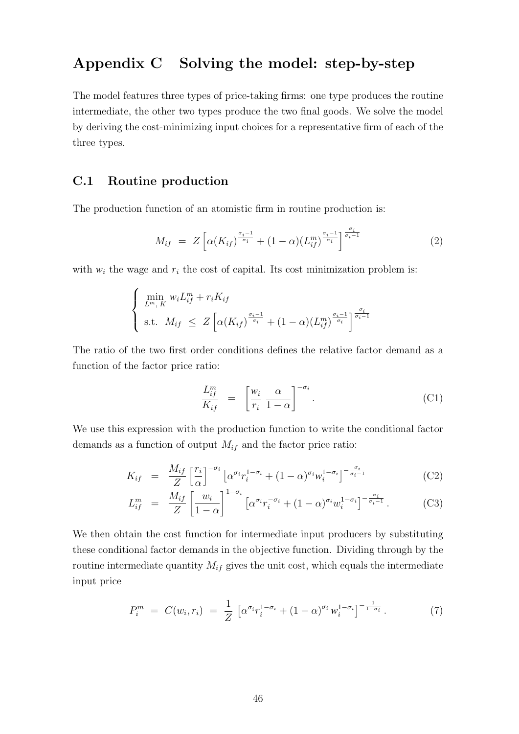# Appendix C Solving the model: step-by-step

The model features three types of price-taking firms: one type produces the routine intermediate, the other two types produce the two final goods. We solve the model by deriving the cost-minimizing input choices for a representative firm of each of the three types.

## C.1 Routine production

The production function of an atomistic firm in routine production is:

$$M_{if} \ = \ Z\left[\alpha(K_{if})^{\frac{\sigma_i-1}{\sigma_i}} + (1-\alpha)(L^m_{if})^{\frac{\sigma_i-1}{\sigma_i}}\right]^{\frac{\sigma_i}{\sigma_i-1}} \tag{2}$$

with $w_i$ the wage and $r_i$ the cost of capital. Its cost minimization problem is:

$$\begin{cases} \min\limits_{L^m,\,K} \ w_i L^m_{if} + r_i K_{if} \\ \text{s.t.} \ \ M_{if} \ \leq \ Z\left[\alpha(K_{if})^{\frac{\sigma_i-1}{\sigma_i}} + (1-\alpha)(L^m_{if})^{\frac{\sigma_i-1}{\sigma_i}}\right]^{\frac{\sigma_i}{\sigma_i-1}} \end{cases}$$

The ratio of the two first order conditions defines the relative factor demand as a function of the factor price ratio:

$$\frac{L^m_{if}}{K_{if}} \ = \ \left[\frac{w_i}{r_i}\ \frac{\alpha}{1-\alpha}\right]^{-\sigma_i}. \tag{C1}$$

We use this expression with the production function to write the conditional factor demands as a function of output $M_{if}$ and the factor price ratio:

$$K_{if} \ = \ \frac{M_{if}}{Z}\left[\frac{r_i}{\alpha}\right]^{-\sigma_i}\left[\alpha^{\sigma_i} r_i^{1-\sigma_i} + (1-\alpha)^{\sigma_i} w_i^{1-\sigma_i}\right]^{-\frac{\sigma_i}{\sigma_i-1}} \tag{C2}$$

$$L^m_{if} \ = \ \frac{M_{if}}{Z}\left[\frac{w_i}{1-\alpha}\right]^{1-\sigma_i}\left[\alpha^{\sigma_i} r_i^{-\sigma_i} + (1-\alpha)^{\sigma_i} w_i^{1-\sigma_i}\right]^{-\frac{\sigma_i}{\sigma_i-1}}. \tag{C3}$$

We then obtain the cost function for intermediate input producers by substituting these conditional factor demands in the objective function. Dividing through by the routine intermediate quantity $M_{if}$ gives the unit cost, which equals the intermediate input price

$$P^m_i \ = \ C(w_i, r_i) \ = \ \frac{1}{Z}\ \left[\alpha^{\sigma_i} r_i^{1-\sigma_i} + (1-\alpha)^{\sigma_i}\, w_i^{1-\sigma_i}\right]^{-\frac{1}{1-\sigma_i}}. \tag{7}$$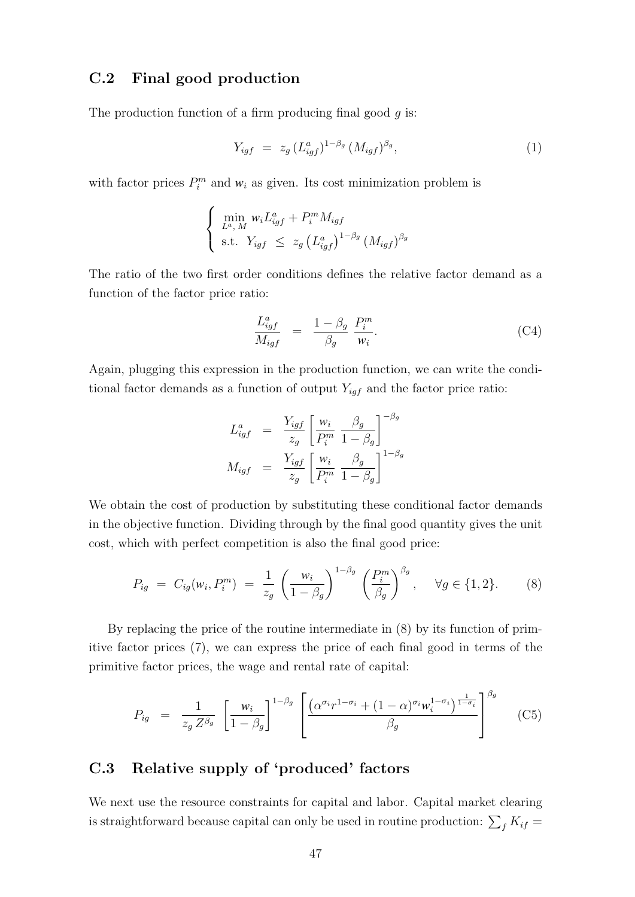## C.2 Final good production

The production function of a firm producing final good $g$ is:

$$Y_{igf} \;=\; z_g \, (L^a_{igf})^{1-\beta_g} \, (M_{igf})^{\beta_g}, \tag{1}$$

with factor prices $P^m_i$ and $w_i$ as given. Its cost minimization problem is

$$\begin{cases} \min\limits_{L^a,\, M} \; w_i L^a_{igf} + P^m_i M_{igf} \\ \text{s.t.} \;\; Y_{igf} \;\leq\; z_g \left(L^a_{igf}\right)^{1-\beta_g} \left(M_{igf}\right)^{\beta_g} \end{cases}$$

The ratio of the two first order conditions defines the relative factor demand as a function of the factor price ratio:

$$\frac{L^a_{igf}}{M_{igf}} \;=\; \frac{1-\beta_g}{\beta_g} \, \frac{P^m_i}{w_i}. \tag{C4}$$

Again, plugging this expression in the production function, we can write the conditional factor demands as a function of output $Y_{igf}$ and the factor price ratio:

$$\begin{aligned} L^a_{igf} &= \frac{Y_{igf}}{z_g} \left[ \frac{w_i}{P^m_i} \, \frac{\beta_g}{1-\beta_g} \right]^{-\beta_g} \\ M_{igf} &= \frac{Y_{igf}}{z_g} \left[ \frac{w_i}{P^m_i} \, \frac{\beta_g}{1-\beta_g} \right]^{1-\beta_g} \end{aligned}$$

We obtain the cost of production by substituting these conditional factor demands in the objective function. Dividing through by the final good quantity gives the unit cost, which with perfect competition is also the final good price:

$$P_{ig} \;=\; C_{ig}(w_i, P^m_i) \;=\; \frac{1}{z_g} \left( \frac{w_i}{1-\beta_g} \right)^{1-\beta_g} \left( \frac{P^m_i}{\beta_g} \right)^{\beta_g}, \quad \forall g \in \{1, 2\}. \tag{8}$$

By replacing the price of the routine intermediate in (8) by its function of primitive factor prices (7), we can express the price of each final good in terms of the primitive factor prices, the wage and rental rate of capital:

$$P_{ig} \;=\; \frac{1}{z_g \, Z^{\beta_g}} \left[ \frac{w_i}{1-\beta_g} \right]^{1-\beta_g} \left[ \frac{\left( \alpha^{\sigma_i} r^{1-\sigma_i} + (1-\alpha)^{\sigma_i} w_i^{1-\sigma_i} \right)^{\frac{1}{1-\sigma_i}}}{\beta_g} \right]^{\beta_g} \tag{C5}$$

## C.3 Relative supply of 'produced' factors

We next use the resource constraints for capital and labor. Capital market clearing is straightforward because capital can only be used in routine production: $\sum_f K_{if} =$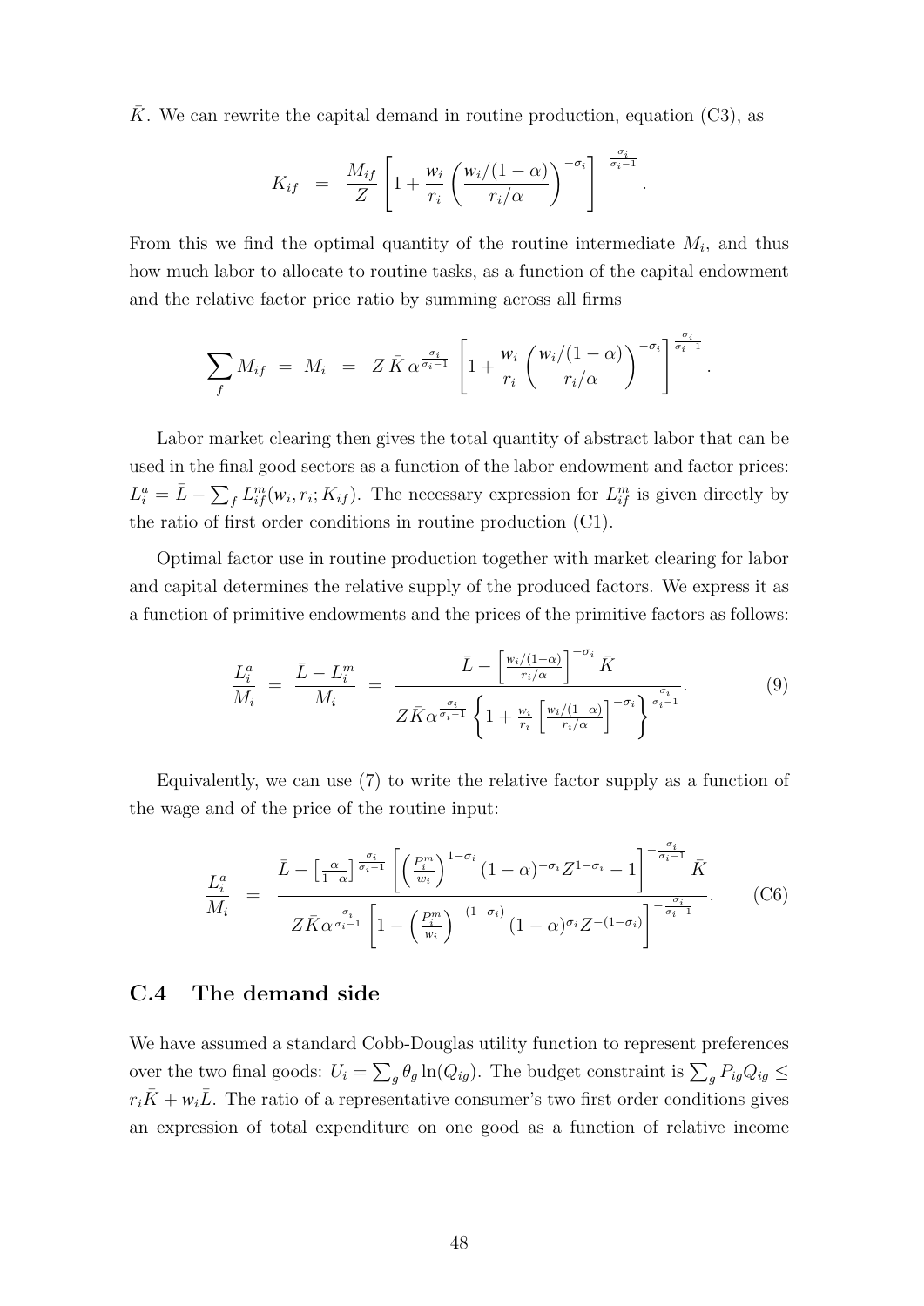$\bar{K}$. We can rewrite the capital demand in routine production, equation (C3), as

$$K_{if} \;=\; \frac{M_{if}}{Z}\left[1+\frac{w_i}{r_i}\left(\frac{w_i/(1-\alpha)}{r_i/\alpha}\right)^{-\sigma_i}\right]^{-\frac{\sigma_i}{\sigma_i-1}}.$$

From this we find the optimal quantity of the routine intermediate $M_i$, and thus how much labor to allocate to routine tasks, as a function of the capital endowment and the relative factor price ratio by summing across all firms

$$\sum_f M_{if} \;=\; M_i \;=\; Z\,\bar{K}\,\alpha^{\frac{\sigma_i}{\sigma_i-1}}\left[1+\frac{w_i}{r_i}\left(\frac{w_i/(1-\alpha)}{r_i/\alpha}\right)^{-\sigma_i}\right]^{\frac{\sigma_i}{\sigma_i-1}}.$$

Labor market clearing then gives the total quantity of abstract labor that can be used in the final good sectors as a function of the labor endowment and factor prices: $L_i^a = \bar{L} - \sum_f L_{if}^m(w_i, r_i; K_{if})$. The necessary expression for $L_{if}^m$ is given directly by the ratio of first order conditions in routine production (C1).

Optimal factor use in routine production together with market clearing for labor and capital determines the relative supply of the produced factors. We express it as a function of primitive endowments and the prices of the primitive factors as follows:

$$\frac{L_i^a}{M_i} \;=\; \frac{\bar{L}-L_i^m}{M_i} \;=\; \frac{\bar{L}-\left[\frac{w_i/(1-\alpha)}{r_i/\alpha}\right]^{-\sigma_i}\bar{K}}{Z\bar{K}\alpha^{\frac{\sigma_i}{\sigma_i-1}}\left\{1+\frac{w_i}{r_i}\left[\frac{w_i/(1-\alpha)}{r_i/\alpha}\right]^{-\sigma_i}\right\}^{\frac{\sigma_i}{\sigma_i-1}}}. \tag{9}$$

Equivalently, we can use (7) to write the relative factor supply as a function of the wage and of the price of the routine input:

$$\frac{L_i^a}{M_i} \;=\; \frac{\bar{L}-\left[\frac{\alpha}{1-\alpha}\right]^{\frac{\sigma_i}{\sigma_i-1}}\left[\left(\frac{P_i^m}{w_i}\right)^{1-\sigma_i}(1-\alpha)^{-\sigma_i}Z^{1-\sigma_i}-1\right]^{-\frac{\sigma_i}{\sigma_i-1}}\bar{K}}{Z\bar{K}\alpha^{\frac{\sigma_i}{\sigma_i-1}}\left[1-\left(\frac{P_i^m}{w_i}\right)^{-(1-\sigma_i)}(1-\alpha)^{\sigma_i}Z^{-(1-\sigma_i)}\right]^{-\frac{\sigma_i}{\sigma_i-1}}}. \tag{C6}$$

## C.4 The demand side

We have assumed a standard Cobb-Douglas utility function to represent preferences over the two final goods: $U_i = \sum_g \theta_g \ln(Q_{ig})$. The budget constraint is $\sum_g P_{ig}Q_{ig} \leq r_i\bar{K} + w_i\bar{L}$. The ratio of a representative consumer's two first order conditions gives an expression of total expenditure on one good as a function of relative income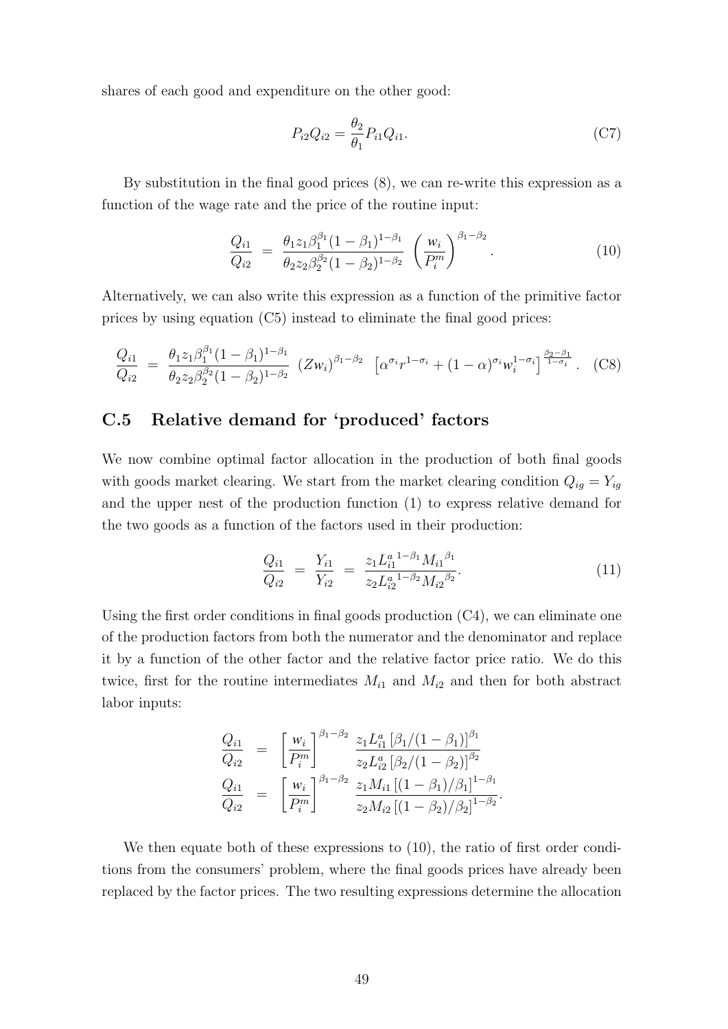shares of each good and expenditure on the other good:

$$P_{i2}Q_{i2} = \frac{\theta_2}{\theta_1} P_{i1}Q_{i1}. \tag{C7}$$

By substitution in the final good prices (8), we can re-write this expression as a function of the wage rate and the price of the routine input:

$$\frac{Q_{i1}}{Q_{i2}} = \frac{\theta_1 z_1 \beta_1^{\beta_1}(1-\beta_1)^{1-\beta_1}}{\theta_2 z_2 \beta_2^{\beta_2}(1-\beta_2)^{1-\beta_2}} \left(\frac{w_i}{P_i^m}\right)^{\beta_1-\beta_2}. \tag{10}$$

Alternatively, we can also write this expression as a function of the primitive factor prices by using equation (C5) instead to eliminate the final good prices:

$$\frac{Q_{i1}}{Q_{i2}} = \frac{\theta_1 z_1 \beta_1^{\beta_1}(1-\beta_1)^{1-\beta_1}}{\theta_2 z_2 \beta_2^{\beta_2}(1-\beta_2)^{1-\beta_2}} \left(Z w_i\right)^{\beta_1-\beta_2} \left[\alpha^{\sigma_i} r^{1-\sigma_i} + (1-\alpha)^{\sigma_i} w_i^{1-\sigma_i}\right]^{\frac{\beta_2-\beta_1}{1-\sigma_i}}. \tag{C8}$$

## C.5 Relative demand for 'produced' factors

We now combine optimal factor allocation in the production of both final goods with goods market clearing. We start from the market clearing condition $Q_{ig} = Y_{ig}$ and the upper nest of the production function (1) to express relative demand for the two goods as a function of the factors used in their production:

$$\frac{Q_{i1}}{Q_{i2}} = \frac{Y_{i1}}{Y_{i2}} = \frac{z_1 {L_{i1}^a}^{1-\beta_1} {M_{i1}}^{\beta_1}}{z_2 {L_{i2}^a}^{1-\beta_2} {M_{i2}}^{\beta_2}}. \tag{11}$$

Using the first order conditions in final goods production (C4), we can eliminate one of the production factors from both the numerator and the denominator and replace it by a function of the other factor and the relative factor price ratio. We do this twice, first for the routine intermediates $M_{i1}$ and $M_{i2}$ and then for both abstract labor inputs:

$$\begin{aligned}
\frac{Q_{i1}}{Q_{i2}} &= \left[\frac{w_i}{P_i^m}\right]^{\beta_1-\beta_2} \frac{z_1 L_{i1}^a \left[\beta_1/(1-\beta_1)\right]^{\beta_1}}{z_2 L_{i2}^a \left[\beta_2/(1-\beta_2)\right]^{\beta_2}} \\
\frac{Q_{i1}}{Q_{i2}} &= \left[\frac{w_i}{P_i^m}\right]^{\beta_1-\beta_2} \frac{z_1 M_{i1} \left[(1-\beta_1)/\beta_1\right]^{1-\beta_1}}{z_2 M_{i2} \left[(1-\beta_2)/\beta_2\right]^{1-\beta_2}}.
\end{aligned}$$

We then equate both of these expressions to (10), the ratio of first order conditions from the consumers' problem, where the final goods prices have already been replaced by the factor prices. The two resulting expressions determine the allocation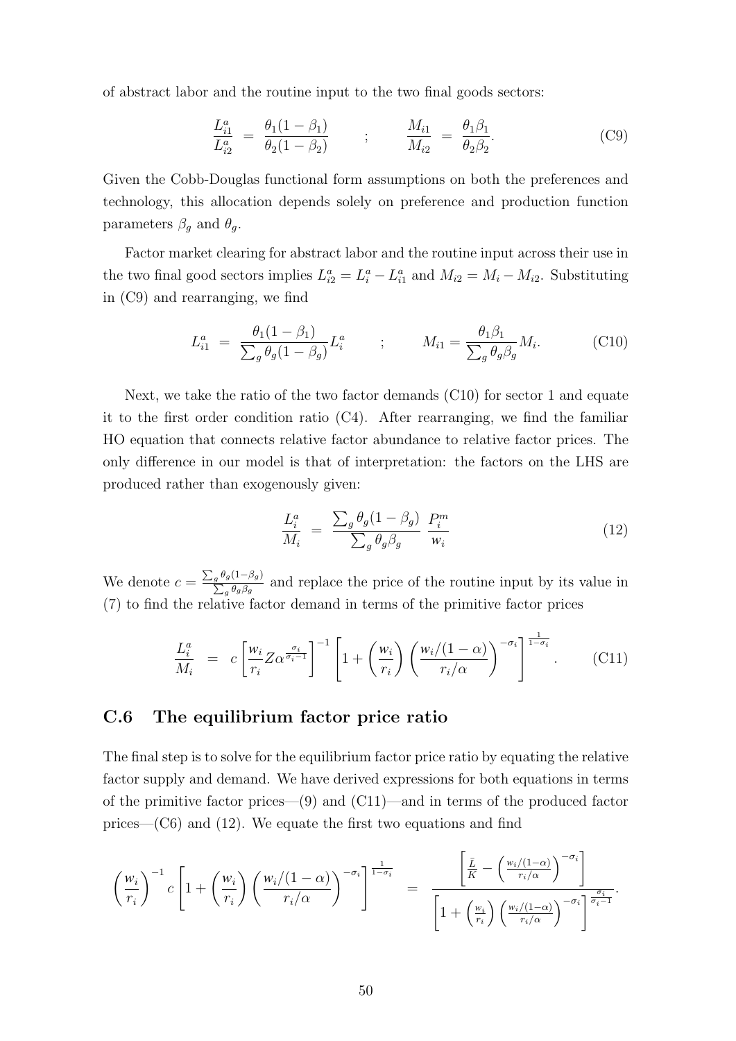of abstract labor and the routine input to the two final goods sectors:

$$\frac{L_{i1}^a}{L_{i2}^a} = \frac{\theta_1(1-\beta_1)}{\theta_2(1-\beta_2)} \qquad ; \qquad \frac{M_{i1}}{M_{i2}} = \frac{\theta_1\beta_1}{\theta_2\beta_2}. \tag{C9}$$

Given the Cobb-Douglas functional form assumptions on both the preferences and technology, this allocation depends solely on preference and production function parameters $\beta_g$ and $\theta_g$.

Factor market clearing for abstract labor and the routine input across their use in the two final good sectors implies $L_{i2}^a = L_i^a - L_{i1}^a$ and $M_{i2} = M_i - M_{i2}$. Substituting in (C9) and rearranging, we find

$$L_{i1}^a = \frac{\theta_1(1-\beta_1)}{\sum_g \theta_g(1-\beta_g)} L_i^a \qquad ; \qquad M_{i1} = \frac{\theta_1\beta_1}{\sum_g \theta_g\beta_g} M_i. \tag{C10}$$

Next, we take the ratio of the two factor demands (C10) for sector 1 and equate it to the first order condition ratio (C4). After rearranging, we find the familiar HO equation that connects relative factor abundance to relative factor prices. The only difference in our model is that of interpretation: the factors on the LHS are produced rather than exogenously given:

$$\frac{L_i^a}{M_i} = \frac{\sum_g \theta_g(1-\beta_g)}{\sum_g \theta_g\beta_g} \; \frac{P_i^m}{w_i} \tag{12}$$

We denote $c = \frac{\sum_g \theta_g(1-\beta_g)}{\sum_g \theta_g\beta_g}$ and replace the price of the routine input by its value in (7) to find the relative factor demand in terms of the primitive factor prices

$$\frac{L_i^a}{M_i} = c\left[\frac{w_i}{r_i} Z \alpha^{\frac{\sigma_i}{\sigma_i-1}}\right]^{-1}\left[1+\left(\frac{w_i}{r_i}\right)\left(\frac{w_i/(1-\alpha)}{r_i/\alpha}\right)^{-\sigma_i}\right]^{\frac{1}{1-\sigma_i}}. \tag{C11}$$

## C.6 The equilibrium factor price ratio

The final step is to solve for the equilibrium factor price ratio by equating the relative factor supply and demand. We have derived expressions for both equations in terms of the primitive factor prices—(9) and (C11)—and in terms of the produced factor prices—(C6) and (12). We equate the first two equations and find

$$\left(\frac{w_i}{r_i}\right)^{-1} c\left[1+\left(\frac{w_i}{r_i}\right)\left(\frac{w_i/(1-\alpha)}{r_i/\alpha}\right)^{-\sigma_i}\right]^{\frac{1}{1-\sigma_i}} = \frac{\left[\frac{\bar{L}}{\bar{K}} - \left(\frac{w_i/(1-\alpha)}{r_i/\alpha}\right)^{-\sigma_i}\right]}{\left[1+\left(\frac{w_i}{r_i}\right)\left(\frac{w_i/(1-\alpha)}{r_i/\alpha}\right)^{-\sigma_i}\right]^{\frac{\sigma_i}{\sigma_i-1}}}.$$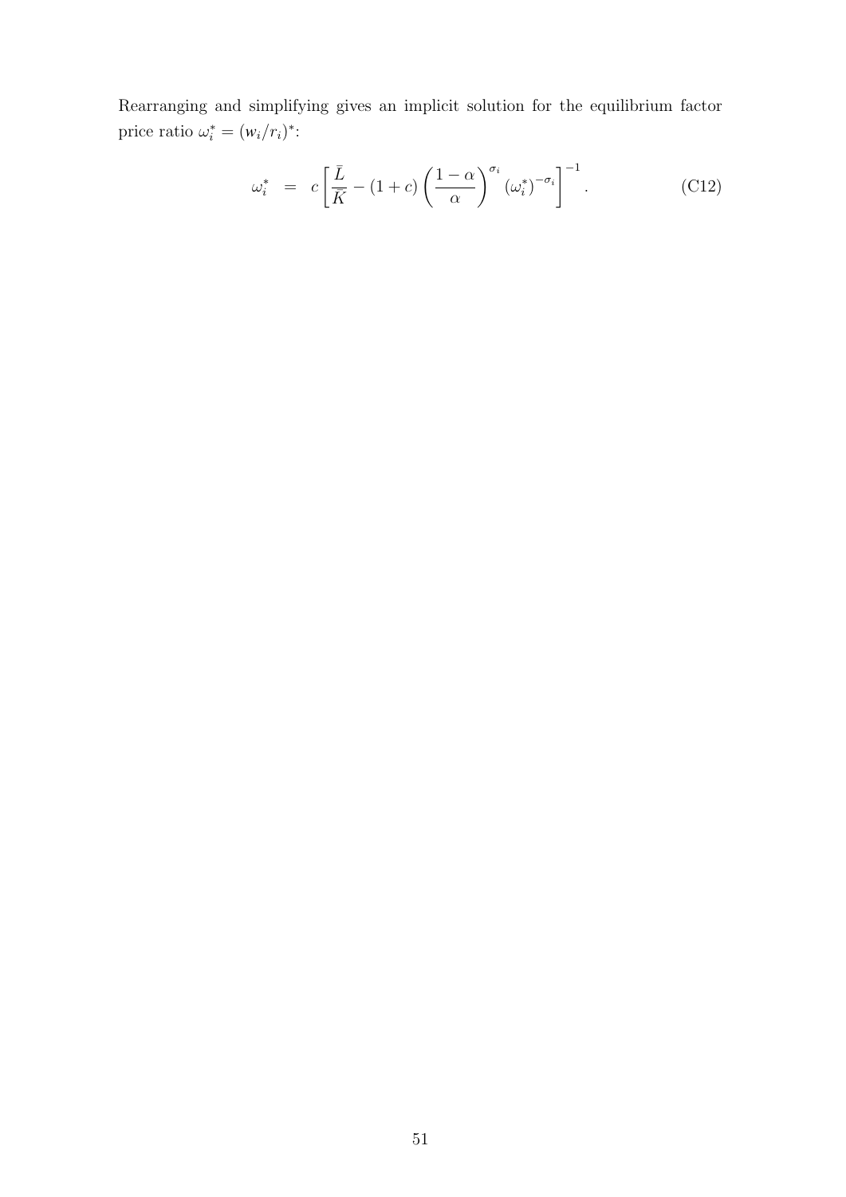Rearranging and simplifying gives an implicit solution for the equilibrium factor price ratio $\omega_i^* = (w_i/r_i)^*$:

$$\omega_i^* \;\; = \;\; c\left[\frac{\bar{L}}{\bar{K}} - (1+c)\left(\frac{1-\alpha}{\alpha}\right)^{\sigma_i}(\omega_i^*)^{-\sigma_i}\right]^{-1}. \tag{C12}$$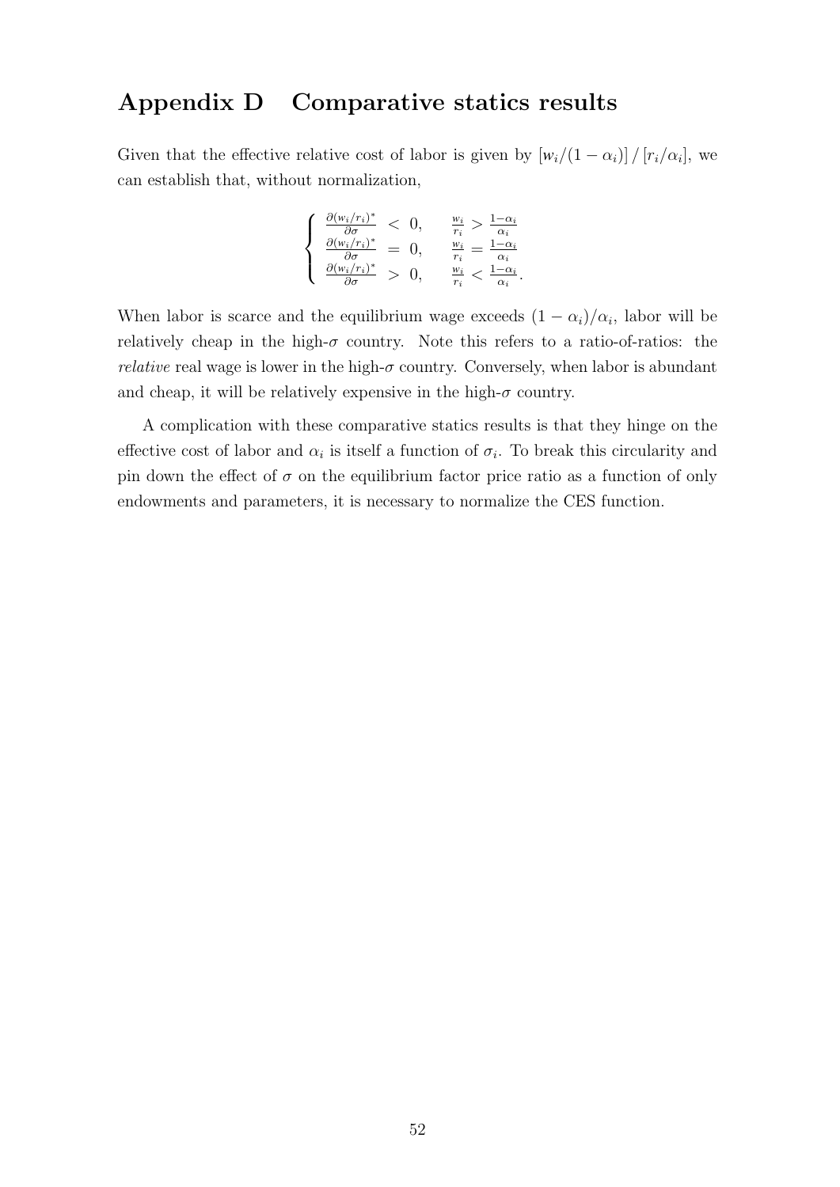# Appendix D Comparative statics results

Given that the effective relative cost of labor is given by $[w_i/(1-\alpha_i)] \,/\, [r_i/\alpha_i]$, we can establish that, without normalization,

$$\begin{cases} \frac{\partial (w_i/r_i)^*}{\partial \sigma} \; < \; 0, & \frac{w_i}{r_i} > \frac{1-\alpha_i}{\alpha_i} \\ \frac{\partial (w_i/r_i)^*}{\partial \sigma} \; = \; 0, & \frac{w_i}{r_i} = \frac{1-\alpha_i}{\alpha_i} \\ \frac{\partial (w_i/r_i)^*}{\partial \sigma} \; > \; 0, & \frac{w_i}{r_i} < \frac{1-\alpha_i}{\alpha_i}. \end{cases}$$

When labor is scarce and the equilibrium wage exceeds $(1-\alpha_i)/\alpha_i$, labor will be relatively cheap in the high-$\sigma$ country. Note this refers to a ratio-of-ratios: the *relative* real wage is lower in the high-$\sigma$ country. Conversely, when labor is abundant and cheap, it will be relatively expensive in the high-$\sigma$ country.

A complication with these comparative statics results is that they hinge on the effective cost of labor and $\alpha_i$ is itself a function of $\sigma_i$. To break this circularity and pin down the effect of $\sigma$ on the equilibrium factor price ratio as a function of only endowments and parameters, it is necessary to normalize the CES function.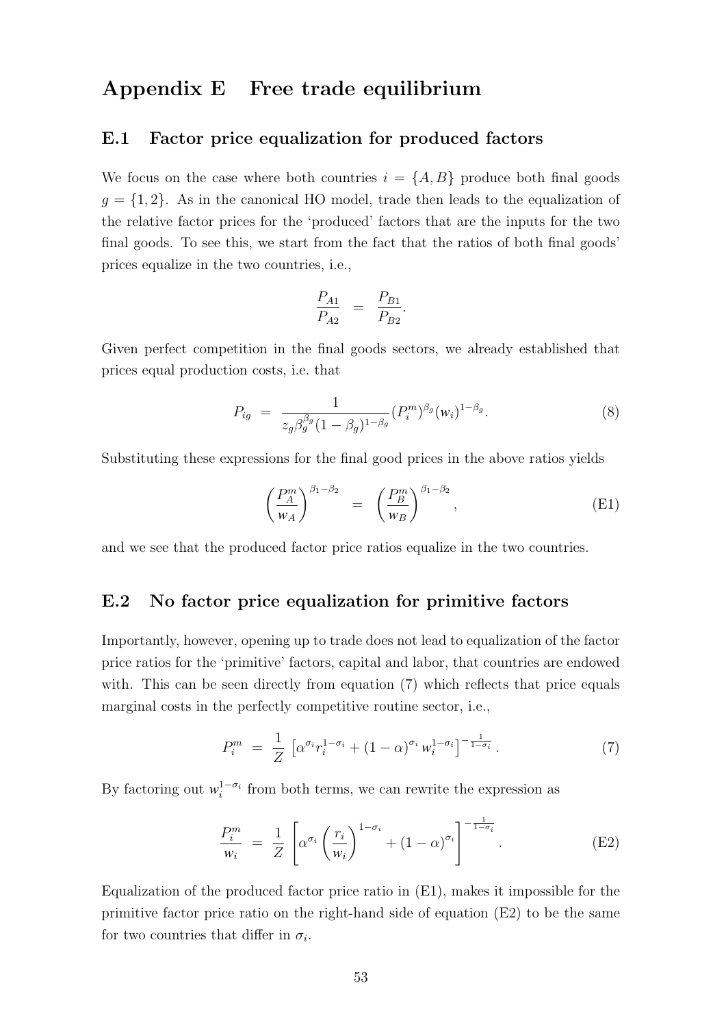# Appendix E Free trade equilibrium

## E.1 Factor price equalization for produced factors

We focus on the case where both countries $i = \{A, B\}$ produce both final goods $g = \{1, 2\}$. As in the canonical HO model, trade then leads to the equalization of the relative factor prices for the 'produced' factors that are the inputs for the two final goods. To see this, we start from the fact that the ratios of both final goods' prices equalize in the two countries, i.e.,

$$\frac{P_{A1}}{P_{A2}} = \frac{P_{B1}}{P_{B2}}.$$

Given perfect competition in the final goods sectors, we already established that prices equal production costs, i.e. that

$$P_{ig} = \frac{1}{z_g \beta_g^{\beta_g} (1-\beta_g)^{1-\beta_g}} (P_i^m)^{\beta_g} (w_i)^{1-\beta_g}. \tag{8}$$

Substituting these expressions for the final good prices in the above ratios yields

$$\left(\frac{P_A^m}{w_A}\right)^{\beta_1-\beta_2} = \left(\frac{P_B^m}{w_B}\right)^{\beta_1-\beta_2}, \tag{E1}$$

and we see that the produced factor price ratios equalize in the two countries.

## E.2 No factor price equalization for primitive factors

Importantly, however, opening up to trade does not lead to equalization of the factor price ratios for the 'primitive' factors, capital and labor, that countries are endowed with. This can be seen directly from equation (7) which reflects that price equals marginal costs in the perfectly competitive routine sector, i.e.,

$$P_i^m = \frac{1}{Z} \left[\alpha^{\sigma_i} r_i^{1-\sigma_i} + (1-\alpha)^{\sigma_i} w_i^{1-\sigma_i}\right]^{-\frac{1}{1-\sigma_i}}. \tag{7}$$

By factoring out $w_i^{1-\sigma_i}$ from both terms, we can rewrite the expression as

$$\frac{P_i^m}{w_i} = \frac{1}{Z} \left[\alpha^{\sigma_i} \left(\frac{r_i}{w_i}\right)^{1-\sigma_i} + (1-\alpha)^{\sigma_i}\right]^{-\frac{1}{1-\sigma_i}}. \tag{E2}$$

Equalization of the produced factor price ratio in (E1), makes it impossible for the primitive factor price ratio on the right-hand side of equation (E2) to be the same for two countries that differ in $\sigma_i$.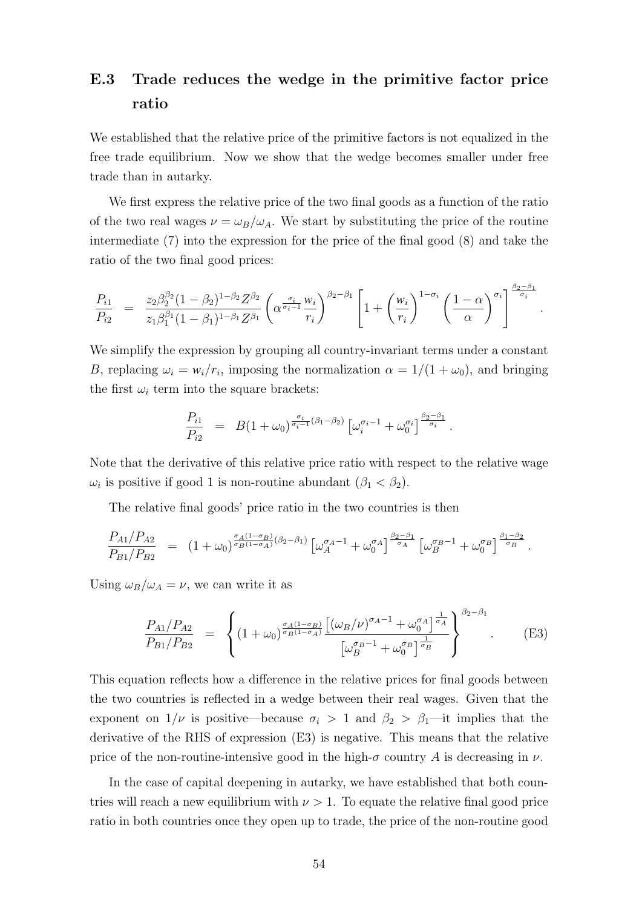## E.3 Trade reduces the wedge in the primitive factor price ratio

We established that the relative price of the primitive factors is not equalized in the free trade equilibrium. Now we show that the wedge becomes smaller under free trade than in autarky.

We first express the relative price of the two final goods as a function of the ratio of the two real wages $\nu = \omega_B/\omega_A$. We start by substituting the price of the routine intermediate (7) into the expression for the price of the final good (8) and take the ratio of the two final good prices:

$$\frac{P_{i1}}{P_{i2}} = \frac{z_2 \beta_2^{\beta_2}(1-\beta_2)^{1-\beta_2} Z^{\beta_2}}{z_1 \beta_1^{\beta_1}(1-\beta_1)^{1-\beta_1} Z^{\beta_1}} \left( \alpha^{\frac{\sigma_i}{\sigma_i - 1}} \frac{w_i}{r_i} \right)^{\beta_2 - \beta_1} \left[ 1 + \left( \frac{w_i}{r_i} \right)^{1-\sigma_i} \left( \frac{1-\alpha}{\alpha} \right)^{\sigma_i} \right]^{\frac{\beta_2 - \beta_1}{\sigma_i}}.$$

We simplify the expression by grouping all country-invariant terms under a constant $B$, replacing $\omega_i = w_i/r_i$, imposing the normalization $\alpha = 1/(1+\omega_0)$, and bringing the first $\omega_i$ term into the square brackets:

$$\frac{P_{i1}}{P_{i2}} = B(1+\omega_0)^{\frac{\sigma_i}{\sigma_i - 1}(\beta_1 - \beta_2)} \left[ \omega_i^{\sigma_i - 1} + \omega_0^{\sigma_i} \right]^{\frac{\beta_2 - \beta_1}{\sigma_i}}.$$

Note that the derivative of this relative price ratio with respect to the relative wage $\omega_i$ is positive if good 1 is non-routine abundant ($\beta_1 < \beta_2$).

The relative final goods' price ratio in the two countries is then

$$\frac{P_{A1}/P_{A2}}{P_{B1}/P_{B2}} = (1+\omega_0)^{\frac{\sigma_A(1-\sigma_B)}{\sigma_B(1-\sigma_A)}(\beta_2 - \beta_1)} \left[ \omega_A^{\sigma_A - 1} + \omega_0^{\sigma_A} \right]^{\frac{\beta_2 - \beta_1}{\sigma_A}} \left[ \omega_B^{\sigma_B - 1} + \omega_0^{\sigma_B} \right]^{\frac{\beta_1 - \beta_2}{\sigma_B}}.$$

Using $\omega_B/\omega_A = \nu$, we can write it as

$$\frac{P_{A1}/P_{A2}}{P_{B1}/P_{B2}} = \left\{ (1+\omega_0)^{\frac{\sigma_A(1-\sigma_B)}{\sigma_B(1-\sigma_A)}} \frac{\left[ (\omega_B/\nu)^{\sigma_A - 1} + \omega_0^{\sigma_A} \right]^{\frac{1}{\sigma_A}}}{\left[ \omega_B^{\sigma_B - 1} + \omega_0^{\sigma_B} \right]^{\frac{1}{\sigma_B}}} \right\}^{\beta_2 - \beta_1}. \tag{E3}$$

This equation reflects how a difference in the relative prices for final goods between the two countries is reflected in a wedge between their real wages. Given that the exponent on $1/\nu$ is positive—because $\sigma_i > 1$ and $\beta_2 > \beta_1$—it implies that the derivative of the RHS of expression (E3) is negative. This means that the relative price of the non-routine-intensive good in the high-$\sigma$ country $A$ is decreasing in $\nu$.

In the case of capital deepening in autarky, we have established that both countries will reach a new equilibrium with $\nu > 1$. To equate the relative final good price ratio in both countries once they open up to trade, the price of the non-routine good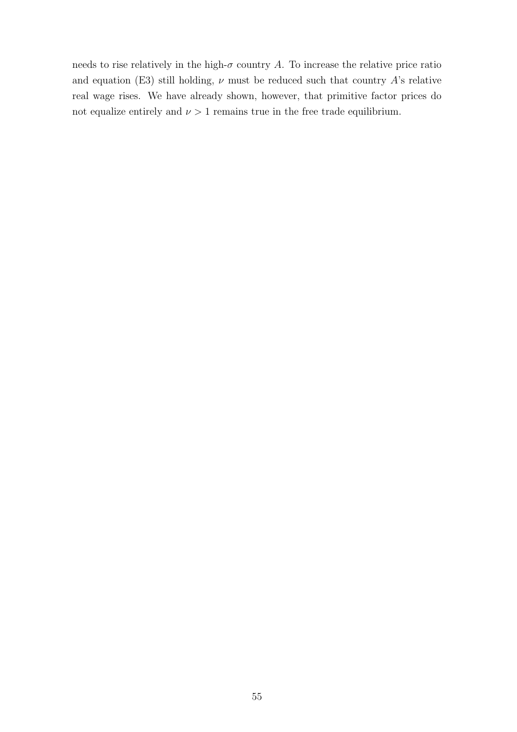needs to rise relatively in the high-$\sigma$ country $A$. To increase the relative price ratio and equation (E3) still holding, $\nu$ must be reduced such that country $A$'s relative real wage rises. We have already shown, however, that primitive factor prices do not equalize entirely and $\nu > 1$ remains true in the free trade equilibrium.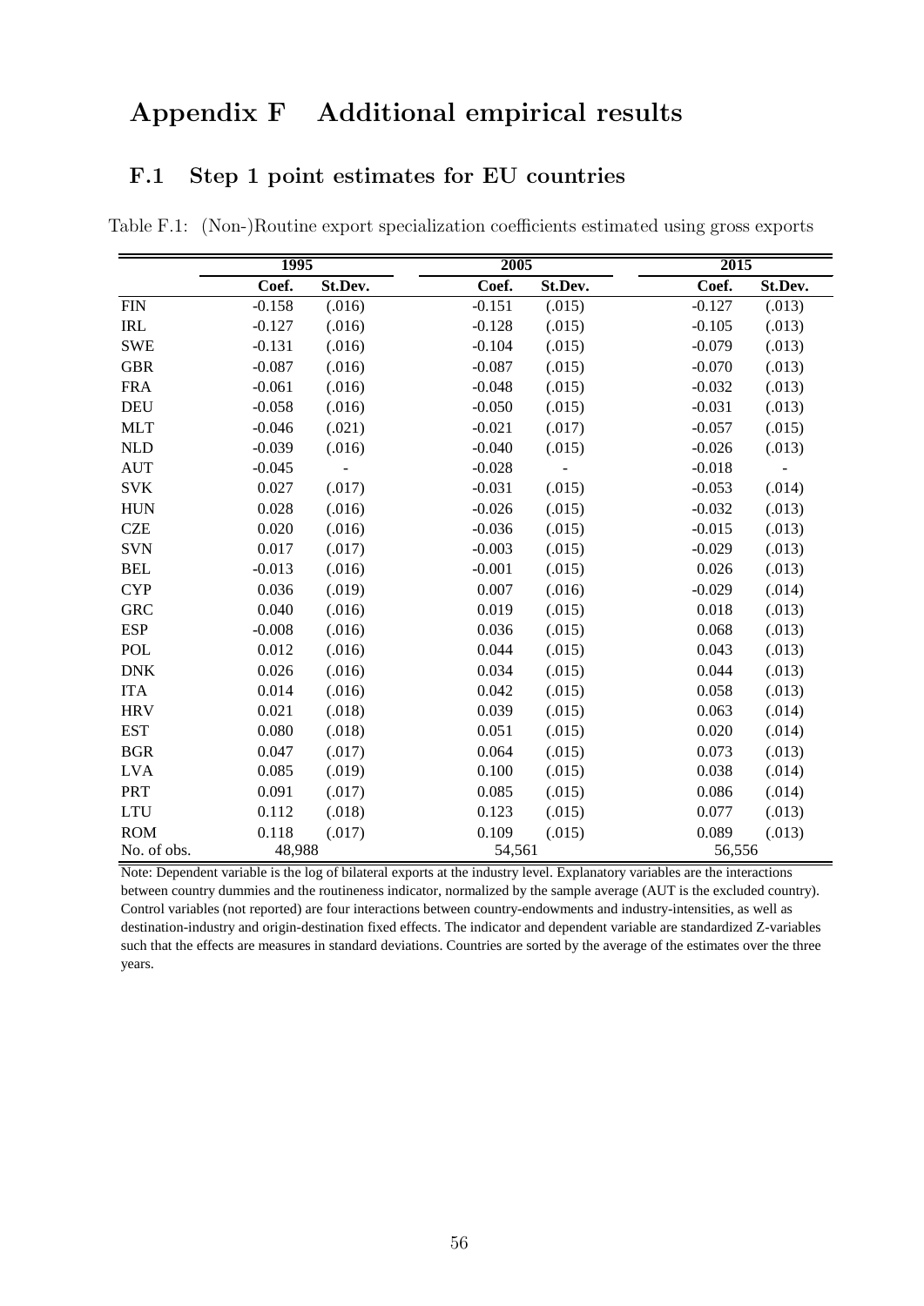# Appendix F Additional empirical results

## F.1 Step 1 point estimates for EU countries

Table F.1: (Non-)Routine export specialization coefficients estimated using gross exports

| | 1995 | | 2005 | | 2015 | |
|---|---|---|---|---|---|---|
| | Coef. | St.Dev. | Coef. | St.Dev. | Coef. | St.Dev. |
| FIN | -0.158 | (.016) | -0.151 | (.015) | -0.127 | (.013) |
| IRL | -0.127 | (.016) | -0.128 | (.015) | -0.105 | (.013) |
| SWE | -0.131 | (.016) | -0.104 | (.015) | -0.079 | (.013) |
| GBR | -0.087 | (.016) | -0.087 | (.015) | -0.070 | (.013) |
| FRA | -0.061 | (.016) | -0.048 | (.015) | -0.032 | (.013) |
| DEU | -0.058 | (.016) | -0.050 | (.015) | -0.031 | (.013) |
| MLT | -0.046 | (.021) | -0.021 | (.017) | -0.057 | (.015) |
| NLD | -0.039 | (.016) | -0.040 | (.015) | -0.026 | (.013) |
| AUT | -0.045 | - | -0.028 | - | -0.018 | - |
| SVK | 0.027 | (.017) | -0.031 | (.015) | -0.053 | (.014) |
| HUN | 0.028 | (.016) | -0.026 | (.015) | -0.032 | (.013) |
| CZE | 0.020 | (.016) | -0.036 | (.015) | -0.015 | (.013) |
| SVN | 0.017 | (.017) | -0.003 | (.015) | -0.029 | (.013) |
| BEL | -0.013 | (.016) | -0.001 | (.015) | 0.026 | (.013) |
| CYP | 0.036 | (.019) | 0.007 | (.016) | -0.029 | (.014) |
| GRC | 0.040 | (.016) | 0.019 | (.015) | 0.018 | (.013) |
| ESP | -0.008 | (.016) | 0.036 | (.015) | 0.068 | (.013) |
| POL | 0.012 | (.016) | 0.044 | (.015) | 0.043 | (.013) |
| DNK | 0.026 | (.016) | 0.034 | (.015) | 0.044 | (.013) |
| ITA | 0.014 | (.016) | 0.042 | (.015) | 0.058 | (.013) |
| HRV | 0.021 | (.018) | 0.039 | (.015) | 0.063 | (.014) |
| EST | 0.080 | (.018) | 0.051 | (.015) | 0.020 | (.014) |
| BGR | 0.047 | (.017) | 0.064 | (.015) | 0.073 | (.013) |
| LVA | 0.085 | (.019) | 0.100 | (.015) | 0.038 | (.014) |
| PRT | 0.091 | (.017) | 0.085 | (.015) | 0.086 | (.014) |
| LTU | 0.112 | (.018) | 0.123 | (.015) | 0.077 | (.013) |
| ROM | 0.118 | (.017) | 0.109 | (.015) | 0.089 | (.013) |
| No. of obs. | 48,988 | | 54,561 | | 56,556 | |

Note: Dependent variable is the log of bilateral exports at the industry level. Explanatory variables are the interactions between country dummies and the routineness indicator, normalized by the sample average (AUT is the excluded country). Control variables (not reported) are four interactions between country-endowments and industry-intensities, as well as destination-industry and origin-destination fixed effects. The indicator and dependent variable are standardized Z-variables such that the effects are measures in standard deviations. Countries are sorted by the average of the estimates over the three years.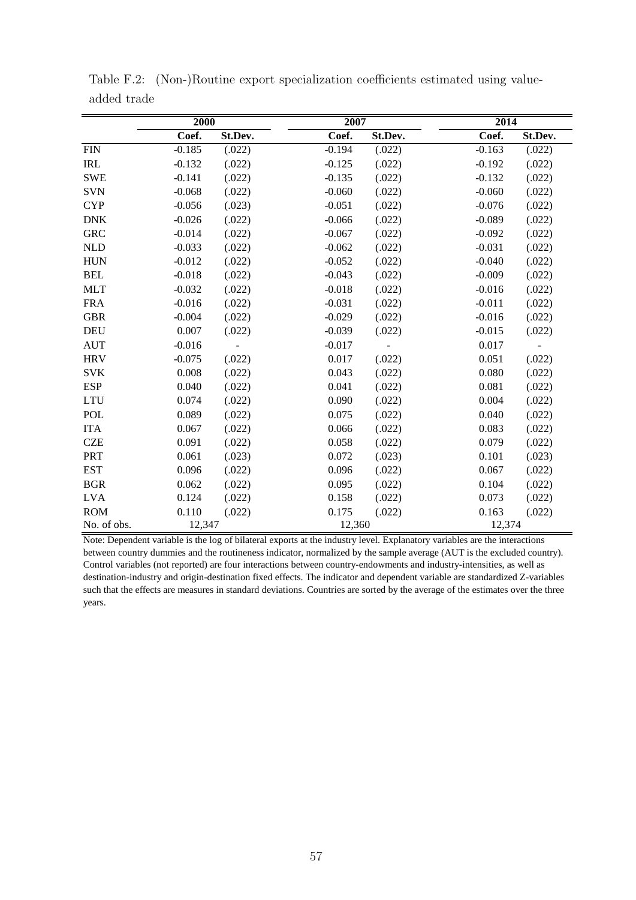Table F.2: (Non-)Routine export specialization coefficients estimated using value-added trade

| | 2000 | | 2007 | | 2014 | |
|---|---|---|---|---|---|---|
| | Coef. | St.Dev. | Coef. | St.Dev. | Coef. | St.Dev. |
| FIN | -0.185 | (.022) | -0.194 | (.022) | -0.163 | (.022) |
| IRL | -0.132 | (.022) | -0.125 | (.022) | -0.192 | (.022) |
| SWE | -0.141 | (.022) | -0.135 | (.022) | -0.132 | (.022) |
| SVN | -0.068 | (.022) | -0.060 | (.022) | -0.060 | (.022) |
| CYP | -0.056 | (.023) | -0.051 | (.022) | -0.076 | (.022) |
| DNK | -0.026 | (.022) | -0.066 | (.022) | -0.089 | (.022) |
| GRC | -0.014 | (.022) | -0.067 | (.022) | -0.092 | (.022) |
| NLD | -0.033 | (.022) | -0.062 | (.022) | -0.031 | (.022) |
| HUN | -0.012 | (.022) | -0.052 | (.022) | -0.040 | (.022) |
| BEL | -0.018 | (.022) | -0.043 | (.022) | -0.009 | (.022) |
| MLT | -0.032 | (.022) | -0.018 | (.022) | -0.016 | (.022) |
| FRA | -0.016 | (.022) | -0.031 | (.022) | -0.011 | (.022) |
| GBR | -0.004 | (.022) | -0.029 | (.022) | -0.016 | (.022) |
| DEU | 0.007 | (.022) | -0.039 | (.022) | -0.015 | (.022) |
| AUT | -0.016 | - | -0.017 | - | 0.017 | - |
| HRV | -0.075 | (.022) | 0.017 | (.022) | 0.051 | (.022) |
| SVK | 0.008 | (.022) | 0.043 | (.022) | 0.080 | (.022) |
| ESP | 0.040 | (.022) | 0.041 | (.022) | 0.081 | (.022) |
| LTU | 0.074 | (.022) | 0.090 | (.022) | 0.004 | (.022) |
| POL | 0.089 | (.022) | 0.075 | (.022) | 0.040 | (.022) |
| ITA | 0.067 | (.022) | 0.066 | (.022) | 0.083 | (.022) |
| CZE | 0.091 | (.022) | 0.058 | (.022) | 0.079 | (.022) |
| PRT | 0.061 | (.023) | 0.072 | (.023) | 0.101 | (.023) |
| EST | 0.096 | (.022) | 0.096 | (.022) | 0.067 | (.022) |
| BGR | 0.062 | (.022) | 0.095 | (.022) | 0.104 | (.022) |
| LVA | 0.124 | (.022) | 0.158 | (.022) | 0.073 | (.022) |
| ROM | 0.110 | (.022) | 0.175 | (.022) | 0.163 | (.022) |
| No. of obs. | 12,347 | | 12,360 | | 12,374 | |

Note: Dependent variable is the log of bilateral exports at the industry level. Explanatory variables are the interactions between country dummies and the routineness indicator, normalized by the sample average (AUT is the excluded country). Control variables (not reported) are four interactions between country-endowments and industry-intensities, as well as destination-industry and origin-destination fixed effects. The indicator and dependent variable are standardized Z-variables such that the effects are measures in standard deviations. Countries are sorted by the average of the estimates over the three years.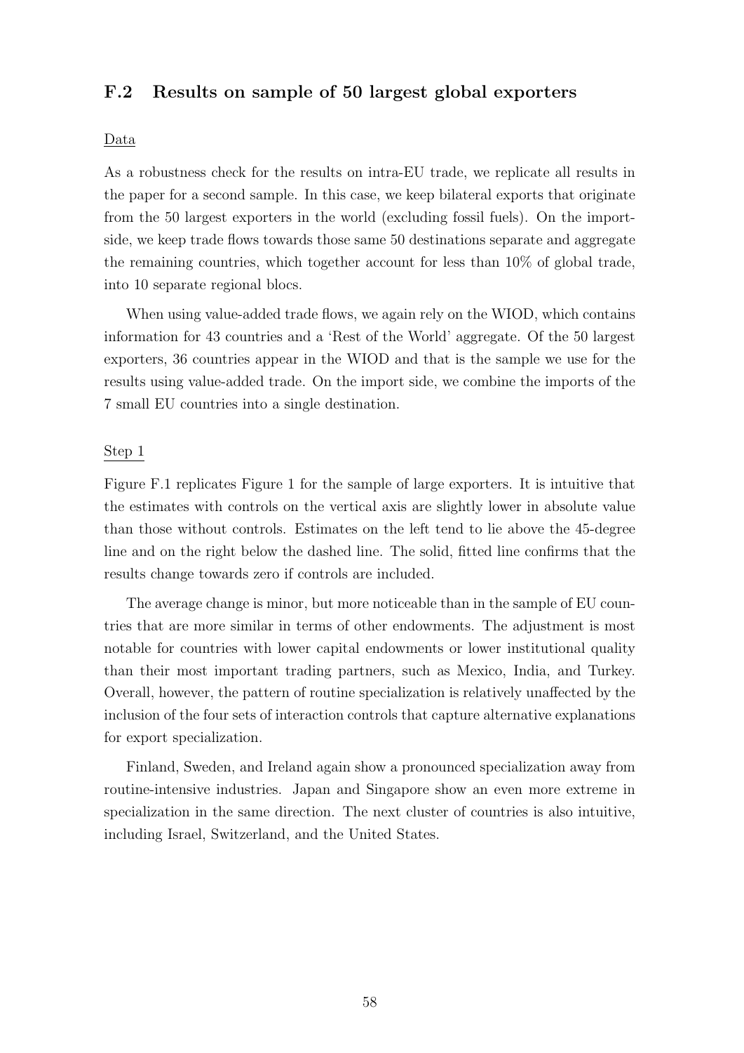## F.2 Results on sample of 50 largest global exporters

Data

As a robustness check for the results on intra-EU trade, we replicate all results in the paper for a second sample. In this case, we keep bilateral exports that originate from the 50 largest exporters in the world (excluding fossil fuels). On the import-side, we keep trade flows towards those same 50 destinations separate and aggregate the remaining countries, which together account for less than 10% of global trade, into 10 separate regional blocs.

When using value-added trade flows, we again rely on the WIOD, which contains information for 43 countries and a 'Rest of the World' aggregate. Of the 50 largest exporters, 36 countries appear in the WIOD and that is the sample we use for the results using value-added trade. On the import side, we combine the imports of the 7 small EU countries into a single destination.

Step 1

Figure F.1 replicates Figure 1 for the sample of large exporters. It is intuitive that the estimates with controls on the vertical axis are slightly lower in absolute value than those without controls. Estimates on the left tend to lie above the 45-degree line and on the right below the dashed line. The solid, fitted line confirms that the results change towards zero if controls are included.

The average change is minor, but more noticeable than in the sample of EU countries that are more similar in terms of other endowments. The adjustment is most notable for countries with lower capital endowments or lower institutional quality than their most important trading partners, such as Mexico, India, and Turkey. Overall, however, the pattern of routine specialization is relatively unaffected by the inclusion of the four sets of interaction controls that capture alternative explanations for export specialization.

Finland, Sweden, and Ireland again show a pronounced specialization away from routine-intensive industries. Japan and Singapore show an even more extreme in specialization in the same direction. The next cluster of countries is also intuitive, including Israel, Switzerland, and the United States.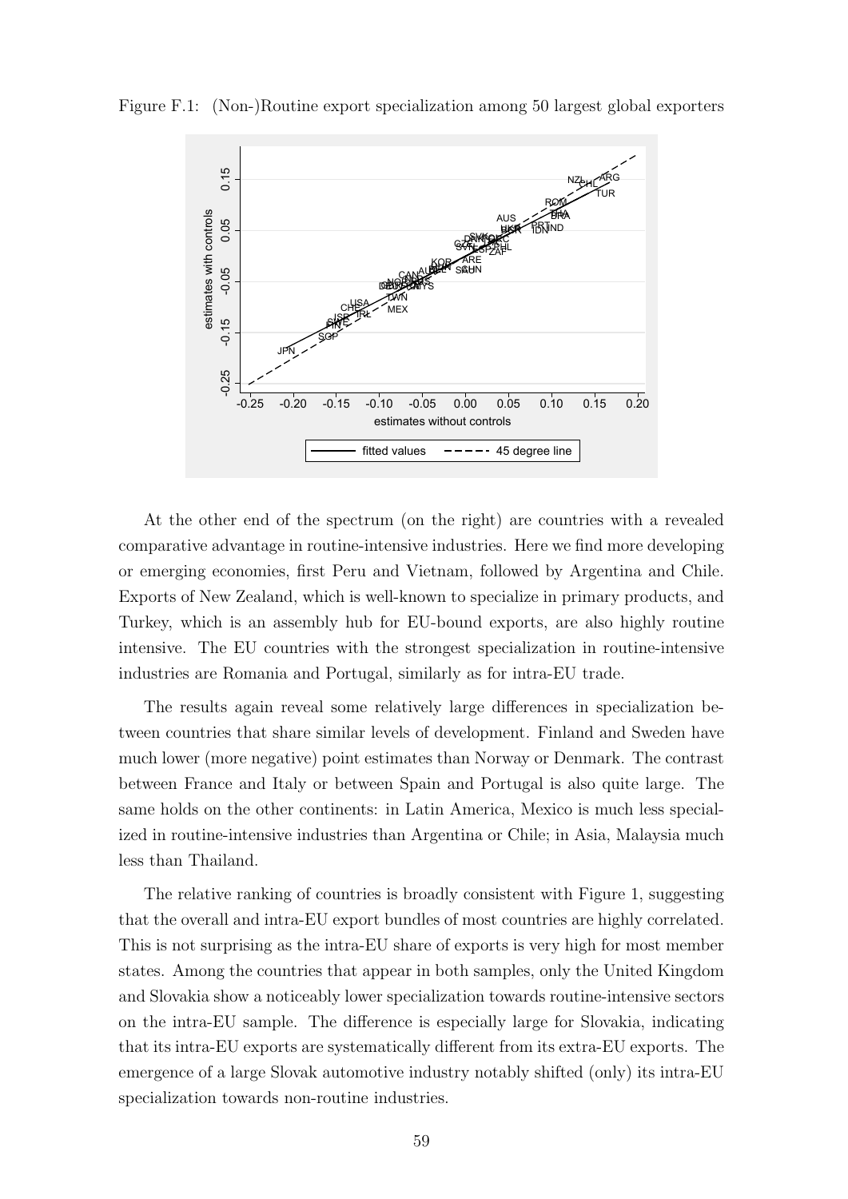Figure F.1: (Non-)Routine export specialization among 50 largest global exporters

At the other end of the spectrum (on the right) are countries with a revealed comparative advantage in routine-intensive industries. Here we find more developing or emerging economies, first Peru and Vietnam, followed by Argentina and Chile. Exports of New Zealand, which is well-known to specialize in primary products, and Turkey, which is an assembly hub for EU-bound exports, are also highly routine intensive. The EU countries with the strongest specialization in routine-intensive industries are Romania and Portugal, similarly as for intra-EU trade.

The results again reveal some relatively large differences in specialization between countries that share similar levels of development. Finland and Sweden have much lower (more negative) point estimates than Norway or Denmark. The contrast between France and Italy or between Spain and Portugal is also quite large. The same holds on the other continents: in Latin America, Mexico is much less specialized in routine-intensive industries than Argentina or Chile; in Asia, Malaysia much less than Thailand.

The relative ranking of countries is broadly consistent with Figure 1, suggesting that the overall and intra-EU export bundles of most countries are highly correlated. This is not surprising as the intra-EU share of exports is very high for most member states. Among the countries that appear in both samples, only the United Kingdom and Slovakia show a noticeably lower specialization towards routine-intensive sectors on the intra-EU sample. The difference is especially large for Slovakia, indicating that its intra-EU exports are systematically different from its extra-EU exports. The emergence of a large Slovak automotive industry notably shifted (only) its intra-EU specialization towards non-routine industries.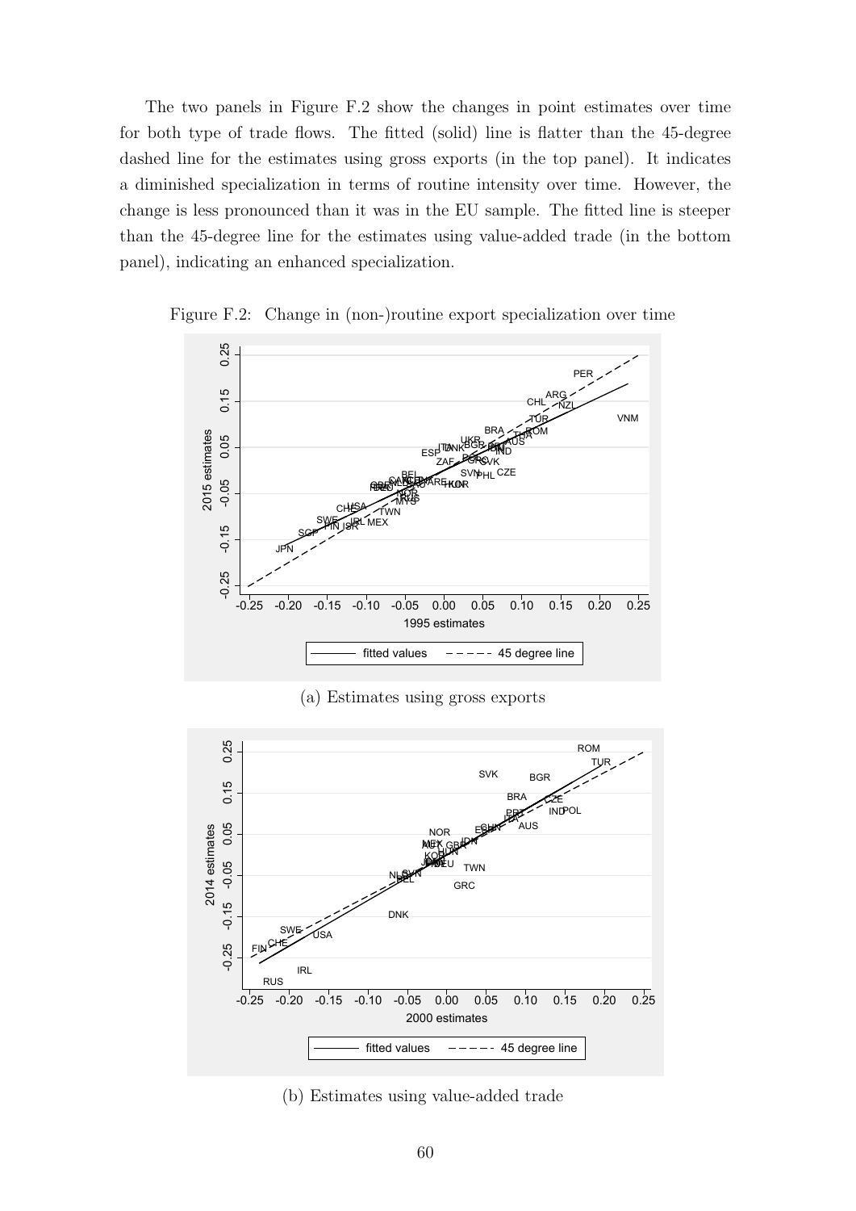The two panels in Figure F.2 show the changes in point estimates over time for both type of trade flows. The fitted (solid) line is flatter than the 45-degree dashed line for the estimates using gross exports (in the top panel). It indicates a diminished specialization in terms of routine intensity over time. However, the change is less pronounced than it was in the EU sample. The fitted line is steeper than the 45-degree line for the estimates using value-added trade (in the bottom panel), indicating an enhanced specialization.

Figure F.2: Change in (non-)routine export specialization over time

(a) Estimates using gross exports

(b) Estimates using value-added trade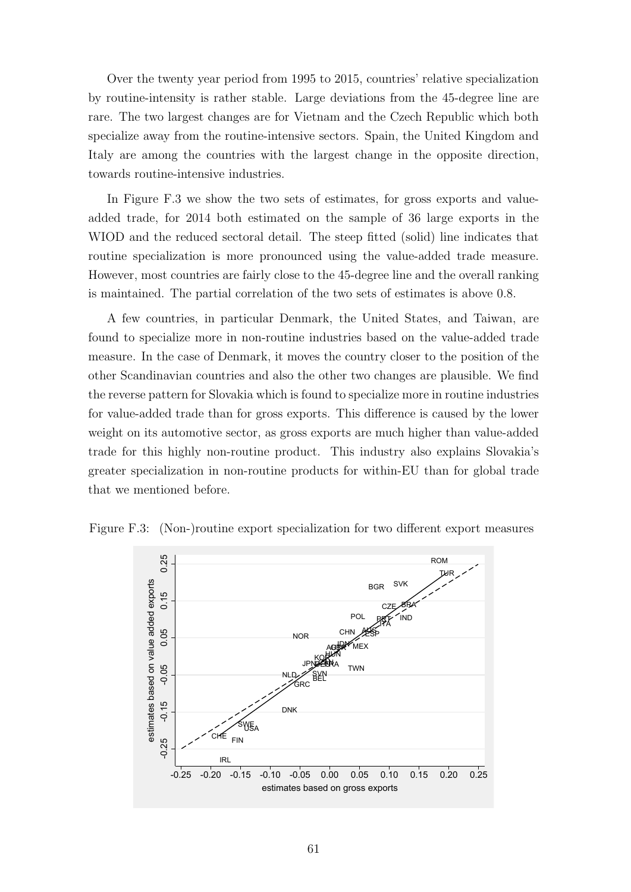Over the twenty year period from 1995 to 2015, countries' relative specialization by routine-intensity is rather stable. Large deviations from the 45-degree line are rare. The two largest changes are for Vietnam and the Czech Republic which both specialize away from the routine-intensive sectors. Spain, the United Kingdom and Italy are among the countries with the largest change in the opposite direction, towards routine-intensive industries.

In Figure F.3 we show the two sets of estimates, for gross exports and value-added trade, for 2014 both estimated on the sample of 36 large exports in the WIOD and the reduced sectoral detail. The steep fitted (solid) line indicates that routine specialization is more pronounced using the value-added trade measure. However, most countries are fairly close to the 45-degree line and the overall ranking is maintained. The partial correlation of the two sets of estimates is above 0.8.

A few countries, in particular Denmark, the United States, and Taiwan, are found to specialize more in non-routine industries based on the value-added trade measure. In the case of Denmark, it moves the country closer to the position of the other Scandinavian countries and also the other two changes are plausible. We find the reverse pattern for Slovakia which is found to specialize more in routine industries for value-added trade than for gross exports. This difference is caused by the lower weight on its automotive sector, as gross exports are much higher than value-added trade for this highly non-routine product. This industry also explains Slovakia's greater specialization in non-routine products for within-EU than for global trade that we mentioned before.

Figure F.3: (Non-)routine export specialization for two different export measures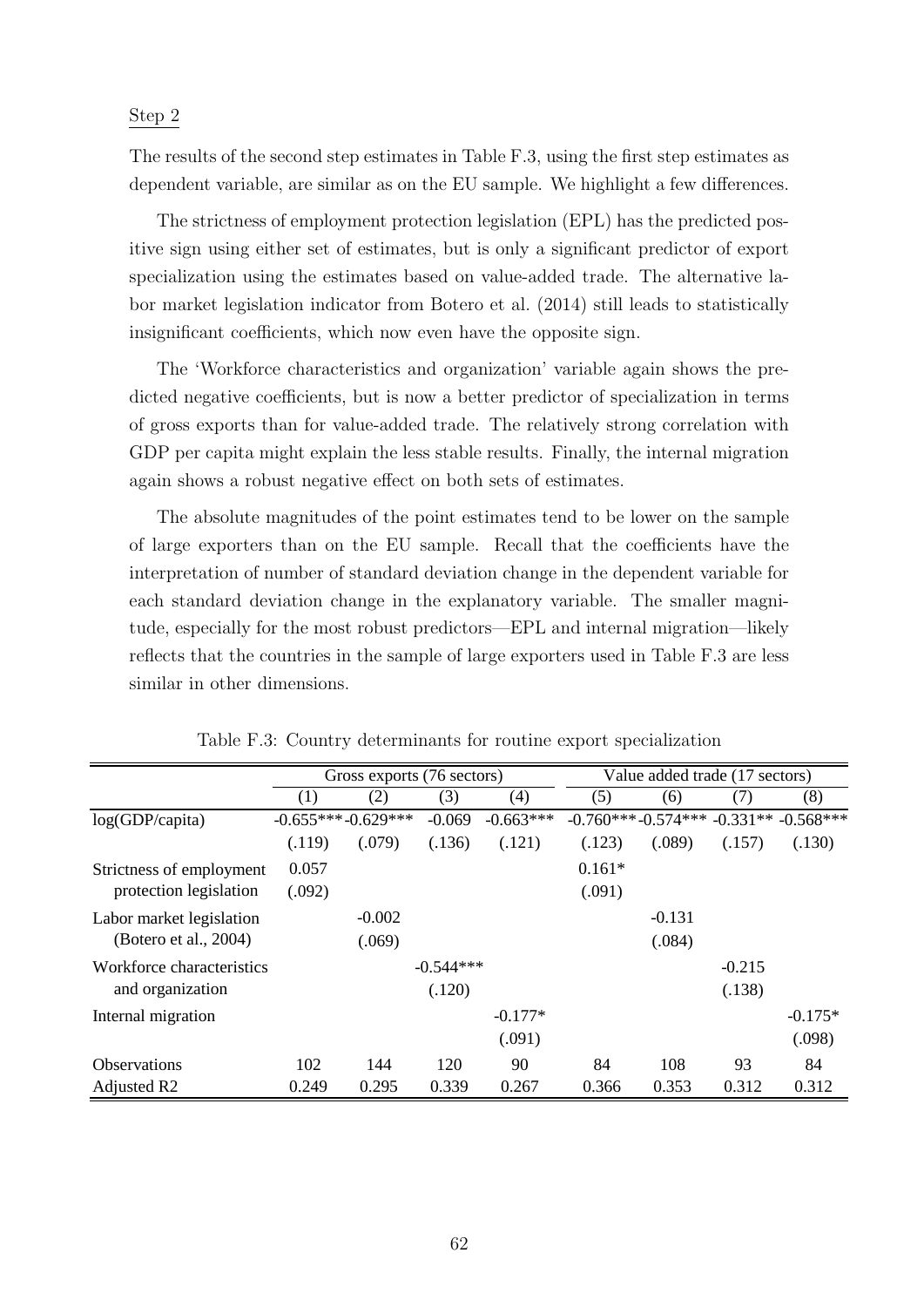Step 2

The results of the second step estimates in Table F.3, using the first step estimates as dependent variable, are similar as on the EU sample. We highlight a few differences.

The strictness of employment protection legislation (EPL) has the predicted positive sign using either set of estimates, but is only a significant predictor of export specialization using the estimates based on value-added trade. The alternative labor market legislation indicator from Botero et al. (2014) still leads to statistically insignificant coefficients, which now even have the opposite sign.

The 'Workforce characteristics and organization' variable again shows the predicted negative coefficients, but is now a better predictor of specialization in terms of gross exports than for value-added trade. The relatively strong correlation with GDP per capita might explain the less stable results. Finally, the internal migration again shows a robust negative effect on both sets of estimates.

The absolute magnitudes of the point estimates tend to be lower on the sample of large exporters than on the EU sample. Recall that the coefficients have the interpretation of number of standard deviation change in the dependent variable for each standard deviation change in the explanatory variable. The smaller magnitude, especially for the most robust predictors—EPL and internal migration—likely reflects that the countries in the sample of large exporters used in Table F.3 are less similar in other dimensions.

Table F.3: Country determinants for routine export specialization

| | Gross exports (76 sectors) | | | | Value added trade (17 sectors) | | | |
|---|---|---|---|---|---|---|---|---|
| | (1) | (2) | (3) | (4) | (5) | (6) | (7) | (8) |
| log(GDP/capita) | -0.655*** | -0.629*** | -0.069 | -0.663*** | -0.760*** | -0.574*** | -0.331** | -0.568*** |
| | (.119) | (.079) | (.136) | (.121) | (.123) | (.089) | (.157) | (.130) |
| Strictness of employment protection legislation | 0.057 | | | | 0.161* | | | |
| | (.092) | | | | (.091) | | | |
| Labor market legislation (Botero et al., 2004) | | -0.002 | | | | -0.131 | | |
| | | (.069) | | | | (.084) | | |
| Workforce characteristics and organization | | | -0.544*** | | | | -0.215 | |
| | | | (.120) | | | | (.138) | |
| Internal migration | | | | -0.177* | | | | -0.175* |
| | | | | (.091) | | | | (.098) |
| Observations | 102 | 144 | 120 | 90 | 84 | 108 | 93 | 84 |
| Adjusted R2 | 0.249 | 0.295 | 0.339 | 0.267 | 0.366 | 0.353 | 0.312 | 0.312 |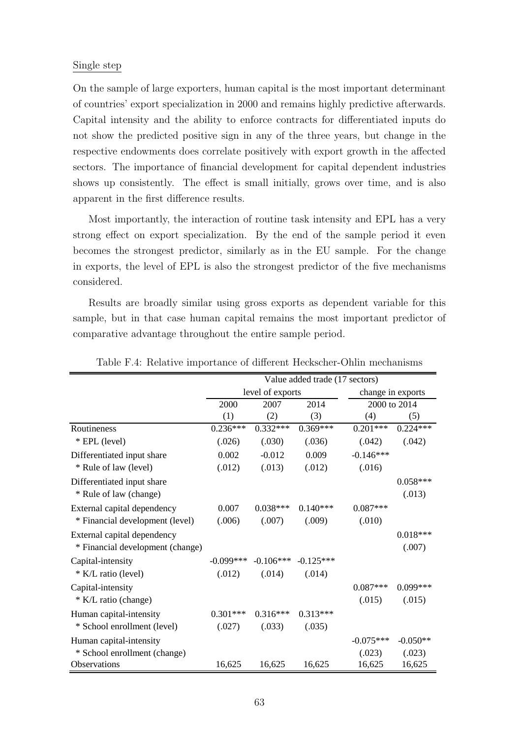Single step

On the sample of large exporters, human capital is the most important determinant of countries' export specialization in 2000 and remains highly predictive afterwards. Capital intensity and the ability to enforce contracts for differentiated inputs do not show the predicted positive sign in any of the three years, but change in the respective endowments does correlate positively with export growth in the affected sectors. The importance of financial development for capital dependent industries shows up consistently. The effect is small initially, grows over time, and is also apparent in the first difference results.

Most importantly, the interaction of routine task intensity and EPL has a very strong effect on export specialization. By the end of the sample period it even becomes the strongest predictor, similarly as in the EU sample. For the change in exports, the level of EPL is also the strongest predictor of the five mechanisms considered.

Results are broadly similar using gross exports as dependent variable for this sample, but in that case human capital remains the most important predictor of comparative advantage throughout the entire sample period.

Table F.4: Relative importance of different Heckscher-Ohlin mechanisms

| | Value added trade (17 sectors) | | | | |
|---|---|---|---|---|---|
| | level of exports | | | change in exports | |
| | 2000 | 2007 | 2014 | 2000 to 2014 | |
| | (1) | (2) | (3) | (4) | (5) |
| Routineness | 0.236*** | 0.332*** | 0.369*** | 0.201*** | 0.224*** |
| * EPL (level) | (.026) | (.030) | (.036) | (.042) | (.042) |
| Differentiated input share | 0.002 | -0.012 | 0.009 | -0.146*** | |
| * Rule of law (level) | (.012) | (.013) | (.012) | (.016) | |
| Differentiated input share | | | | | 0.058*** |
| * Rule of law (change) | | | | | (.013) |
| External capital dependency | 0.007 | 0.038*** | 0.140*** | 0.087*** | |
| * Financial development (level) | (.006) | (.007) | (.009) | (.010) | |
| External capital dependency | | | | | 0.018*** |
| * Financial development (change) | | | | | (.007) |
| Capital-intensity | -0.099*** | -0.106*** | -0.125*** | | |
| * K/L ratio (level) | (.012) | (.014) | (.014) | | |
| Capital-intensity | | | | 0.087*** | 0.099*** |
| * K/L ratio (change) | | | | (.015) | (.015) |
| Human capital-intensity | 0.301*** | 0.316*** | 0.313*** | | |
| * School enrollment (level) | (.027) | (.033) | (.035) | | |
| Human capital-intensity | | | | -0.075*** | -0.050** |
| * School enrollment (change) | | | | (.023) | (.023) |
| Observations | 16,625 | 16,625 | 16,625 | 16,625 | 16,625 |